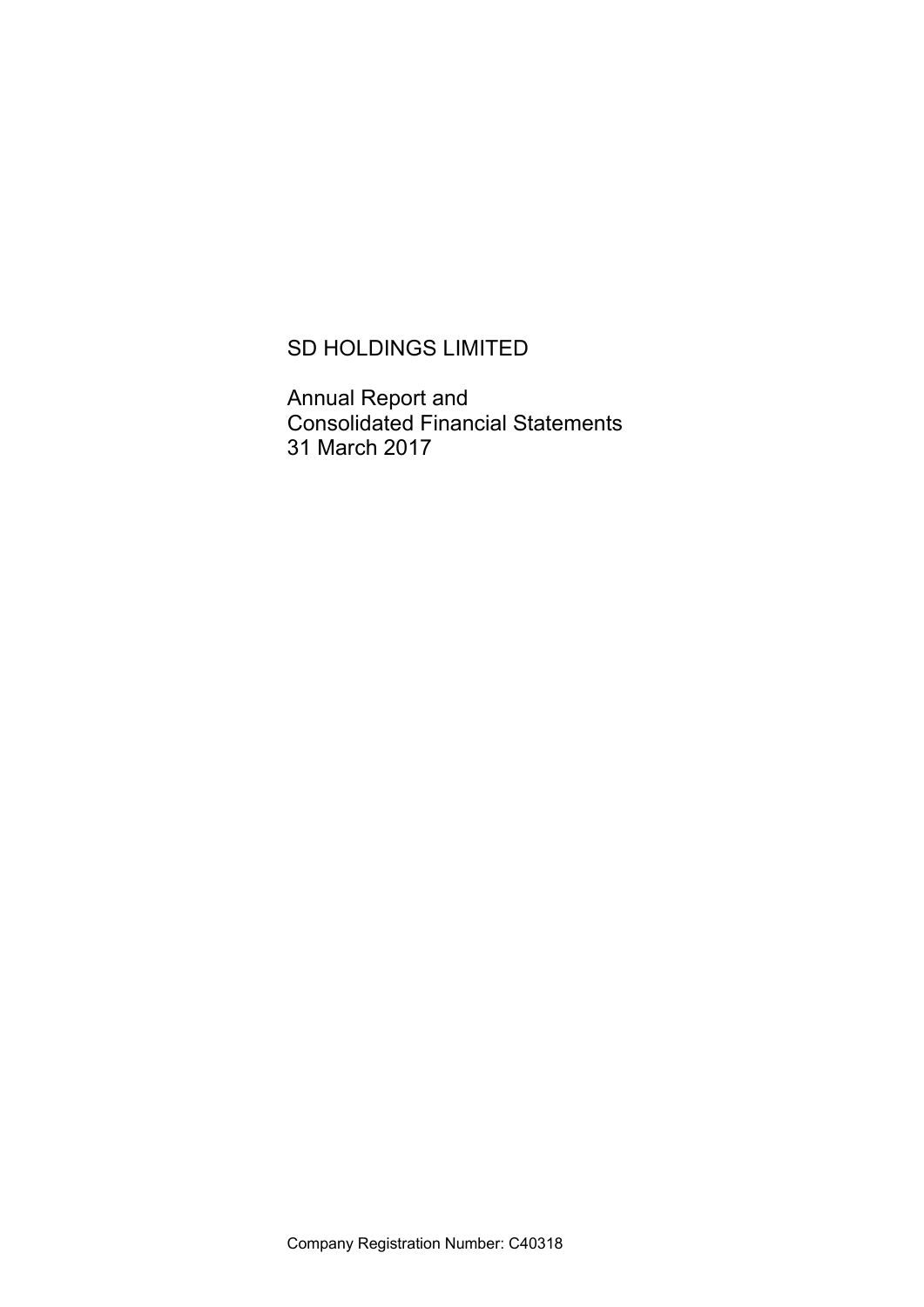# SD HOLDINGS LIMITED

Annual Report and
Consolidated Financial Statements
31 March 2017

Company Registration Number: C40318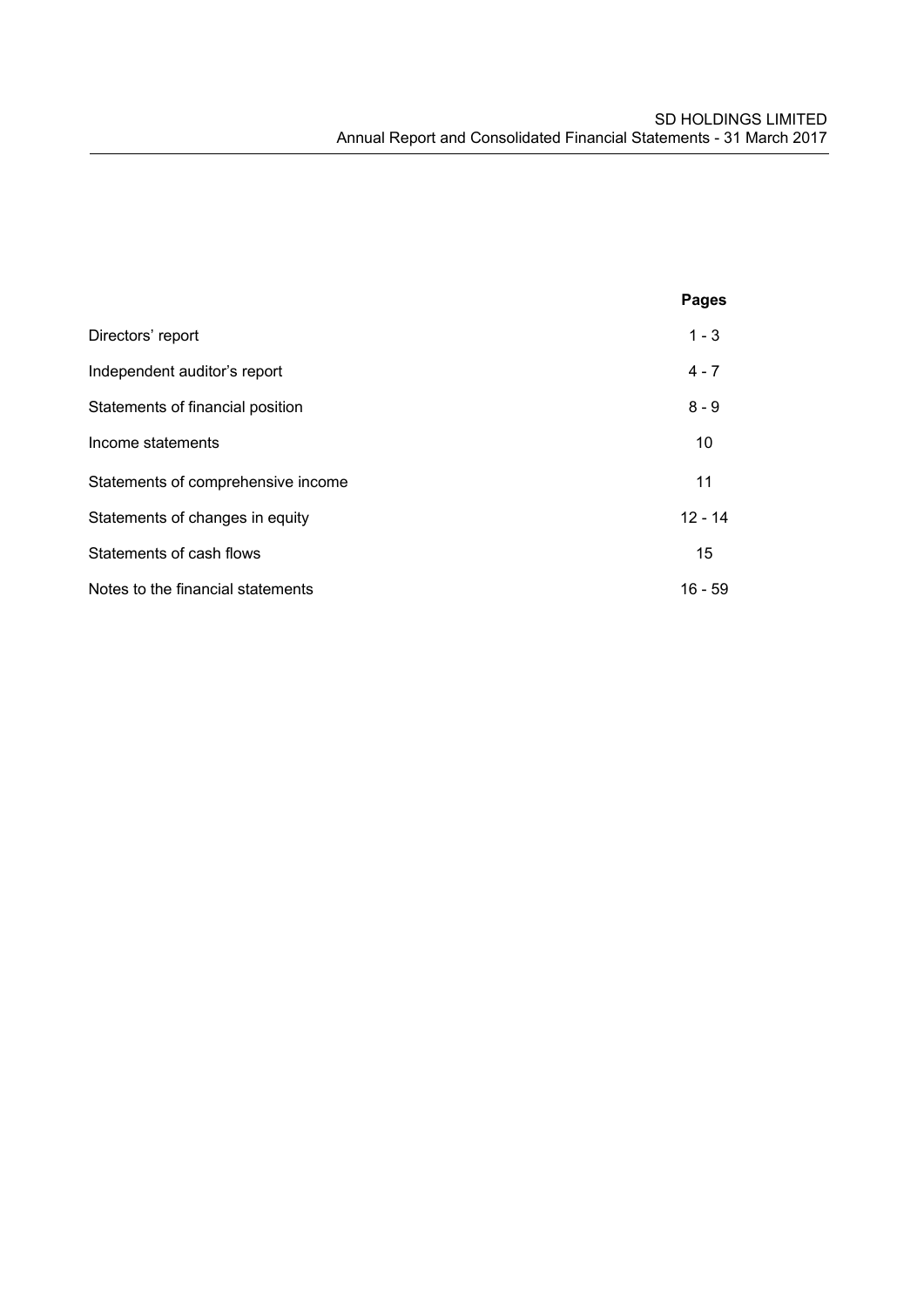| | Pages |
|---|---|
| Directors' report | 1 - 3 |
| Independent auditor's report | 4 - 7 |
| Statements of financial position | 8 - 9 |
| Income statements | 10 |
| Statements of comprehensive income | 11 |
| Statements of changes in equity | 12 - 14 |
| Statements of cash flows | 15 |
| Notes to the financial statements | 16 - 59 |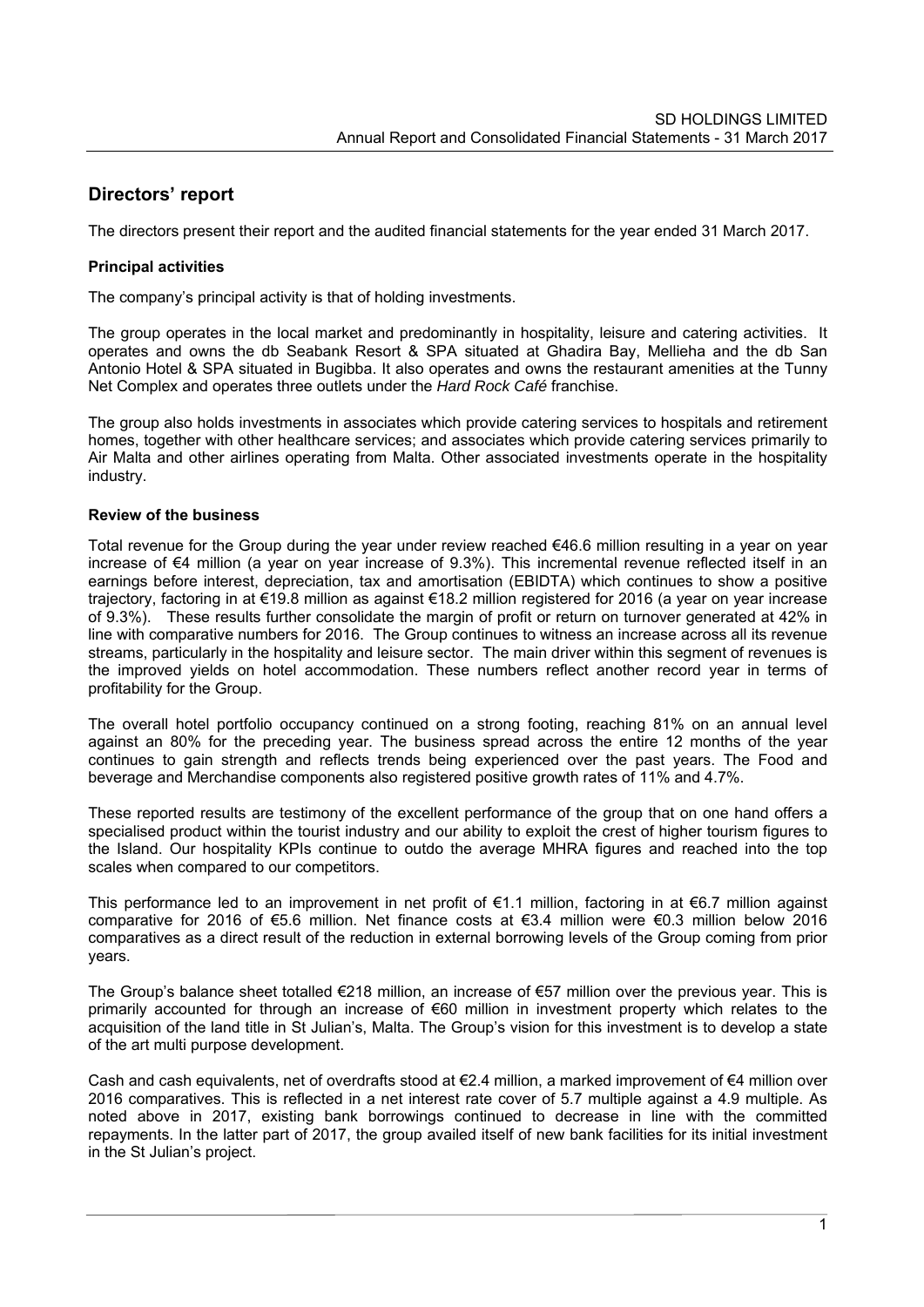## Directors' report

The directors present their report and the audited financial statements for the year ended 31 March 2017.

### Principal activities

The company's principal activity is that of holding investments.

The group operates in the local market and predominantly in hospitality, leisure and catering activities. It operates and owns the db Seabank Resort & SPA situated at Ghadira Bay, Mellieha and the db San Antonio Hotel & SPA situated in Bugibba. It also operates and owns the restaurant amenities at the Tunny Net Complex and operates three outlets under the *Hard Rock Café* franchise.

The group also holds investments in associates which provide catering services to hospitals and retirement homes, together with other healthcare services; and associates which provide catering services primarily to Air Malta and other airlines operating from Malta. Other associated investments operate in the hospitality industry.

### Review of the business

Total revenue for the Group during the year under review reached €46.6 million resulting in a year on year increase of €4 million (a year on year increase of 9.3%). This incremental revenue reflected itself in an earnings before interest, depreciation, tax and amortisation (EBIDTA) which continues to show a positive trajectory, factoring in at €19.8 million as against €18.2 million registered for 2016 (a year on year increase of 9.3%). These results further consolidate the margin of profit or return on turnover generated at 42% in line with comparative numbers for 2016. The Group continues to witness an increase across all its revenue streams, particularly in the hospitality and leisure sector. The main driver within this segment of revenues is the improved yields on hotel accommodation. These numbers reflect another record year in terms of profitability for the Group.

The overall hotel portfolio occupancy continued on a strong footing, reaching 81% on an annual level against an 80% for the preceding year. The business spread across the entire 12 months of the year continues to gain strength and reflects trends being experienced over the past years. The Food and beverage and Merchandise components also registered positive growth rates of 11% and 4.7%.

These reported results are testimony of the excellent performance of the group that on one hand offers a specialised product within the tourist industry and our ability to exploit the crest of higher tourism figures to the Island. Our hospitality KPIs continue to outdo the average MHRA figures and reached into the top scales when compared to our competitors.

This performance led to an improvement in net profit of €1.1 million, factoring in at €6.7 million against comparative for 2016 of €5.6 million. Net finance costs at €3.4 million were €0.3 million below 2016 comparatives as a direct result of the reduction in external borrowing levels of the Group coming from prior years.

The Group's balance sheet totalled €218 million, an increase of €57 million over the previous year. This is primarily accounted for through an increase of €60 million in investment property which relates to the acquisition of the land title in St Julian's, Malta. The Group's vision for this investment is to develop a state of the art multi purpose development.

Cash and cash equivalents, net of overdrafts stood at €2.4 million, a marked improvement of €4 million over 2016 comparatives. This is reflected in a net interest rate cover of 5.7 multiple against a 4.9 multiple. As noted above in 2017, existing bank borrowings continued to decrease in line with the committed repayments. In the latter part of 2017, the group availed itself of new bank facilities for its initial investment in the St Julian's project.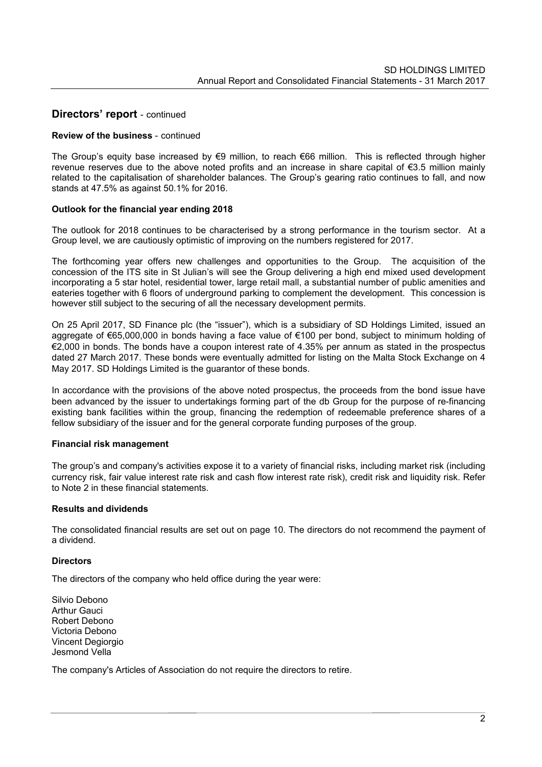## Directors' report - continued

**Review of the business** - continued

The Group's equity base increased by €9 million, to reach €66 million. This is reflected through higher revenue reserves due to the above noted profits and an increase in share capital of €3.5 million mainly related to the capitalisation of shareholder balances. The Group's gearing ratio continues to fall, and now stands at 47.5% as against 50.1% for 2016.

**Outlook for the financial year ending 2018**

The outlook for 2018 continues to be characterised by a strong performance in the tourism sector. At a Group level, we are cautiously optimistic of improving on the numbers registered for 2017.

The forthcoming year offers new challenges and opportunities to the Group. The acquisition of the concession of the ITS site in St Julian's will see the Group delivering a high end mixed used development incorporating a 5 star hotel, residential tower, large retail mall, a substantial number of public amenities and eateries together with 6 floors of underground parking to complement the development. This concession is however still subject to the securing of all the necessary development permits.

On 25 April 2017, SD Finance plc (the "issuer"), which is a subsidiary of SD Holdings Limited, issued an aggregate of €65,000,000 in bonds having a face value of €100 per bond, subject to minimum holding of €2,000 in bonds. The bonds have a coupon interest rate of 4.35% per annum as stated in the prospectus dated 27 March 2017. These bonds were eventually admitted for listing on the Malta Stock Exchange on 4 May 2017. SD Holdings Limited is the guarantor of these bonds.

In accordance with the provisions of the above noted prospectus, the proceeds from the bond issue have been advanced by the issuer to undertakings forming part of the db Group for the purpose of re-financing existing bank facilities within the group, financing the redemption of redeemable preference shares of a fellow subsidiary of the issuer and for the general corporate funding purposes of the group.

**Financial risk management**

The group's and company's activities expose it to a variety of financial risks, including market risk (including currency risk, fair value interest rate risk and cash flow interest rate risk), credit risk and liquidity risk. Refer to Note 2 in these financial statements.

**Results and dividends**

The consolidated financial results are set out on page 10. The directors do not recommend the payment of a dividend.

**Directors**

The directors of the company who held office during the year were:

Silvio Debono
Arthur Gauci
Robert Debono
Victoria Debono
Vincent Degiorgio
Jesmond Vella

The company's Articles of Association do not require the directors to retire.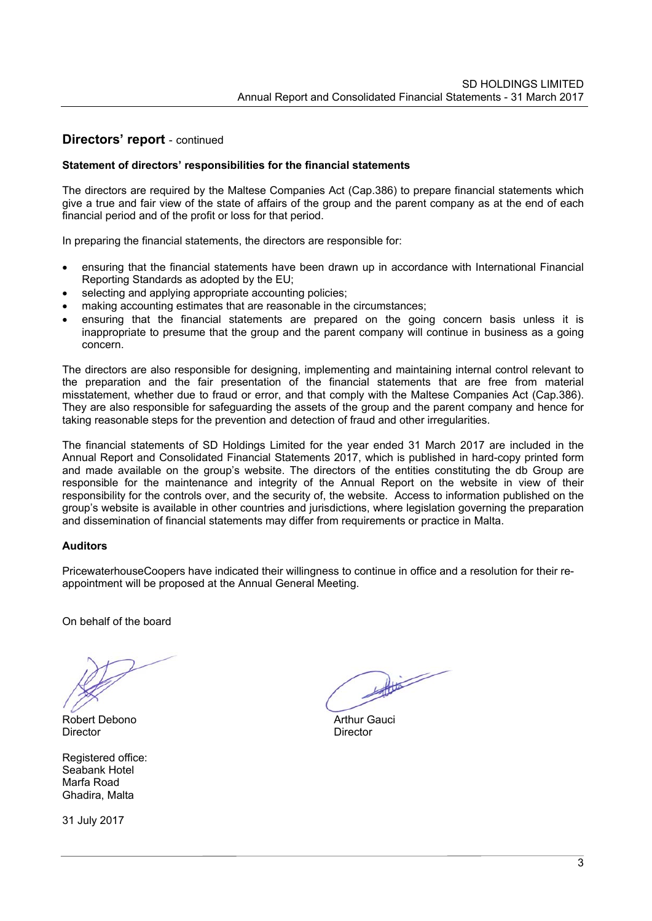## Directors' report - continued

**Statement of directors' responsibilities for the financial statements**

The directors are required by the Maltese Companies Act (Cap.386) to prepare financial statements which give a true and fair view of the state of affairs of the group and the parent company as at the end of each financial period and of the profit or loss for that period.

In preparing the financial statements, the directors are responsible for:

- ensuring that the financial statements have been drawn up in accordance with International Financial Reporting Standards as adopted by the EU;
- selecting and applying appropriate accounting policies;
- making accounting estimates that are reasonable in the circumstances;
- ensuring that the financial statements are prepared on the going concern basis unless it is inappropriate to presume that the group and the parent company will continue in business as a going concern.

The directors are also responsible for designing, implementing and maintaining internal control relevant to the preparation and the fair presentation of the financial statements that are free from material misstatement, whether due to fraud or error, and that comply with the Maltese Companies Act (Cap.386). They are also responsible for safeguarding the assets of the group and the parent company and hence for taking reasonable steps for the prevention and detection of fraud and other irregularities.

The financial statements of SD Holdings Limited for the year ended 31 March 2017 are included in the Annual Report and Consolidated Financial Statements 2017, which is published in hard-copy printed form and made available on the group's website. The directors of the entities constituting the db Group are responsible for the maintenance and integrity of the Annual Report on the website in view of their responsibility for the controls over, and the security of, the website. Access to information published on the group's website is available in other countries and jurisdictions, where legislation governing the preparation and dissemination of financial statements may differ from requirements or practice in Malta.

**Auditors**

PricewaterhouseCoopers have indicated their willingness to continue in office and a resolution for their re-appointment will be proposed at the Annual General Meeting.

On behalf of the board

Robert Debono
Director

Arthur Gauci
Director

Registered office:
Seabank Hotel
Marfa Road
Ghadira, Malta

31 July 2017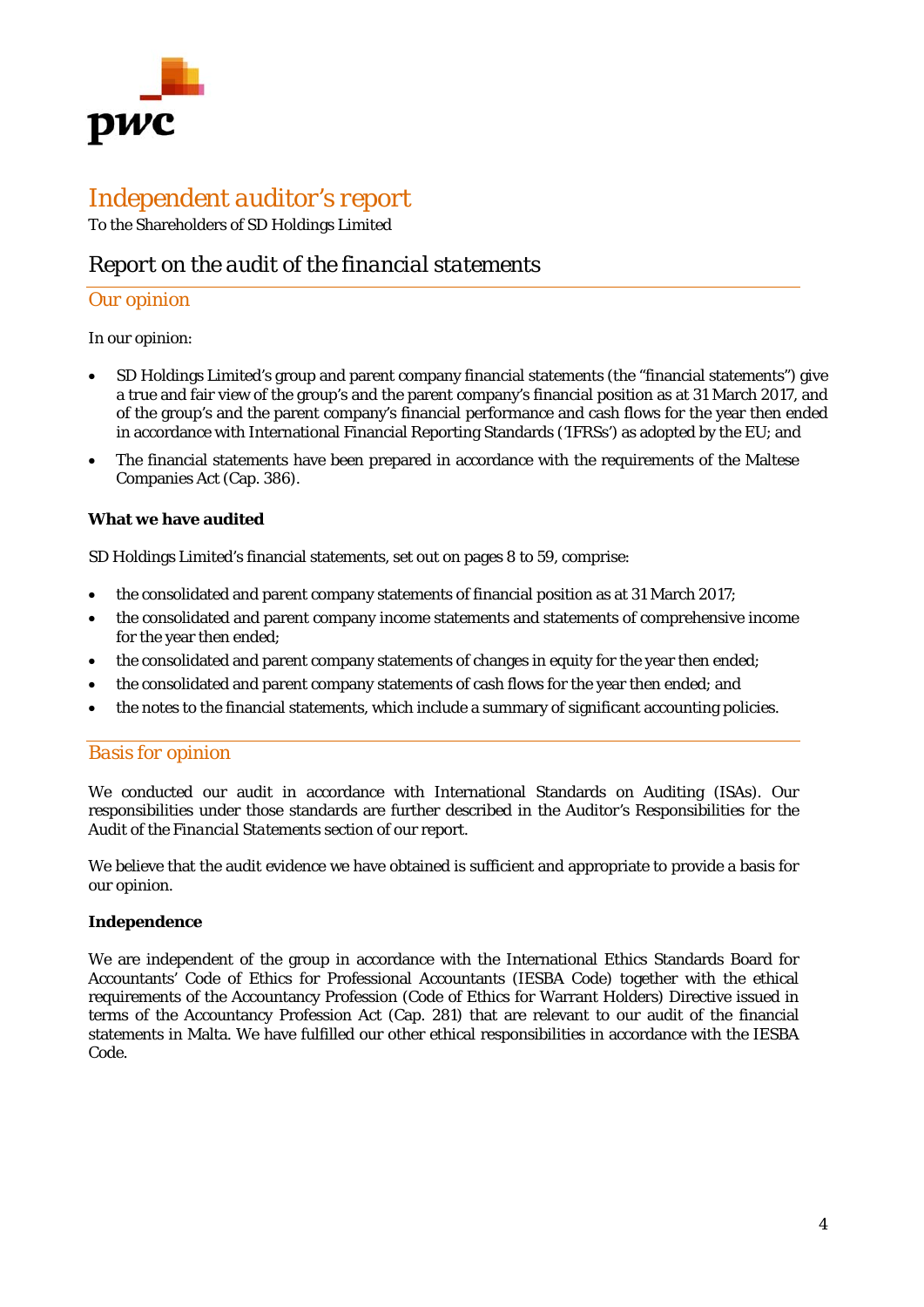# Independent auditor's report

To the Shareholders of SD Holdings Limited

## Report on the audit of the financial statements

### Our opinion

In our opinion:

- SD Holdings Limited's group and parent company financial statements (the "financial statements") give a true and fair view of the group's and the parent company's financial position as at 31 March 2017, and of the group's and the parent company's financial performance and cash flows for the year then ended in accordance with International Financial Reporting Standards ('IFRSs') as adopted by the EU; and
- The financial statements have been prepared in accordance with the requirements of the Maltese Companies Act (Cap. 386).

**What we have audited**

SD Holdings Limited's financial statements, set out on pages 8 to 59, comprise:

- the consolidated and parent company statements of financial position as at 31 March 2017;
- the consolidated and parent company income statements and statements of comprehensive income for the year then ended;
- the consolidated and parent company statements of changes in equity for the year then ended;
- the consolidated and parent company statements of cash flows for the year then ended; and
- the notes to the financial statements, which include a summary of significant accounting policies.

### Basis for opinion

We conducted our audit in accordance with International Standards on Auditing (ISAs). Our responsibilities under those standards are further described in the Auditor's Responsibilities for the Audit of the *Financial Statements* section of our report.

We believe that the audit evidence we have obtained is sufficient and appropriate to provide a basis for our opinion.

**Independence**

We are independent of the group in accordance with the International Ethics Standards Board for Accountants' Code of Ethics for Professional Accountants (IESBA Code) together with the ethical requirements of the Accountancy Profession (Code of Ethics for Warrant Holders) Directive issued in terms of the Accountancy Profession Act (Cap. 281) that are relevant to our audit of the financial statements in Malta. We have fulfilled our other ethical responsibilities in accordance with the IESBA Code.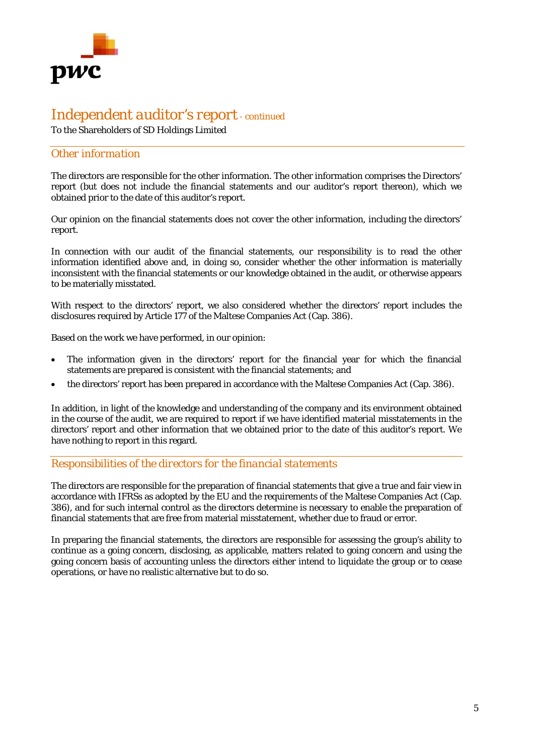# Independent auditor's report - continued

To the Shareholders of SD Holdings Limited

## Other information

The directors are responsible for the other information. The other information comprises the Directors' report (but does not include the financial statements and our auditor's report thereon), which we obtained prior to the date of this auditor's report.

Our opinion on the financial statements does not cover the other information, including the directors' report.

In connection with our audit of the financial statements, our responsibility is to read the other information identified above and, in doing so, consider whether the other information is materially inconsistent with the financial statements or our knowledge obtained in the audit, or otherwise appears to be materially misstated.

With respect to the directors' report, we also considered whether the directors' report includes the disclosures required by Article 177 of the Maltese Companies Act (Cap. 386).

Based on the work we have performed, in our opinion:

- The information given in the directors' report for the financial year for which the financial statements are prepared is consistent with the financial statements; and
- the directors' report has been prepared in accordance with the Maltese Companies Act (Cap. 386).

In addition, in light of the knowledge and understanding of the company and its environment obtained in the course of the audit, we are required to report if we have identified material misstatements in the directors' report and other information that we obtained prior to the date of this auditor's report. We have nothing to report in this regard.

## Responsibilities of the directors for the financial statements

The directors are responsible for the preparation of financial statements that give a true and fair view in accordance with IFRSs as adopted by the EU and the requirements of the Maltese Companies Act (Cap. 386), and for such internal control as the directors determine is necessary to enable the preparation of financial statements that are free from material misstatement, whether due to fraud or error.

In preparing the financial statements, the directors are responsible for assessing the group's ability to continue as a going concern, disclosing, as applicable, matters related to going concern and using the going concern basis of accounting unless the directors either intend to liquidate the group or to cease operations, or have no realistic alternative but to do so.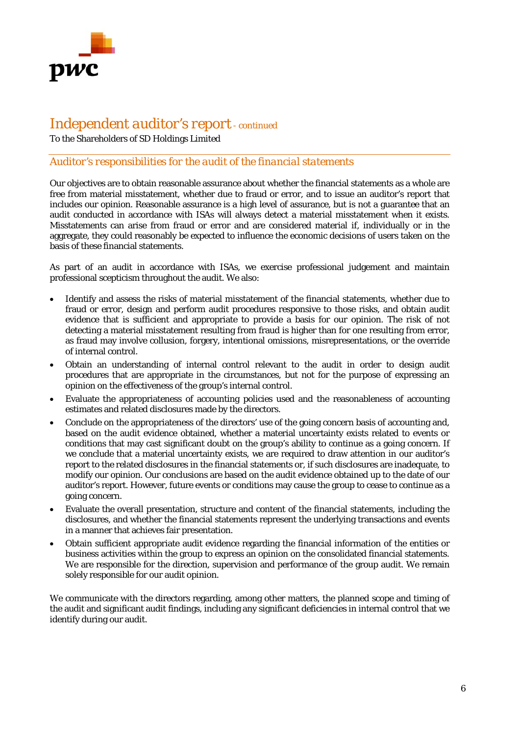# Independent auditor's report - continued

To the Shareholders of SD Holdings Limited

## Auditor's responsibilities for the audit of the financial statements

Our objectives are to obtain reasonable assurance about whether the financial statements as a whole are free from material misstatement, whether due to fraud or error, and to issue an auditor's report that includes our opinion. Reasonable assurance is a high level of assurance, but is not a guarantee that an audit conducted in accordance with ISAs will always detect a material misstatement when it exists. Misstatements can arise from fraud or error and are considered material if, individually or in the aggregate, they could reasonably be expected to influence the economic decisions of users taken on the basis of these financial statements.

As part of an audit in accordance with ISAs, we exercise professional judgement and maintain professional scepticism throughout the audit. We also:

- Identify and assess the risks of material misstatement of the financial statements, whether due to fraud or error, design and perform audit procedures responsive to those risks, and obtain audit evidence that is sufficient and appropriate to provide a basis for our opinion. The risk of not detecting a material misstatement resulting from fraud is higher than for one resulting from error, as fraud may involve collusion, forgery, intentional omissions, misrepresentations, or the override of internal control.
- Obtain an understanding of internal control relevant to the audit in order to design audit procedures that are appropriate in the circumstances, but not for the purpose of expressing an opinion on the effectiveness of the group's internal control.
- Evaluate the appropriateness of accounting policies used and the reasonableness of accounting estimates and related disclosures made by the directors.
- Conclude on the appropriateness of the directors' use of the going concern basis of accounting and, based on the audit evidence obtained, whether a material uncertainty exists related to events or conditions that may cast significant doubt on the group's ability to continue as a going concern. If we conclude that a material uncertainty exists, we are required to draw attention in our auditor's report to the related disclosures in the financial statements or, if such disclosures are inadequate, to modify our opinion. Our conclusions are based on the audit evidence obtained up to the date of our auditor's report. However, future events or conditions may cause the group to cease to continue as a going concern.
- Evaluate the overall presentation, structure and content of the financial statements, including the disclosures, and whether the financial statements represent the underlying transactions and events in a manner that achieves fair presentation.
- Obtain sufficient appropriate audit evidence regarding the financial information of the entities or business activities within the group to express an opinion on the consolidated financial statements. We are responsible for the direction, supervision and performance of the group audit. We remain solely responsible for our audit opinion.

We communicate with the directors regarding, among other matters, the planned scope and timing of the audit and significant audit findings, including any significant deficiencies in internal control that we identify during our audit.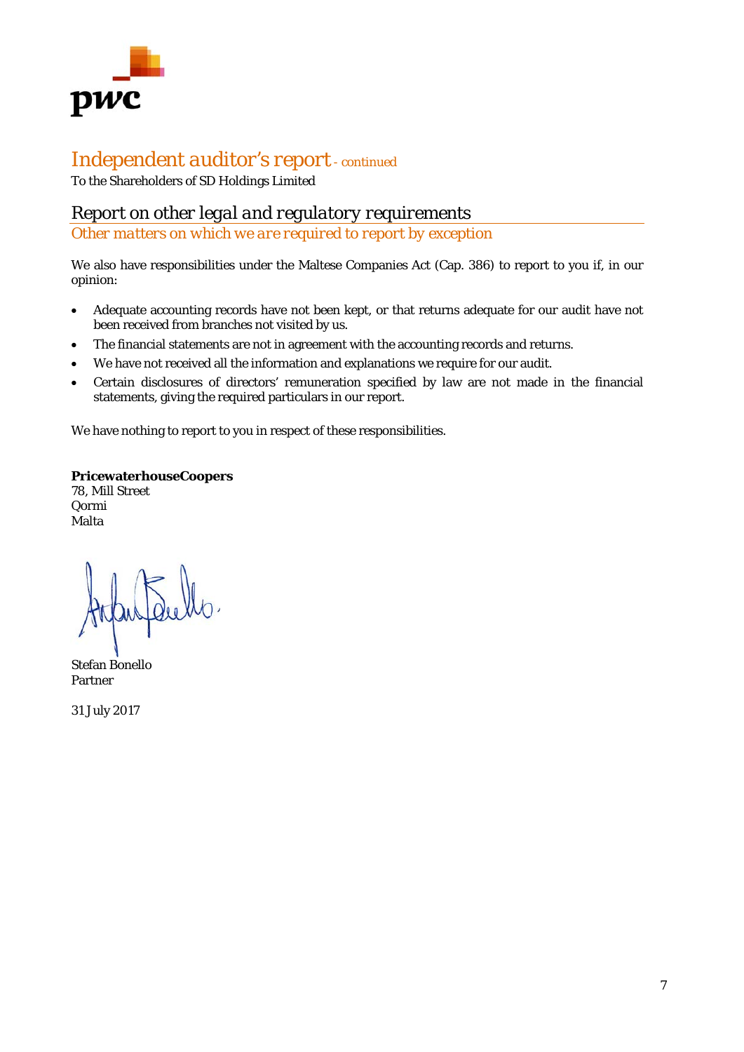# Independent auditor's report - continued

To the Shareholders of SD Holdings Limited

## Report on other legal and regulatory requirements

### *Other matters on which we are required to report by exception*

We also have responsibilities under the Maltese Companies Act (Cap. 386) to report to you if, in our opinion:

- Adequate accounting records have not been kept, or that returns adequate for our audit have not been received from branches not visited by us.
- The financial statements are not in agreement with the accounting records and returns.
- We have not received all the information and explanations we require for our audit.
- Certain disclosures of directors' remuneration specified by law are not made in the financial statements, giving the required particulars in our report.

We have nothing to report to you in respect of these responsibilities.

**PricewaterhouseCoopers**
78, Mill Street
Qormi
Malta

Stefan Bonello
Partner

31 July 2017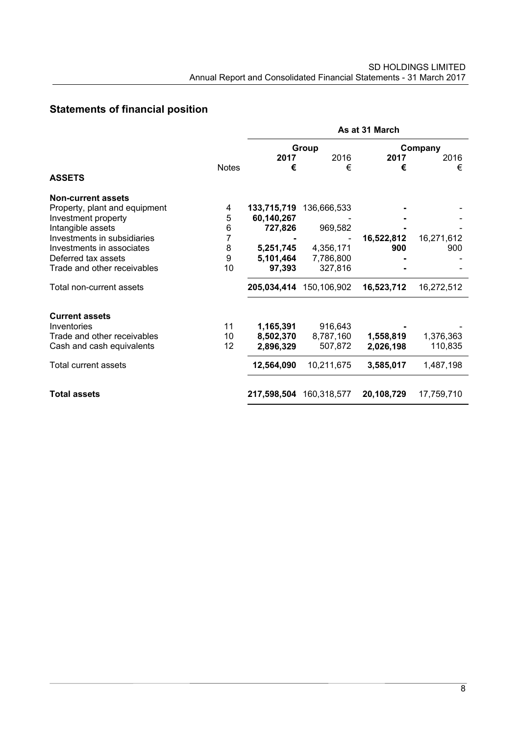## Statements of financial position

| | | As at 31 March | | | |
|---|---|---|---|---|---|
| | | Group | | Company | |
| | Notes | **2017** | 2016 | **2017** | 2016 |
| | | **€** | € | **€** | € |
| **ASSETS** | | | | | |
| **Non-current assets** | | | | | |
| Property, plant and equipment | 4 | **133,715,719** | 136,666,533 | **-** | - |
| Investment property | 5 | **60,140,267** | - | **-** | - |
| Intangible assets | 6 | **727,826** | 969,582 | **-** | - |
| Investments in subsidiaries | 7 | **-** | - | **16,522,812** | 16,271,612 |
| Investments in associates | 8 | **5,251,745** | 4,356,171 | **900** | 900 |
| Deferred tax assets | 9 | **5,101,464** | 7,786,800 | **-** | - |
| Trade and other receivables | 10 | **97,393** | 327,816 | **-** | - |
| Total non-current assets | | **205,034,414** | 150,106,902 | **16,523,712** | 16,272,512 |
| **Current assets** | | | | | |
| Inventories | 11 | **1,165,391** | 916,643 | **-** | - |
| Trade and other receivables | 10 | **8,502,370** | 8,787,160 | **1,558,819** | 1,376,363 |
| Cash and cash equivalents | 12 | **2,896,329** | 507,872 | **2,026,198** | 110,835 |
| Total current assets | | **12,564,090** | 10,211,675 | **3,585,017** | 1,487,198 |
| **Total assets** | | **217,598,504** | 160,318,577 | **20,108,729** | 17,759,710 |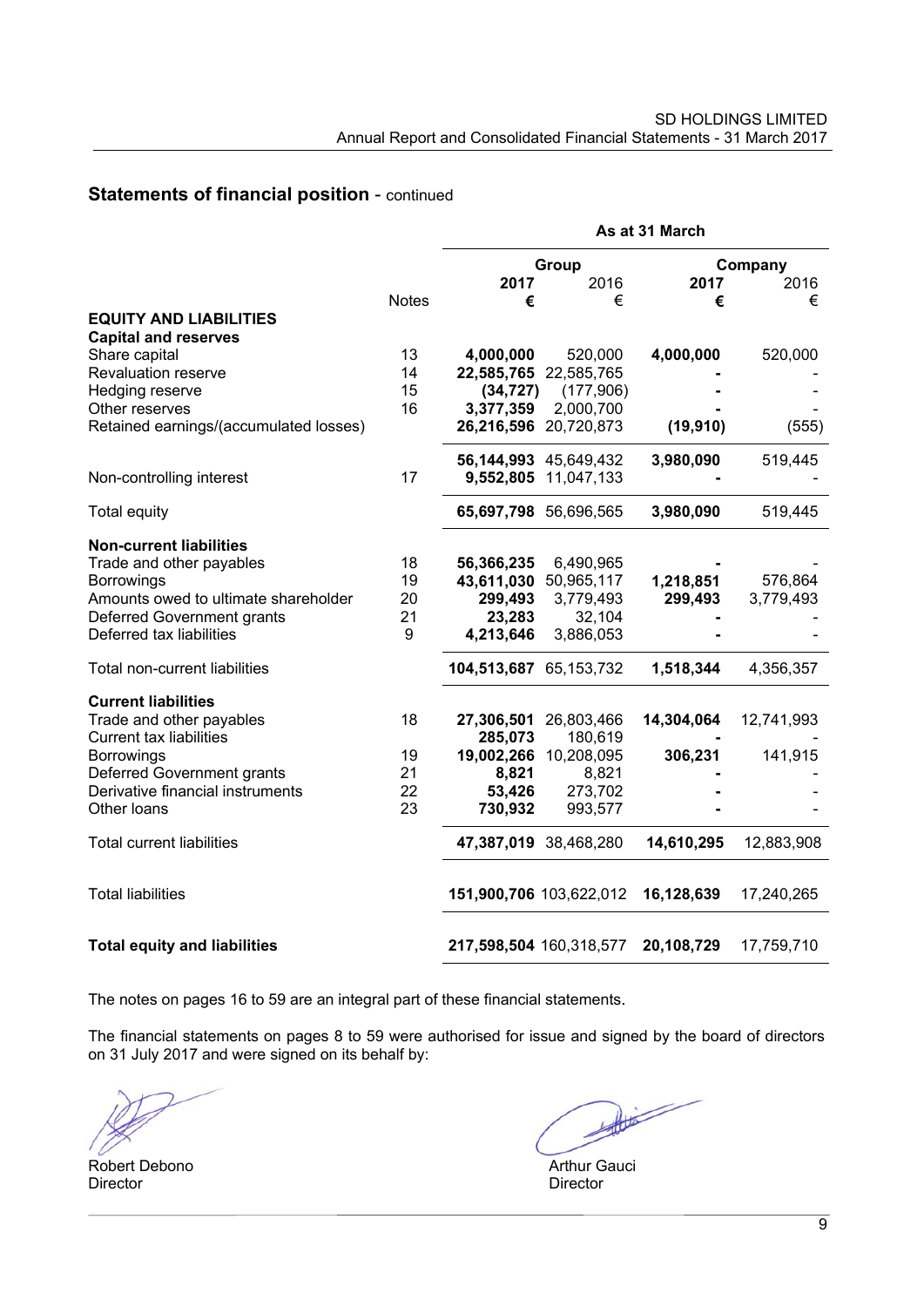## Statements of financial position - continued

| | | As at 31 March | | | |
|---|---|---|---|---|---|
| | | Group | | Company | |
| | | **2017** | 2016 | **2017** | 2016 |
| | Notes | **€** | € | **€** | € |
| **EQUITY AND LIABILITIES** | | | | | |
| **Capital and reserves** | | | | | |
| Share capital | 13 | **4,000,000** | 520,000 | **4,000,000** | 520,000 |
| Revaluation reserve | 14 | **22,585,765** | 22,585,765 | **-** | - |
| Hedging reserve | 15 | **(34,727)** | (177,906) | **-** | - |
| Other reserves | 16 | **3,377,359** | 2,000,700 | **-** | - |
| Retained earnings/(accumulated losses) | | **26,216,596** | 20,720,873 | **(19,910)** | (555) |
| | | **56,144,993** | 45,649,432 | **3,980,090** | 519,445 |
| Non-controlling interest | 17 | **9,552,805** | 11,047,133 | **-** | - |
| Total equity | | **65,697,798** | 56,696,565 | **3,980,090** | 519,445 |
| **Non-current liabilities** | | | | | |
| Trade and other payables | 18 | **56,366,235** | 6,490,965 | **-** | - |
| Borrowings | 19 | **43,611,030** | 50,965,117 | **1,218,851** | 576,864 |
| Amounts owed to ultimate shareholder | 20 | **299,493** | 3,779,493 | **299,493** | 3,779,493 |
| Deferred Government grants | 21 | **23,283** | 32,104 | **-** | - |
| Deferred tax liabilities | 9 | **4,213,646** | 3,886,053 | **-** | - |
| Total non-current liabilities | | **104,513,687** | 65,153,732 | **1,518,344** | 4,356,357 |
| **Current liabilities** | | | | | |
| Trade and other payables | 18 | **27,306,501** | 26,803,466 | **14,304,064** | 12,741,993 |
| Current tax liabilities | | **285,073** | 180,619 | **-** | - |
| Borrowings | 19 | **19,002,266** | 10,208,095 | **306,231** | 141,915 |
| Deferred Government grants | 21 | **8,821** | 8,821 | **-** | - |
| Derivative financial instruments | 22 | **53,426** | 273,702 | **-** | - |
| Other loans | 23 | **730,932** | 993,577 | **-** | - |
| Total current liabilities | | **47,387,019** | 38,468,280 | **14,610,295** | 12,883,908 |
| Total liabilities | | **151,900,706** | 103,622,012 | **16,128,639** | 17,240,265 |
| **Total equity and liabilities** | | **217,598,504** | 160,318,577 | **20,108,729** | 17,759,710 |

The notes on pages 16 to 59 are an integral part of these financial statements.

The financial statements on pages 8 to 59 were authorised for issue and signed by the board of directors on 31 July 2017 and were signed on its behalf by:

Robert Debono
Director

Arthur Gauci
Director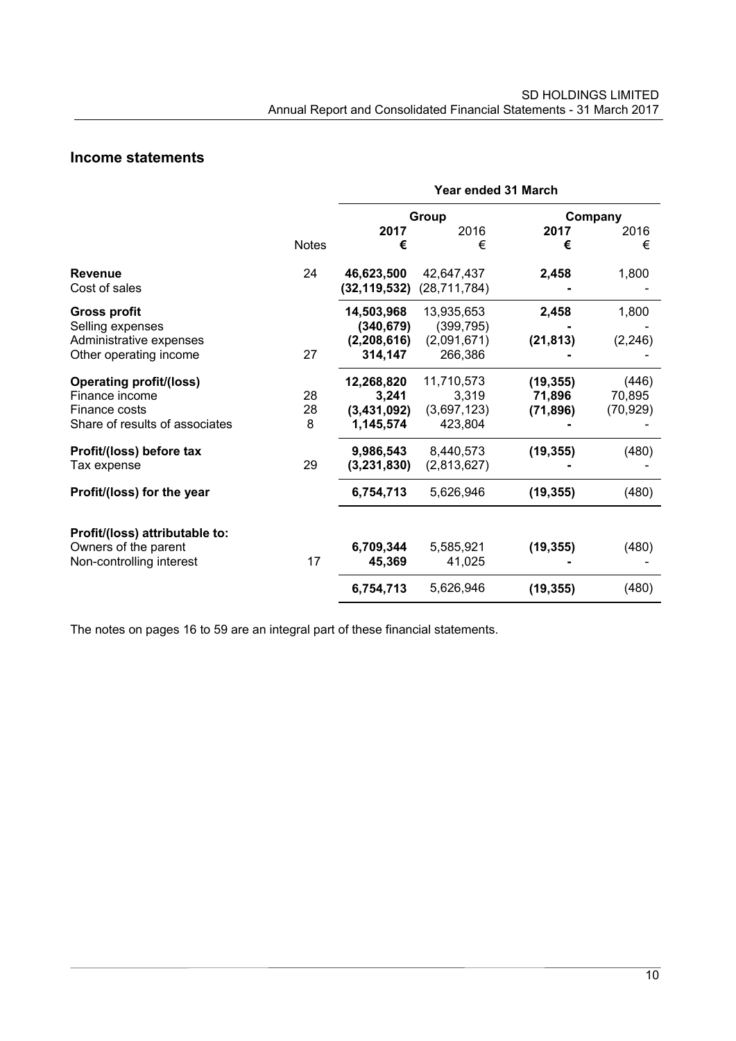## Income statements

| | | Year ended 31 March | | | |
|---|---|---|---|---|---|
| | | Group | | Company | |
| | Notes | **2017** | 2016 | **2017** | 2016 |
| | | **€** | € | **€** | € |
| **Revenue** | 24 | **46,623,500** | 42,647,437 | **2,458** | 1,800 |
| Cost of sales | | **(32,119,532)** | (28,711,784) | **-** | - |
| **Gross profit** | | **14,503,968** | 13,935,653 | **2,458** | 1,800 |
| Selling expenses | | **(340,679)** | (399,795) | **-** | - |
| Administrative expenses | | **(2,208,616)** | (2,091,671) | **(21,813)** | (2,246) |
| Other operating income | 27 | **314,147** | 266,386 | **-** | - |
| **Operating profit/(loss)** | | **12,268,820** | 11,710,573 | **(19,355)** | (446) |
| Finance income | 28 | **3,241** | 3,319 | **71,896** | 70,895 |
| Finance costs | 28 | **(3,431,092)** | (3,697,123) | **(71,896)** | (70,929) |
| Share of results of associates | 8 | **1,145,574** | 423,804 | **-** | - |
| **Profit/(loss) before tax** | | **9,986,543** | 8,440,573 | **(19,355)** | (480) |
| Tax expense | 29 | **(3,231,830)** | (2,813,627) | **-** | - |
| **Profit/(loss) for the year** | | **6,754,713** | 5,626,946 | **(19,355)** | (480) |
| **Profit/(loss) attributable to:** | | | | | |
| Owners of the parent | | **6,709,344** | 5,585,921 | **(19,355)** | (480) |
| Non-controlling interest | 17 | **45,369** | 41,025 | **-** | - |
| | | **6,754,713** | 5,626,946 | **(19,355)** | (480) |

The notes on pages 16 to 59 are an integral part of these financial statements.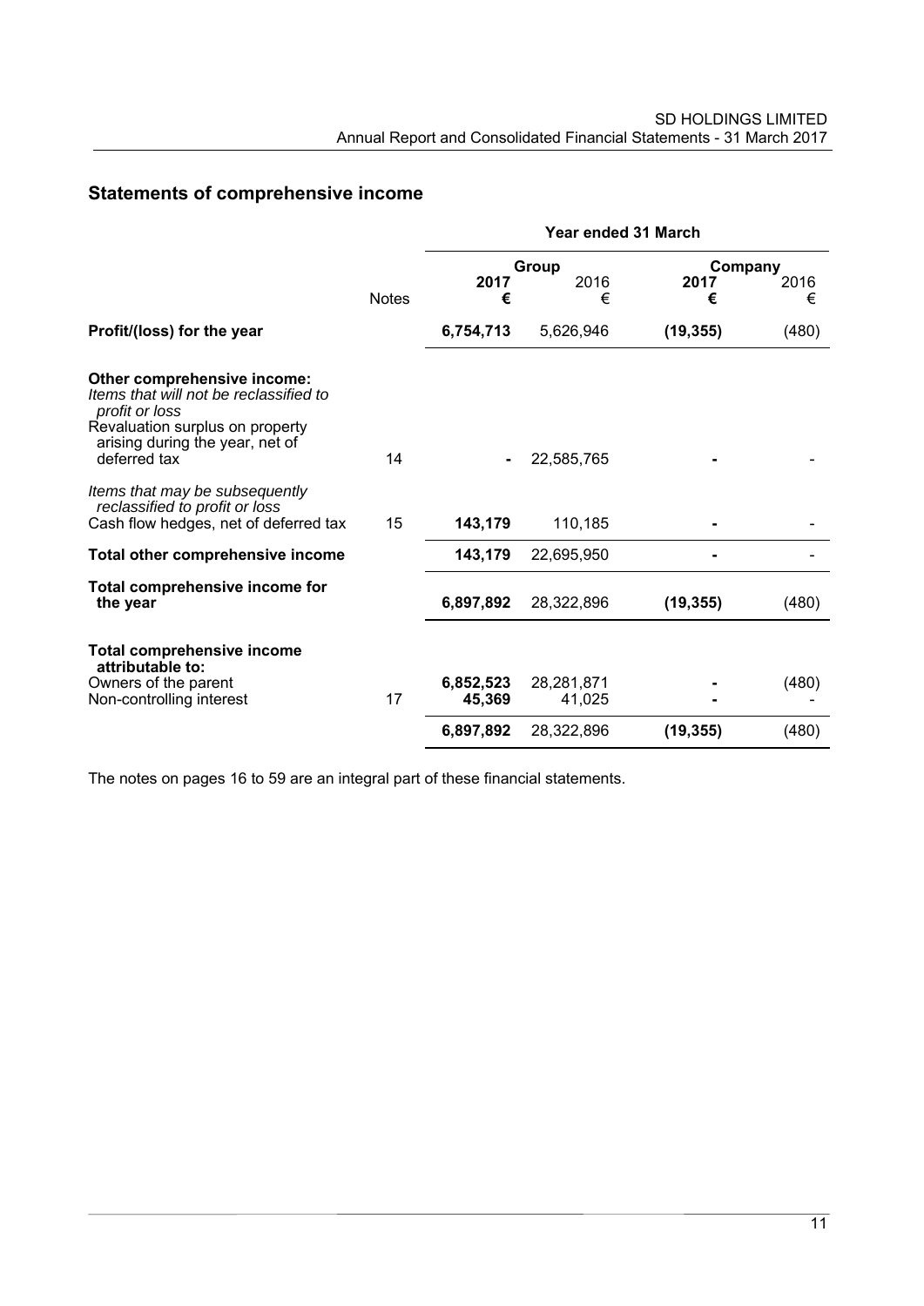## Statements of comprehensive income

| | | Year ended 31 March | | | |
|---|---|---|---|---|---|
| | | Group | | Company | |
| | Notes | **2017 €** | 2016 € | **2017 €** | 2016 € |
| **Profit/(loss) for the year** | | **6,754,713** | 5,626,946 | **(19,355)** | (480) |
| **Other comprehensive income:** | | | | | |
| *Items that will not be reclassified to profit or loss* | | | | | |
| Revaluation surplus on property arising during the year, net of deferred tax | 14 | **-** | 22,585,765 | **-** | - |
| *Items that may be subsequently reclassified to profit or loss* | | | | | |
| Cash flow hedges, net of deferred tax | 15 | **143,179** | 110,185 | **-** | - |
| **Total other comprehensive income** | | **143,179** | 22,695,950 | **-** | - |
| **Total comprehensive income for the year** | | **6,897,892** | 28,322,896 | **(19,355)** | (480) |
| **Total comprehensive income attributable to:** | | | | | |
| Owners of the parent | | **6,852,523** | 28,281,871 | **-** | (480) |
| Non-controlling interest | 17 | **45,369** | 41,025 | **-** | - |
| | | **6,897,892** | 28,322,896 | **(19,355)** | (480) |

The notes on pages 16 to 59 are an integral part of these financial statements.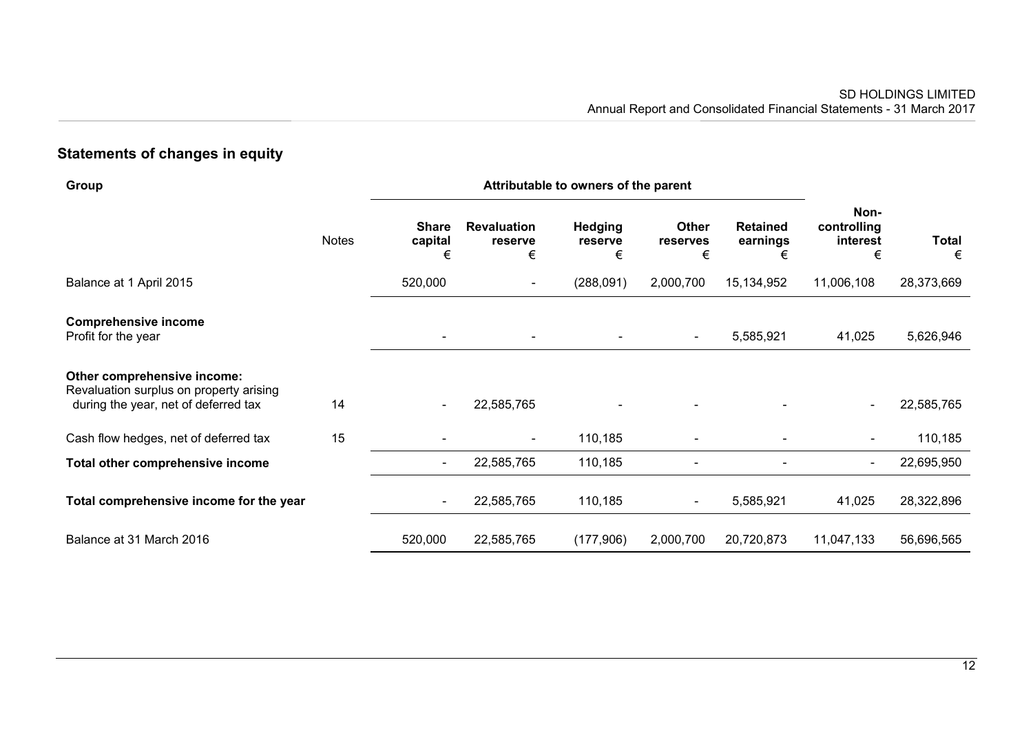## Statements of changes in equity

| Group | | Attributable to owners of the parent | | | | | | |
|---|---|---|---|---|---|---|---|---|
| | Notes | Share capital € | Revaluation reserve € | Hedging reserve € | Other reserves € | Retained earnings € | Non-controlling interest € | Total € |
| Balance at 1 April 2015 | | 520,000 | - | (288,091) | 2,000,700 | 15,134,952 | 11,006,108 | 28,373,669 |
| **Comprehensive income** | | | | | | | | |
| Profit for the year | | - | - | - | - | 5,585,921 | 41,025 | 5,626,946 |
| **Other comprehensive income:** | | | | | | | | |
| Revaluation surplus on property arising during the year, net of deferred tax | 14 | - | 22,585,765 | - | - | - | - | 22,585,765 |
| Cash flow hedges, net of deferred tax | 15 | - | - | 110,185 | - | - | - | 110,185 |
| **Total other comprehensive income** | | - | 22,585,765 | 110,185 | - | - | - | 22,695,950 |
| **Total comprehensive income for the year** | | - | 22,585,765 | 110,185 | - | 5,585,921 | 41,025 | 28,322,896 |
| Balance at 31 March 2016 | | 520,000 | 22,585,765 | (177,906) | 2,000,700 | 20,720,873 | 11,047,133 | 56,696,565 |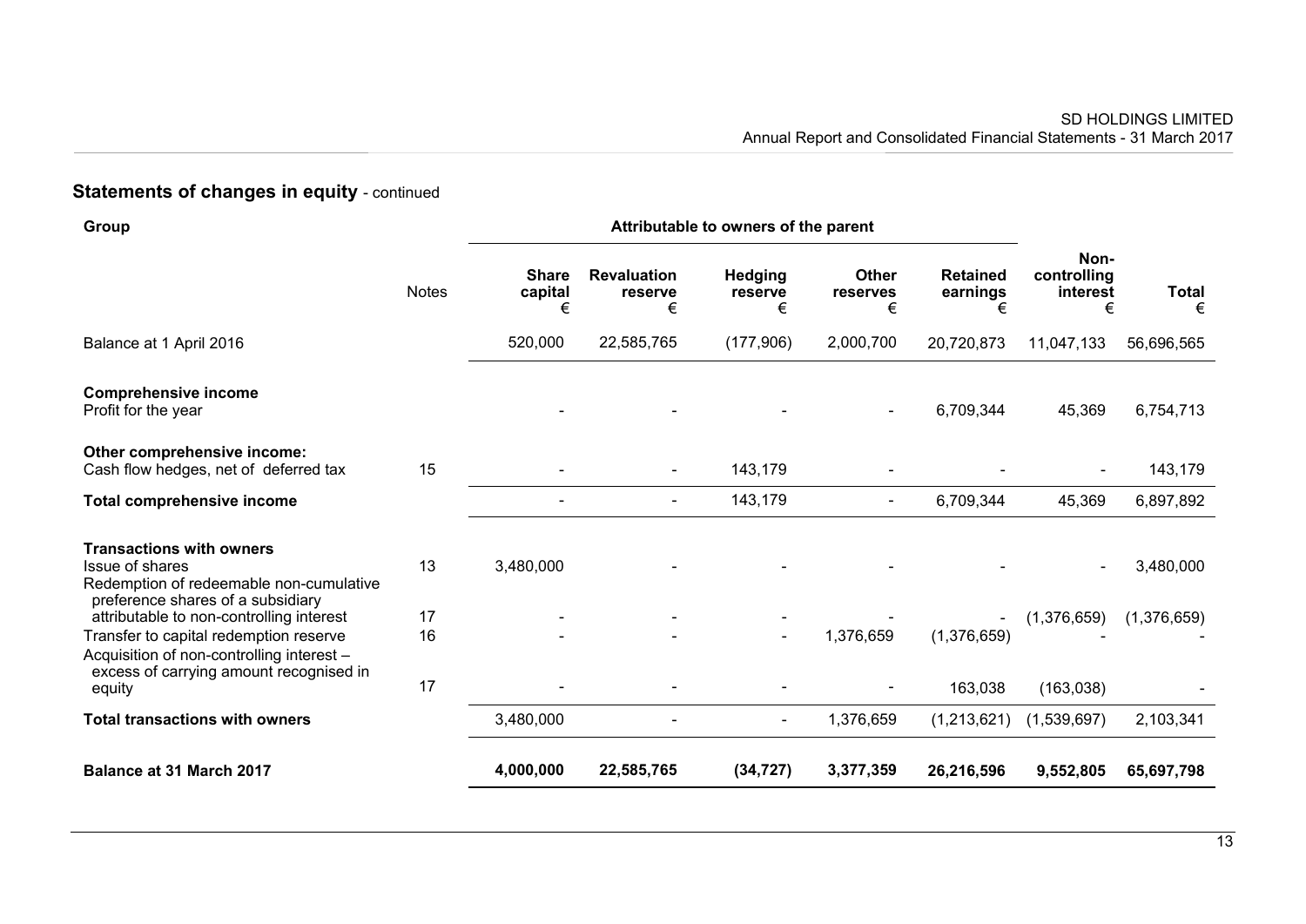## Statements of changes in equity - continued

| Group | Notes | Attributable to owners of the parent | | | | | Non-controlling interest € | Total € |
|---|---|---|---|---|---|---|---|---|
| | | Share capital € | Revaluation reserve € | Hedging reserve € | Other reserves € | Retained earnings € | | |
| Balance at 1 April 2016 | | 520,000 | 22,585,765 | (177,906) | 2,000,700 | 20,720,873 | 11,047,133 | 56,696,565 |
| **Comprehensive income** | | | | | | | | |
| Profit for the year | | - | - | - | - | 6,709,344 | 45,369 | 6,754,713 |
| **Other comprehensive income:** | | | | | | | | |
| Cash flow hedges, net of deferred tax | 15 | - | - | 143,179 | - | - | - | 143,179 |
| **Total comprehensive income** | | - | - | 143,179 | - | 6,709,344 | 45,369 | 6,897,892 |
| **Transactions with owners** | | | | | | | | |
| Issue of shares | 13 | 3,480,000 | - | - | - | - | - | 3,480,000 |
| Redemption of redeemable non-cumulative preference shares of a subsidiary attributable to non-controlling interest | 17 | - | - | - | - | - | (1,376,659) | (1,376,659) |
| Transfer to capital redemption reserve | 16 | - | - | - | 1,376,659 | (1,376,659) | - | - |
| Acquisition of non-controlling interest – excess of carrying amount recognised in equity | 17 | - | - | - | - | 163,038 | (163,038) | - |
| **Total transactions with owners** | | 3,480,000 | - | - | 1,376,659 | (1,213,621) | (1,539,697) | 2,103,341 |
| **Balance at 31 March 2017** | | **4,000,000** | **22,585,765** | **(34,727)** | **3,377,359** | **26,216,596** | **9,552,805** | **65,697,798** |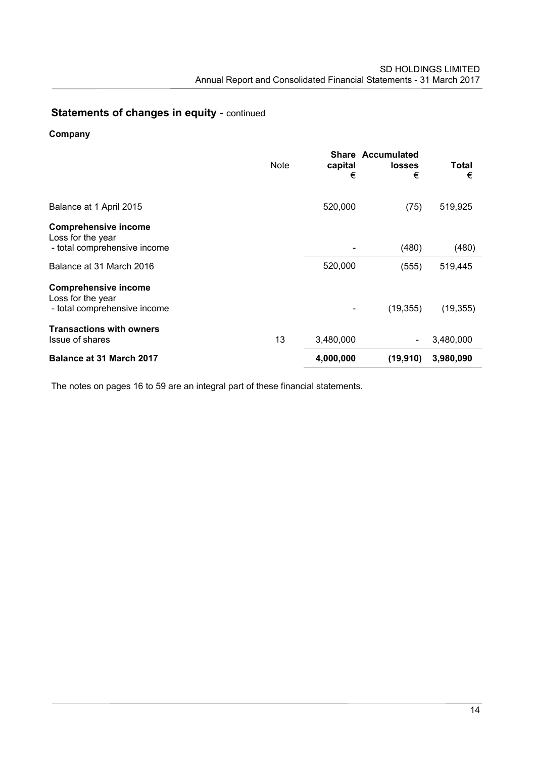## Statements of changes in equity - continued

**Company**

| | Note | Share capital € | Accumulated losses € | Total € |
|---|---|---|---|---|
| Balance at 1 April 2015 | | 520,000 | (75) | 519,925 |
| **Comprehensive income** | | | | |
| Loss for the year | | | | |
| - total comprehensive income | | - | (480) | (480) |
| Balance at 31 March 2016 | | 520,000 | (555) | 519,445 |
| **Comprehensive income** | | | | |
| Loss for the year | | | | |
| - total comprehensive income | | - | (19,355) | (19,355) |
| **Transactions with owners** | | | | |
| Issue of shares | 13 | 3,480,000 | - | 3,480,000 |
| **Balance at 31 March 2017** | | **4,000,000** | **(19,910)** | **3,980,090** |

The notes on pages 16 to 59 are an integral part of these financial statements.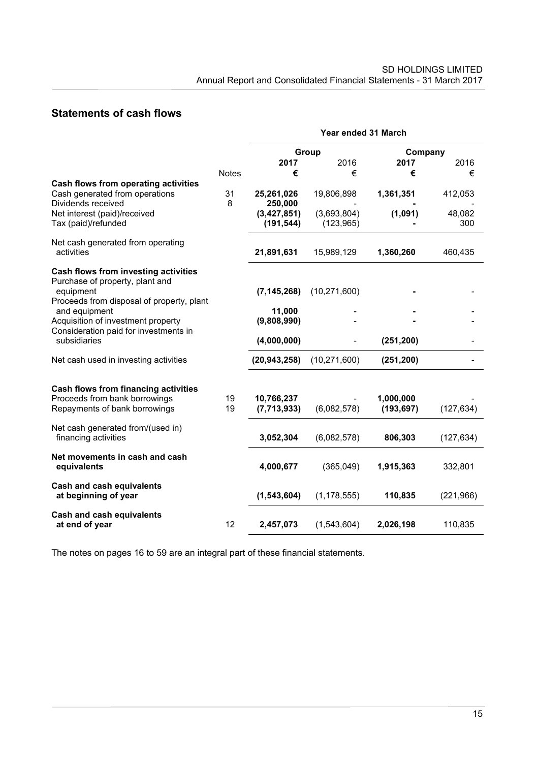## Statements of cash flows

| | | Year ended 31 March | | | |
|---|---|---|---|---|---|
| | | Group | | Company | |
| | | **2017** | 2016 | **2017** | 2016 |
| | Notes | **€** | € | **€** | € |
| **Cash flows from operating activities** | | | | | |
| Cash generated from operations | 31 | **25,261,026** | 19,806,898 | **1,361,351** | 412,053 |
| Dividends received | 8 | **250,000** | - | **-** | - |
| Net interest (paid)/received | | **(3,427,851)** | (3,693,804) | **(1,091)** | 48,082 |
| Tax (paid)/refunded | | **(191,544)** | (123,965) | **-** | 300 |
| Net cash generated from operating activities | | **21,891,631** | 15,989,129 | **1,360,260** | 460,435 |
| **Cash flows from investing activities** | | | | | |
| Purchase of property, plant and equipment | | **(7,145,268)** | (10,271,600) | **-** | - |
| Proceeds from disposal of property, plant and equipment | | **11,000** | - | **-** | - |
| Acquisition of investment property | | **(9,808,990)** | - | **-** | - |
| Consideration paid for investments in subsidiaries | | **(4,000,000)** | - | **(251,200)** | - |
| Net cash used in investing activities | | **(20,943,258)** | (10,271,600) | **(251,200)** | - |
| **Cash flows from financing activities** | | | | | |
| Proceeds from bank borrowings | 19 | **10,766,237** | - | **1,000,000** | - |
| Repayments of bank borrowings | 19 | **(7,713,933)** | (6,082,578) | **(193,697)** | (127,634) |
| Net cash generated from/(used in) financing activities | | **3,052,304** | (6,082,578) | **806,303** | (127,634) |
| **Net movements in cash and cash equivalents** | | **4,000,677** | (365,049) | **1,915,363** | 332,801 |
| **Cash and cash equivalents at beginning of year** | | **(1,543,604)** | (1,178,555) | **110,835** | (221,966) |
| **Cash and cash equivalents at end of year** | 12 | **2,457,073** | (1,543,604) | **2,026,198** | 110,835 |

The notes on pages 16 to 59 are an integral part of these financial statements.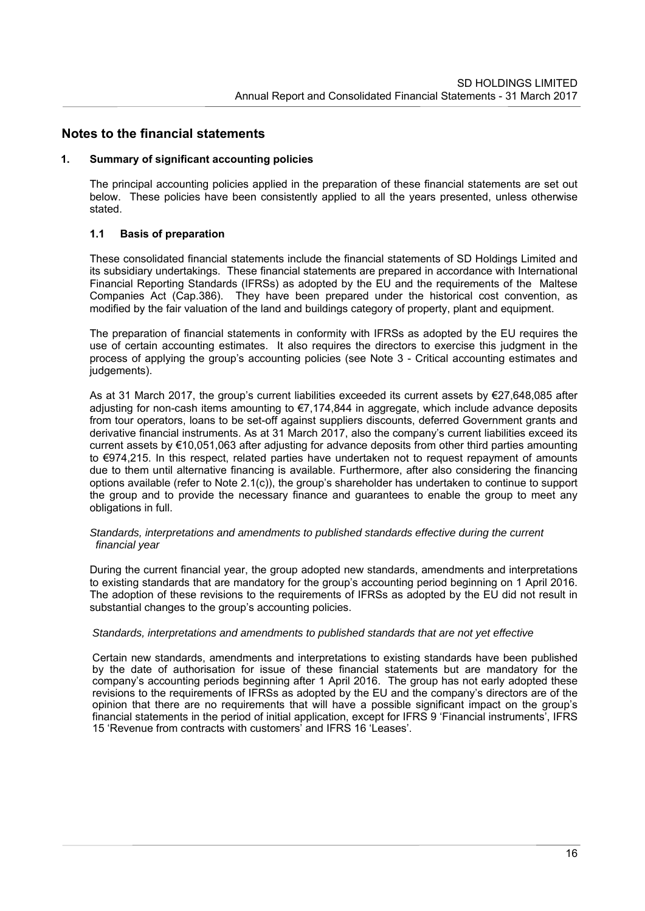# Notes to the financial statements

## 1. Summary of significant accounting policies

The principal accounting policies applied in the preparation of these financial statements are set out below. These policies have been consistently applied to all the years presented, unless otherwise stated.

### 1.1 Basis of preparation

These consolidated financial statements include the financial statements of SD Holdings Limited and its subsidiary undertakings. These financial statements are prepared in accordance with International Financial Reporting Standards (IFRSs) as adopted by the EU and the requirements of the Maltese Companies Act (Cap.386). They have been prepared under the historical cost convention, as modified by the fair valuation of the land and buildings category of property, plant and equipment.

The preparation of financial statements in conformity with IFRSs as adopted by the EU requires the use of certain accounting estimates. It also requires the directors to exercise this judgment in the process of applying the group's accounting policies (see Note 3 - Critical accounting estimates and judgements).

As at 31 March 2017, the group's current liabilities exceeded its current assets by €27,648,085 after adjusting for non-cash items amounting to €7,174,844 in aggregate, which include advance deposits from tour operators, loans to be set-off against suppliers discounts, deferred Government grants and derivative financial instruments. As at 31 March 2017, also the company's current liabilities exceed its current assets by €10,051,063 after adjusting for advance deposits from other third parties amounting to €974,215. In this respect, related parties have undertaken not to request repayment of amounts due to them until alternative financing is available. Furthermore, after also considering the financing options available (refer to Note 2.1(c)), the group's shareholder has undertaken to continue to support the group and to provide the necessary finance and guarantees to enable the group to meet any obligations in full.

*Standards, interpretations and amendments to published standards effective during the current financial year*

During the current financial year, the group adopted new standards, amendments and interpretations to existing standards that are mandatory for the group's accounting period beginning on 1 April 2016. The adoption of these revisions to the requirements of IFRSs as adopted by the EU did not result in substantial changes to the group's accounting policies.

*Standards, interpretations and amendments to published standards that are not yet effective*

Certain new standards, amendments and interpretations to existing standards have been published by the date of authorisation for issue of these financial statements but are mandatory for the company's accounting periods beginning after 1 April 2016. The group has not early adopted these revisions to the requirements of IFRSs as adopted by the EU and the company's directors are of the opinion that there are no requirements that will have a possible significant impact on the group's financial statements in the period of initial application, except for IFRS 9 'Financial instruments', IFRS 15 'Revenue from contracts with customers' and IFRS 16 'Leases'.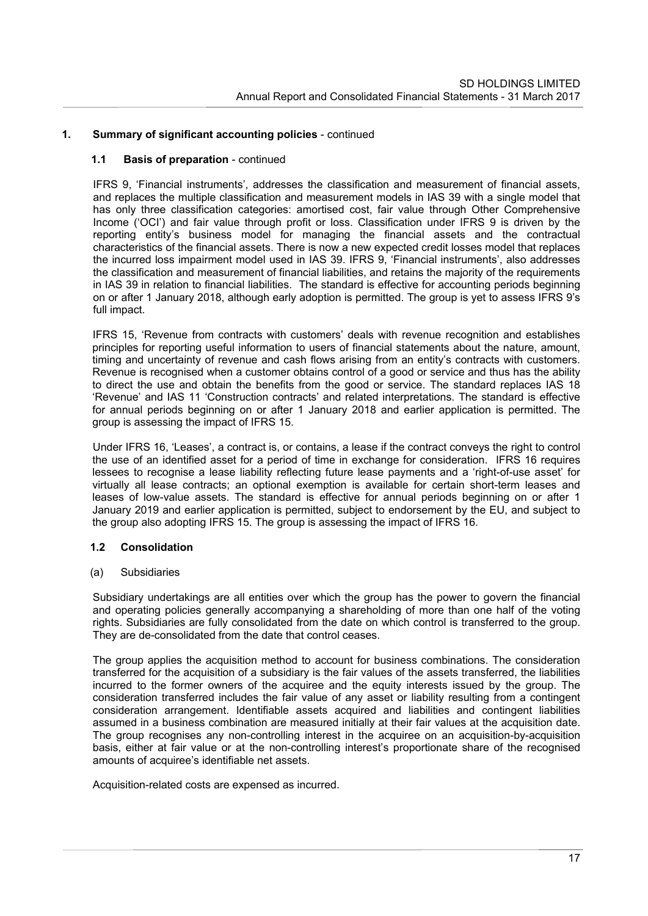## 1. Summary of significant accounting policies - continued

### 1.1 Basis of preparation - continued

IFRS 9, 'Financial instruments', addresses the classification and measurement of financial assets, and replaces the multiple classification and measurement models in IAS 39 with a single model that has only three classification categories: amortised cost, fair value through Other Comprehensive Income ('OCI') and fair value through profit or loss. Classification under IFRS 9 is driven by the reporting entity's business model for managing the financial assets and the contractual characteristics of the financial assets. There is now a new expected credit losses model that replaces the incurred loss impairment model used in IAS 39. IFRS 9, 'Financial instruments', also addresses the classification and measurement of financial liabilities, and retains the majority of the requirements in IAS 39 in relation to financial liabilities. The standard is effective for accounting periods beginning on or after 1 January 2018, although early adoption is permitted. The group is yet to assess IFRS 9's full impact.

IFRS 15, 'Revenue from contracts with customers' deals with revenue recognition and establishes principles for reporting useful information to users of financial statements about the nature, amount, timing and uncertainty of revenue and cash flows arising from an entity's contracts with customers. Revenue is recognised when a customer obtains control of a good or service and thus has the ability to direct the use and obtain the benefits from the good or service. The standard replaces IAS 18 'Revenue' and IAS 11 'Construction contracts' and related interpretations. The standard is effective for annual periods beginning on or after 1 January 2018 and earlier application is permitted. The group is assessing the impact of IFRS 15.

Under IFRS 16, 'Leases', a contract is, or contains, a lease if the contract conveys the right to control the use of an identified asset for a period of time in exchange for consideration. IFRS 16 requires lessees to recognise a lease liability reflecting future lease payments and a 'right-of-use asset' for virtually all lease contracts; an optional exemption is available for certain short-term leases and leases of low-value assets. The standard is effective for annual periods beginning on or after 1 January 2019 and earlier application is permitted, subject to endorsement by the EU, and subject to the group also adopting IFRS 15. The group is assessing the impact of IFRS 16.

### 1.2 Consolidation

(a) Subsidiaries

Subsidiary undertakings are all entities over which the group has the power to govern the financial and operating policies generally accompanying a shareholding of more than one half of the voting rights. Subsidiaries are fully consolidated from the date on which control is transferred to the group. They are de-consolidated from the date that control ceases.

The group applies the acquisition method to account for business combinations. The consideration transferred for the acquisition of a subsidiary is the fair values of the assets transferred, the liabilities incurred to the former owners of the acquiree and the equity interests issued by the group. The consideration transferred includes the fair value of any asset or liability resulting from a contingent consideration arrangement. Identifiable assets acquired and liabilities and contingent liabilities assumed in a business combination are measured initially at their fair values at the acquisition date. The group recognises any non-controlling interest in the acquiree on an acquisition-by-acquisition basis, either at fair value or at the non-controlling interest's proportionate share of the recognised amounts of acquiree's identifiable net assets.

Acquisition-related costs are expensed as incurred.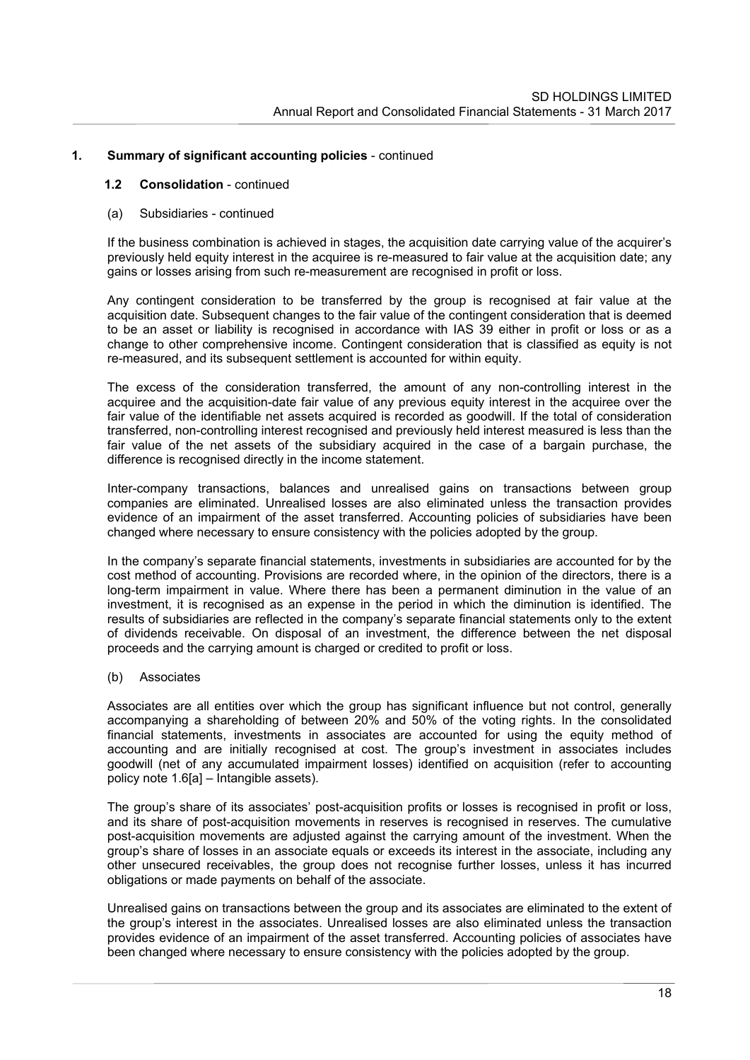## 1. Summary of significant accounting policies - continued

### 1.2 Consolidation - continued

(a) Subsidiaries - continued

If the business combination is achieved in stages, the acquisition date carrying value of the acquirer's previously held equity interest in the acquiree is re-measured to fair value at the acquisition date; any gains or losses arising from such re-measurement are recognised in profit or loss.

Any contingent consideration to be transferred by the group is recognised at fair value at the acquisition date. Subsequent changes to the fair value of the contingent consideration that is deemed to be an asset or liability is recognised in accordance with IAS 39 either in profit or loss or as a change to other comprehensive income. Contingent consideration that is classified as equity is not re-measured, and its subsequent settlement is accounted for within equity.

The excess of the consideration transferred, the amount of any non-controlling interest in the acquiree and the acquisition-date fair value of any previous equity interest in the acquiree over the fair value of the identifiable net assets acquired is recorded as goodwill. If the total of consideration transferred, non-controlling interest recognised and previously held interest measured is less than the fair value of the net assets of the subsidiary acquired in the case of a bargain purchase, the difference is recognised directly in the income statement.

Inter-company transactions, balances and unrealised gains on transactions between group companies are eliminated. Unrealised losses are also eliminated unless the transaction provides evidence of an impairment of the asset transferred. Accounting policies of subsidiaries have been changed where necessary to ensure consistency with the policies adopted by the group.

In the company's separate financial statements, investments in subsidiaries are accounted for by the cost method of accounting. Provisions are recorded where, in the opinion of the directors, there is a long-term impairment in value. Where there has been a permanent diminution in the value of an investment, it is recognised as an expense in the period in which the diminution is identified. The results of subsidiaries are reflected in the company's separate financial statements only to the extent of dividends receivable. On disposal of an investment, the difference between the net disposal proceeds and the carrying amount is charged or credited to profit or loss.

(b) Associates

Associates are all entities over which the group has significant influence but not control, generally accompanying a shareholding of between 20% and 50% of the voting rights. In the consolidated financial statements, investments in associates are accounted for using the equity method of accounting and are initially recognised at cost. The group's investment in associates includes goodwill (net of any accumulated impairment losses) identified on acquisition (refer to accounting policy note 1.6[a] – Intangible assets).

The group's share of its associates' post-acquisition profits or losses is recognised in profit or loss, and its share of post-acquisition movements in reserves is recognised in reserves. The cumulative post-acquisition movements are adjusted against the carrying amount of the investment. When the group's share of losses in an associate equals or exceeds its interest in the associate, including any other unsecured receivables, the group does not recognise further losses, unless it has incurred obligations or made payments on behalf of the associate.

Unrealised gains on transactions between the group and its associates are eliminated to the extent of the group's interest in the associates. Unrealised losses are also eliminated unless the transaction provides evidence of an impairment of the asset transferred. Accounting policies of associates have been changed where necessary to ensure consistency with the policies adopted by the group.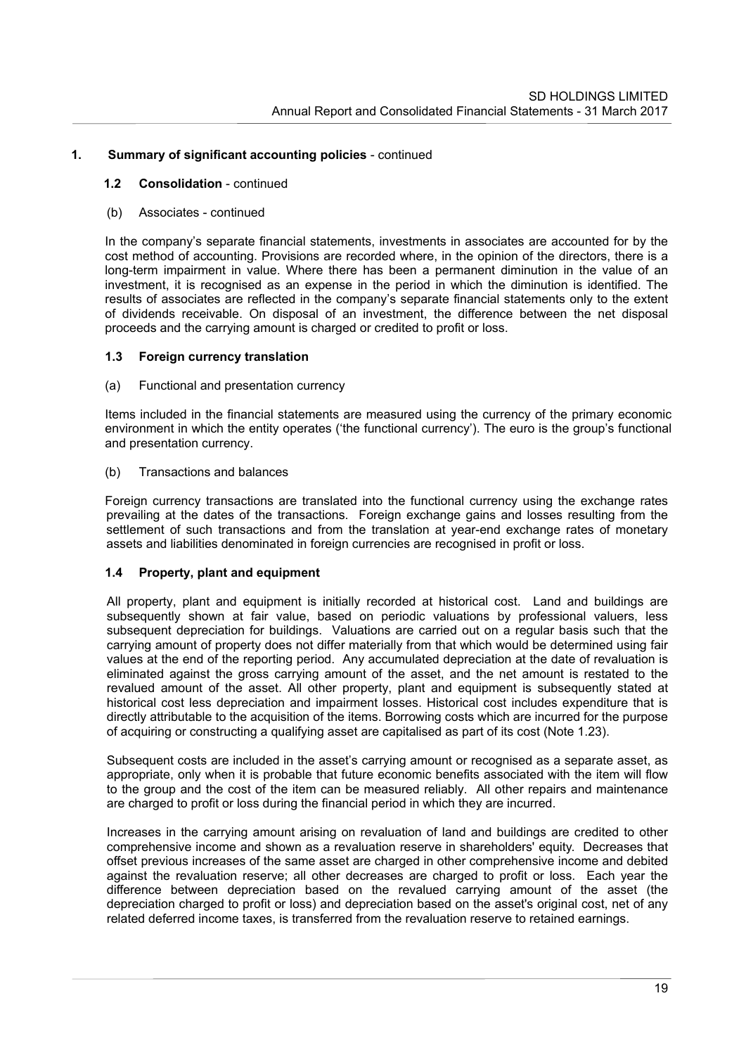## 1. Summary of significant accounting policies - continued

### 1.2 Consolidation - continued

(b) Associates - continued

In the company's separate financial statements, investments in associates are accounted for by the cost method of accounting. Provisions are recorded where, in the opinion of the directors, there is a long-term impairment in value. Where there has been a permanent diminution in the value of an investment, it is recognised as an expense in the period in which the diminution is identified. The results of associates are reflected in the company's separate financial statements only to the extent of dividends receivable. On disposal of an investment, the difference between the net disposal proceeds and the carrying amount is charged or credited to profit or loss.

### 1.3 Foreign currency translation

(a) Functional and presentation currency

Items included in the financial statements are measured using the currency of the primary economic environment in which the entity operates ('the functional currency'). The euro is the group's functional and presentation currency.

(b) Transactions and balances

Foreign currency transactions are translated into the functional currency using the exchange rates prevailing at the dates of the transactions. Foreign exchange gains and losses resulting from the settlement of such transactions and from the translation at year-end exchange rates of monetary assets and liabilities denominated in foreign currencies are recognised in profit or loss.

### 1.4 Property, plant and equipment

All property, plant and equipment is initially recorded at historical cost. Land and buildings are subsequently shown at fair value, based on periodic valuations by professional valuers, less subsequent depreciation for buildings. Valuations are carried out on a regular basis such that the carrying amount of property does not differ materially from that which would be determined using fair values at the end of the reporting period. Any accumulated depreciation at the date of revaluation is eliminated against the gross carrying amount of the asset, and the net amount is restated to the revalued amount of the asset. All other property, plant and equipment is subsequently stated at historical cost less depreciation and impairment losses. Historical cost includes expenditure that is directly attributable to the acquisition of the items. Borrowing costs which are incurred for the purpose of acquiring or constructing a qualifying asset are capitalised as part of its cost (Note 1.23).

Subsequent costs are included in the asset's carrying amount or recognised as a separate asset, as appropriate, only when it is probable that future economic benefits associated with the item will flow to the group and the cost of the item can be measured reliably. All other repairs and maintenance are charged to profit or loss during the financial period in which they are incurred.

Increases in the carrying amount arising on revaluation of land and buildings are credited to other comprehensive income and shown as a revaluation reserve in shareholders' equity. Decreases that offset previous increases of the same asset are charged in other comprehensive income and debited against the revaluation reserve; all other decreases are charged to profit or loss. Each year the difference between depreciation based on the revalued carrying amount of the asset (the depreciation charged to profit or loss) and depreciation based on the asset's original cost, net of any related deferred income taxes, is transferred from the revaluation reserve to retained earnings.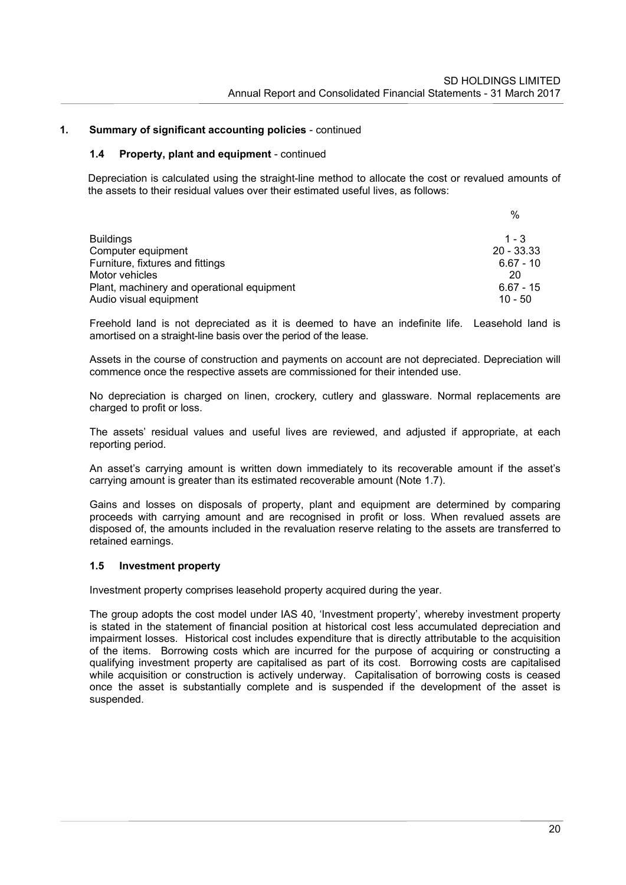## 1. Summary of significant accounting policies - continued

### 1.4 Property, plant and equipment - continued

Depreciation is calculated using the straight-line method to allocate the cost or revalued amounts of the assets to their residual values over their estimated useful lives, as follows:

| | % |
|---|---|
| Buildings | 1 - 3 |
| Computer equipment | 20 - 33.33 |
| Furniture, fixtures and fittings | 6.67 - 10 |
| Motor vehicles | 20 |
| Plant, machinery and operational equipment | 6.67 - 15 |
| Audio visual equipment | 10 - 50 |

Freehold land is not depreciated as it is deemed to have an indefinite life. Leasehold land is amortised on a straight-line basis over the period of the lease.

Assets in the course of construction and payments on account are not depreciated. Depreciation will commence once the respective assets are commissioned for their intended use.

No depreciation is charged on linen, crockery, cutlery and glassware. Normal replacements are charged to profit or loss.

The assets' residual values and useful lives are reviewed, and adjusted if appropriate, at each reporting period.

An asset's carrying amount is written down immediately to its recoverable amount if the asset's carrying amount is greater than its estimated recoverable amount (Note 1.7).

Gains and losses on disposals of property, plant and equipment are determined by comparing proceeds with carrying amount and are recognised in profit or loss. When revalued assets are disposed of, the amounts included in the revaluation reserve relating to the assets are transferred to retained earnings.

### 1.5 Investment property

Investment property comprises leasehold property acquired during the year.

The group adopts the cost model under IAS 40, 'Investment property', whereby investment property is stated in the statement of financial position at historical cost less accumulated depreciation and impairment losses. Historical cost includes expenditure that is directly attributable to the acquisition of the items. Borrowing costs which are incurred for the purpose of acquiring or constructing a qualifying investment property are capitalised as part of its cost. Borrowing costs are capitalised while acquisition or construction is actively underway. Capitalisation of borrowing costs is ceased once the asset is substantially complete and is suspended if the development of the asset is suspended.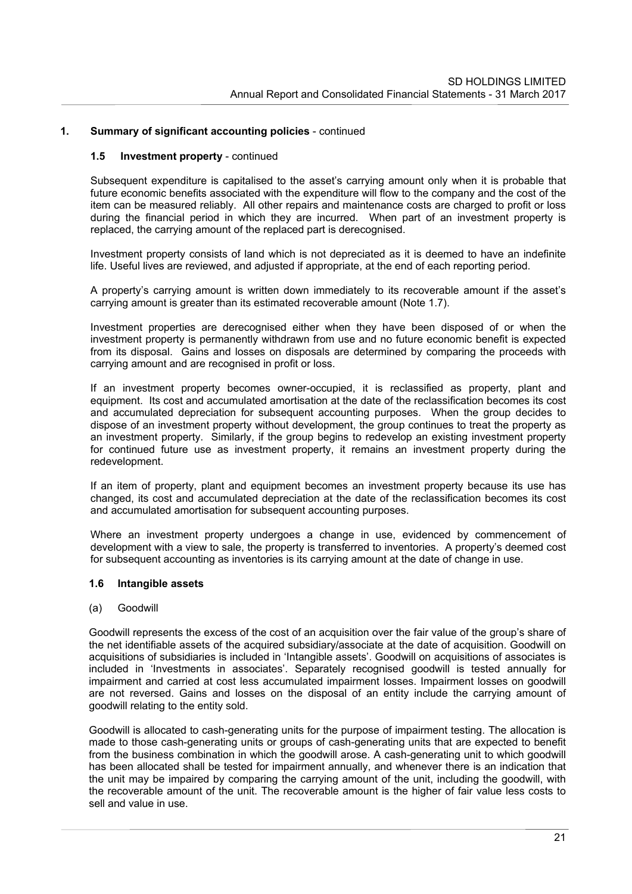## 1. Summary of significant accounting policies - continued

### 1.5 Investment property - continued

Subsequent expenditure is capitalised to the asset's carrying amount only when it is probable that future economic benefits associated with the expenditure will flow to the company and the cost of the item can be measured reliably. All other repairs and maintenance costs are charged to profit or loss during the financial period in which they are incurred. When part of an investment property is replaced, the carrying amount of the replaced part is derecognised.

Investment property consists of land which is not depreciated as it is deemed to have an indefinite life. Useful lives are reviewed, and adjusted if appropriate, at the end of each reporting period.

A property's carrying amount is written down immediately to its recoverable amount if the asset's carrying amount is greater than its estimated recoverable amount (Note 1.7).

Investment properties are derecognised either when they have been disposed of or when the investment property is permanently withdrawn from use and no future economic benefit is expected from its disposal. Gains and losses on disposals are determined by comparing the proceeds with carrying amount and are recognised in profit or loss.

If an investment property becomes owner-occupied, it is reclassified as property, plant and equipment. Its cost and accumulated amortisation at the date of the reclassification becomes its cost and accumulated depreciation for subsequent accounting purposes. When the group decides to dispose of an investment property without development, the group continues to treat the property as an investment property. Similarly, if the group begins to redevelop an existing investment property for continued future use as investment property, it remains an investment property during the redevelopment.

If an item of property, plant and equipment becomes an investment property because its use has changed, its cost and accumulated depreciation at the date of the reclassification becomes its cost and accumulated amortisation for subsequent accounting purposes.

Where an investment property undergoes a change in use, evidenced by commencement of development with a view to sale, the property is transferred to inventories. A property's deemed cost for subsequent accounting as inventories is its carrying amount at the date of change in use.

### 1.6 Intangible assets

(a) Goodwill

Goodwill represents the excess of the cost of an acquisition over the fair value of the group's share of the net identifiable assets of the acquired subsidiary/associate at the date of acquisition. Goodwill on acquisitions of subsidiaries is included in 'Intangible assets'. Goodwill on acquisitions of associates is included in 'Investments in associates'. Separately recognised goodwill is tested annually for impairment and carried at cost less accumulated impairment losses. Impairment losses on goodwill are not reversed. Gains and losses on the disposal of an entity include the carrying amount of goodwill relating to the entity sold.

Goodwill is allocated to cash-generating units for the purpose of impairment testing. The allocation is made to those cash-generating units or groups of cash-generating units that are expected to benefit from the business combination in which the goodwill arose. A cash-generating unit to which goodwill has been allocated shall be tested for impairment annually, and whenever there is an indication that the unit may be impaired by comparing the carrying amount of the unit, including the goodwill, with the recoverable amount of the unit. The recoverable amount is the higher of fair value less costs to sell and value in use.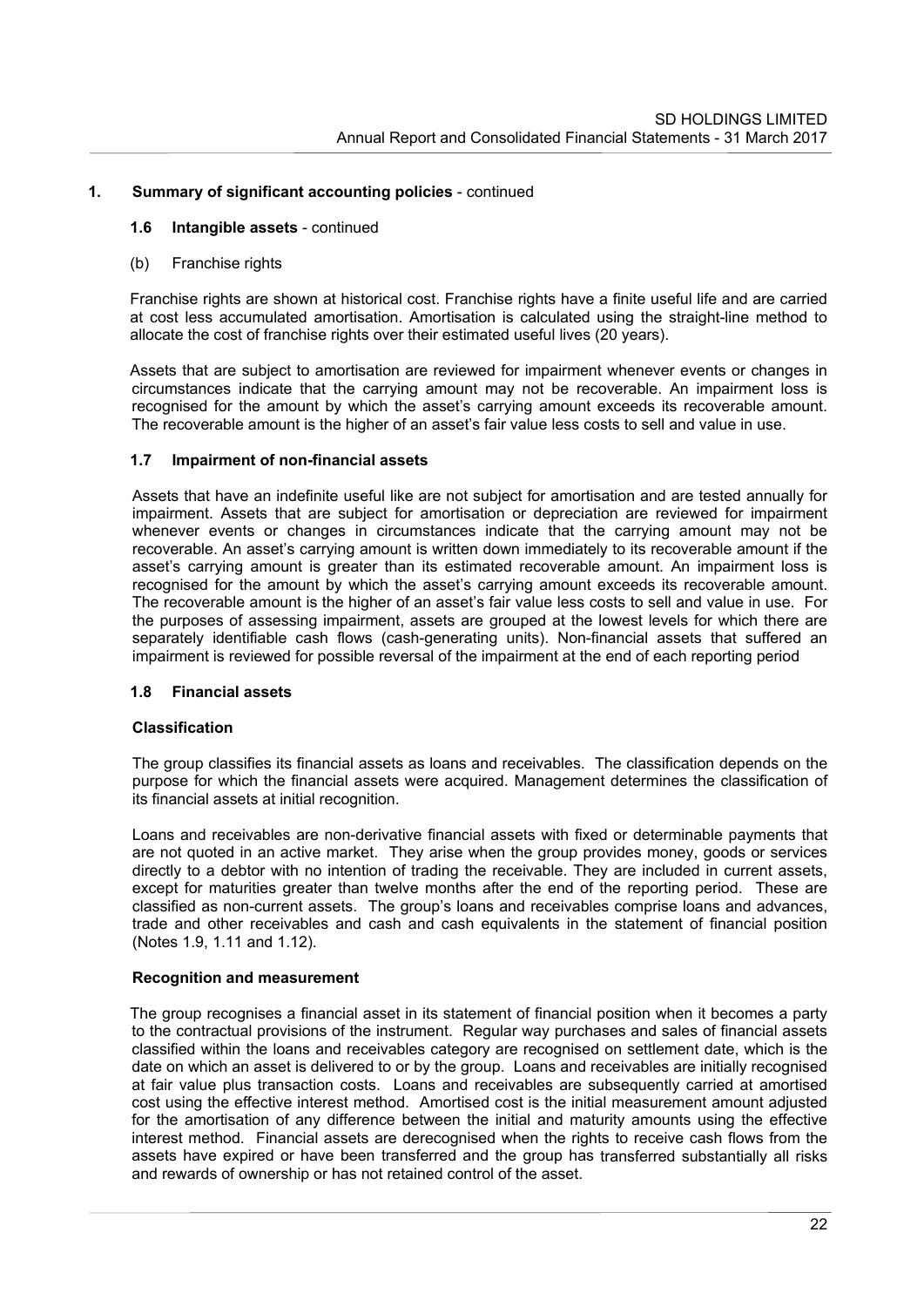## 1. Summary of significant accounting policies - continued

### 1.6 Intangible assets - continued

(b) Franchise rights

Franchise rights are shown at historical cost. Franchise rights have a finite useful life and are carried at cost less accumulated amortisation. Amortisation is calculated using the straight-line method to allocate the cost of franchise rights over their estimated useful lives (20 years).

Assets that are subject to amortisation are reviewed for impairment whenever events or changes in circumstances indicate that the carrying amount may not be recoverable. An impairment loss is recognised for the amount by which the asset's carrying amount exceeds its recoverable amount. The recoverable amount is the higher of an asset's fair value less costs to sell and value in use.

### 1.7 Impairment of non-financial assets

Assets that have an indefinite useful like are not subject for amortisation and are tested annually for impairment. Assets that are subject for amortisation or depreciation are reviewed for impairment whenever events or changes in circumstances indicate that the carrying amount may not be recoverable. An asset's carrying amount is written down immediately to its recoverable amount if the asset's carrying amount is greater than its estimated recoverable amount. An impairment loss is recognised for the amount by which the asset's carrying amount exceeds its recoverable amount. The recoverable amount is the higher of an asset's fair value less costs to sell and value in use. For the purposes of assessing impairment, assets are grouped at the lowest levels for which there are separately identifiable cash flows (cash-generating units). Non-financial assets that suffered an impairment is reviewed for possible reversal of the impairment at the end of each reporting period

### 1.8 Financial assets

**Classification**

The group classifies its financial assets as loans and receivables. The classification depends on the purpose for which the financial assets were acquired. Management determines the classification of its financial assets at initial recognition.

Loans and receivables are non-derivative financial assets with fixed or determinable payments that are not quoted in an active market. They arise when the group provides money, goods or services directly to a debtor with no intention of trading the receivable. They are included in current assets, except for maturities greater than twelve months after the end of the reporting period. These are classified as non-current assets. The group's loans and receivables comprise loans and advances, trade and other receivables and cash and cash equivalents in the statement of financial position (Notes 1.9, 1.11 and 1.12).

**Recognition and measurement**

The group recognises a financial asset in its statement of financial position when it becomes a party to the contractual provisions of the instrument. Regular way purchases and sales of financial assets classified within the loans and receivables category are recognised on settlement date, which is the date on which an asset is delivered to or by the group. Loans and receivables are initially recognised at fair value plus transaction costs. Loans and receivables are subsequently carried at amortised cost using the effective interest method. Amortised cost is the initial measurement amount adjusted for the amortisation of any difference between the initial and maturity amounts using the effective interest method. Financial assets are derecognised when the rights to receive cash flows from the assets have expired or have been transferred and the group has transferred substantially all risks and rewards of ownership or has not retained control of the asset.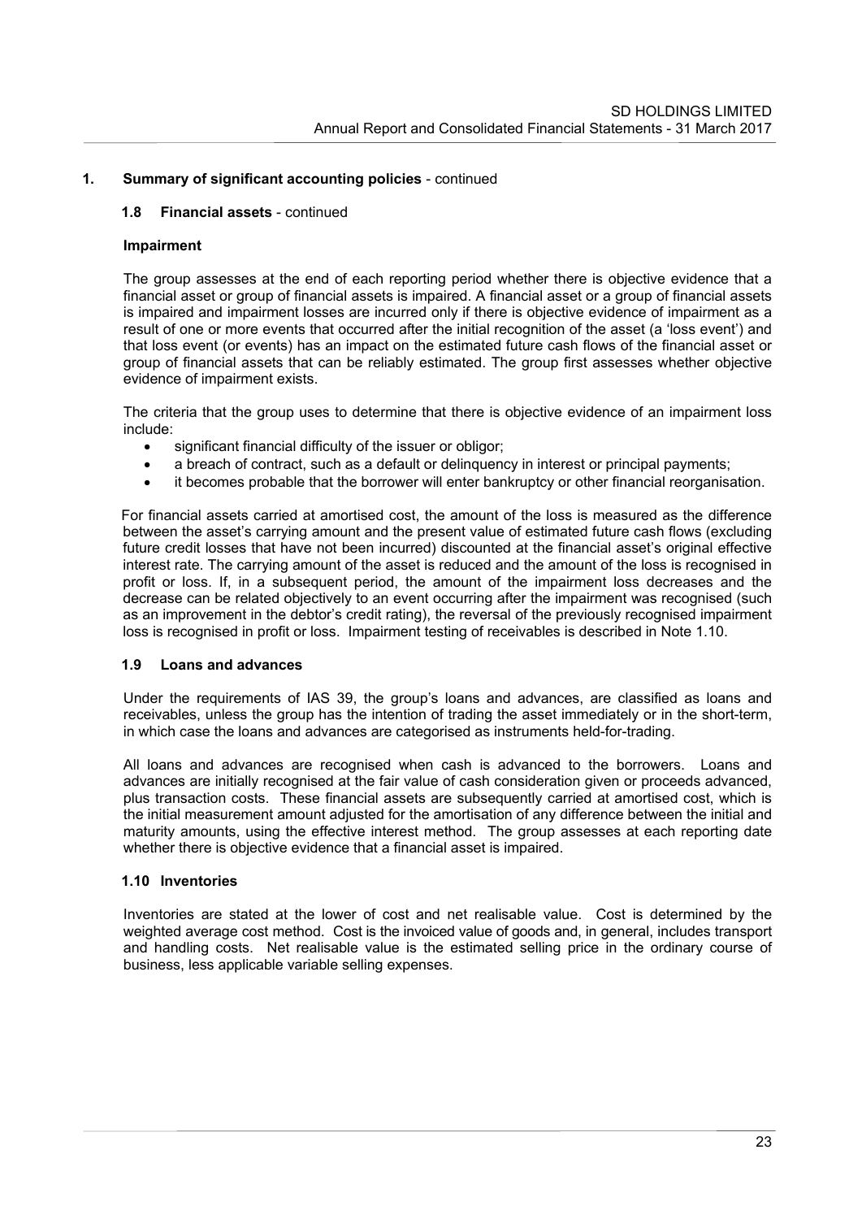## 1. Summary of significant accounting policies - continued

### 1.8 Financial assets - continued

**Impairment**

The group assesses at the end of each reporting period whether there is objective evidence that a financial asset or group of financial assets is impaired. A financial asset or a group of financial assets is impaired and impairment losses are incurred only if there is objective evidence of impairment as a result of one or more events that occurred after the initial recognition of the asset (a 'loss event') and that loss event (or events) has an impact on the estimated future cash flows of the financial asset or group of financial assets that can be reliably estimated. The group first assesses whether objective evidence of impairment exists.

The criteria that the group uses to determine that there is objective evidence of an impairment loss include:

- significant financial difficulty of the issuer or obligor;
- a breach of contract, such as a default or delinquency in interest or principal payments;
- it becomes probable that the borrower will enter bankruptcy or other financial reorganisation.

For financial assets carried at amortised cost, the amount of the loss is measured as the difference between the asset's carrying amount and the present value of estimated future cash flows (excluding future credit losses that have not been incurred) discounted at the financial asset's original effective interest rate. The carrying amount of the asset is reduced and the amount of the loss is recognised in profit or loss. If, in a subsequent period, the amount of the impairment loss decreases and the decrease can be related objectively to an event occurring after the impairment was recognised (such as an improvement in the debtor's credit rating), the reversal of the previously recognised impairment loss is recognised in profit or loss. Impairment testing of receivables is described in Note 1.10.

### 1.9 Loans and advances

Under the requirements of IAS 39, the group's loans and advances, are classified as loans and receivables, unless the group has the intention of trading the asset immediately or in the short-term, in which case the loans and advances are categorised as instruments held-for-trading.

All loans and advances are recognised when cash is advanced to the borrowers. Loans and advances are initially recognised at the fair value of cash consideration given or proceeds advanced, plus transaction costs. These financial assets are subsequently carried at amortised cost, which is the initial measurement amount adjusted for the amortisation of any difference between the initial and maturity amounts, using the effective interest method. The group assesses at each reporting date whether there is objective evidence that a financial asset is impaired.

### 1.10 Inventories

Inventories are stated at the lower of cost and net realisable value. Cost is determined by the weighted average cost method. Cost is the invoiced value of goods and, in general, includes transport and handling costs. Net realisable value is the estimated selling price in the ordinary course of business, less applicable variable selling expenses.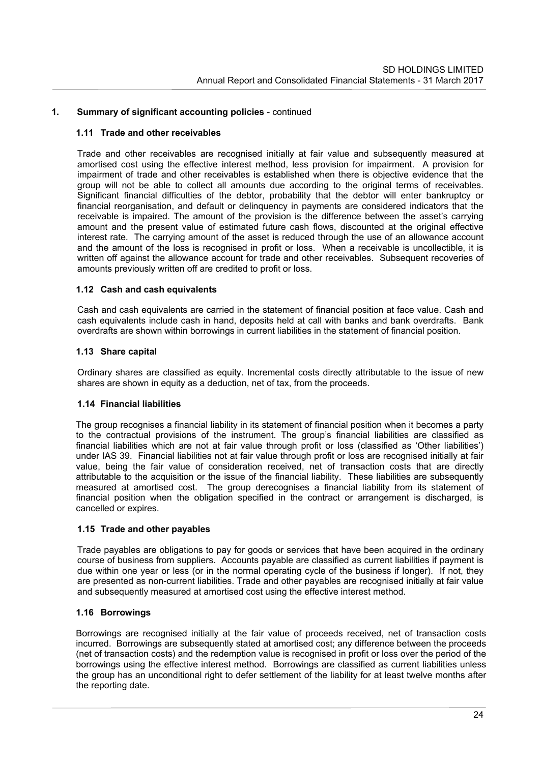## 1. Summary of significant accounting policies - continued

### 1.11 Trade and other receivables

Trade and other receivables are recognised initially at fair value and subsequently measured at amortised cost using the effective interest method, less provision for impairment. A provision for impairment of trade and other receivables is established when there is objective evidence that the group will not be able to collect all amounts due according to the original terms of receivables. Significant financial difficulties of the debtor, probability that the debtor will enter bankruptcy or financial reorganisation, and default or delinquency in payments are considered indicators that the receivable is impaired. The amount of the provision is the difference between the asset's carrying amount and the present value of estimated future cash flows, discounted at the original effective interest rate. The carrying amount of the asset is reduced through the use of an allowance account and the amount of the loss is recognised in profit or loss. When a receivable is uncollectible, it is written off against the allowance account for trade and other receivables. Subsequent recoveries of amounts previously written off are credited to profit or loss.

### 1.12 Cash and cash equivalents

Cash and cash equivalents are carried in the statement of financial position at face value. Cash and cash equivalents include cash in hand, deposits held at call with banks and bank overdrafts. Bank overdrafts are shown within borrowings in current liabilities in the statement of financial position.

### 1.13 Share capital

Ordinary shares are classified as equity. Incremental costs directly attributable to the issue of new shares are shown in equity as a deduction, net of tax, from the proceeds.

### 1.14 Financial liabilities

The group recognises a financial liability in its statement of financial position when it becomes a party to the contractual provisions of the instrument. The group's financial liabilities are classified as financial liabilities which are not at fair value through profit or loss (classified as 'Other liabilities') under IAS 39. Financial liabilities not at fair value through profit or loss are recognised initially at fair value, being the fair value of consideration received, net of transaction costs that are directly attributable to the acquisition or the issue of the financial liability. These liabilities are subsequently measured at amortised cost. The group derecognises a financial liability from its statement of financial position when the obligation specified in the contract or arrangement is discharged, is cancelled or expires.

### 1.15 Trade and other payables

Trade payables are obligations to pay for goods or services that have been acquired in the ordinary course of business from suppliers. Accounts payable are classified as current liabilities if payment is due within one year or less (or in the normal operating cycle of the business if longer). If not, they are presented as non-current liabilities. Trade and other payables are recognised initially at fair value and subsequently measured at amortised cost using the effective interest method.

### 1.16 Borrowings

Borrowings are recognised initially at the fair value of proceeds received, net of transaction costs incurred. Borrowings are subsequently stated at amortised cost; any difference between the proceeds (net of transaction costs) and the redemption value is recognised in profit or loss over the period of the borrowings using the effective interest method. Borrowings are classified as current liabilities unless the group has an unconditional right to defer settlement of the liability for at least twelve months after the reporting date.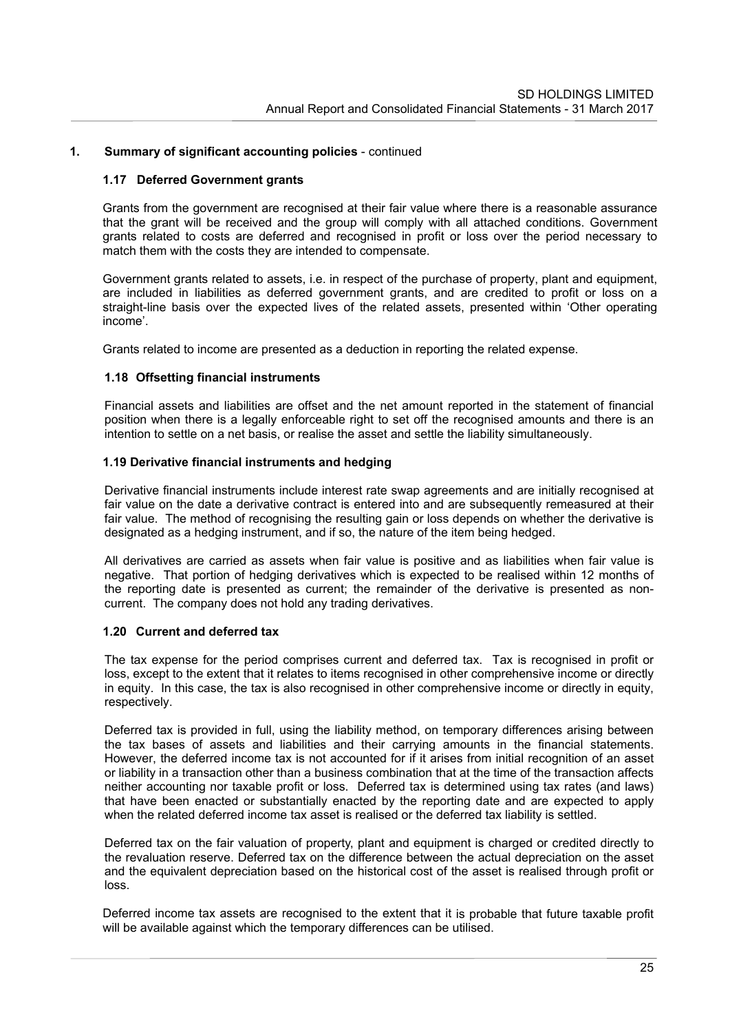## 1. Summary of significant accounting policies - continued

### 1.17 Deferred Government grants

Grants from the government are recognised at their fair value where there is a reasonable assurance that the grant will be received and the group will comply with all attached conditions. Government grants related to costs are deferred and recognised in profit or loss over the period necessary to match them with the costs they are intended to compensate.

Government grants related to assets, i.e. in respect of the purchase of property, plant and equipment, are included in liabilities as deferred government grants, and are credited to profit or loss on a straight-line basis over the expected lives of the related assets, presented within 'Other operating income'.

Grants related to income are presented as a deduction in reporting the related expense.

### 1.18 Offsetting financial instruments

Financial assets and liabilities are offset and the net amount reported in the statement of financial position when there is a legally enforceable right to set off the recognised amounts and there is an intention to settle on a net basis, or realise the asset and settle the liability simultaneously.

### 1.19 Derivative financial instruments and hedging

Derivative financial instruments include interest rate swap agreements and are initially recognised at fair value on the date a derivative contract is entered into and are subsequently remeasured at their fair value. The method of recognising the resulting gain or loss depends on whether the derivative is designated as a hedging instrument, and if so, the nature of the item being hedged.

All derivatives are carried as assets when fair value is positive and as liabilities when fair value is negative. That portion of hedging derivatives which is expected to be realised within 12 months of the reporting date is presented as current; the remainder of the derivative is presented as non-current. The company does not hold any trading derivatives.

### 1.20 Current and deferred tax

The tax expense for the period comprises current and deferred tax. Tax is recognised in profit or loss, except to the extent that it relates to items recognised in other comprehensive income or directly in equity. In this case, the tax is also recognised in other comprehensive income or directly in equity, respectively.

Deferred tax is provided in full, using the liability method, on temporary differences arising between the tax bases of assets and liabilities and their carrying amounts in the financial statements. However, the deferred income tax is not accounted for if it arises from initial recognition of an asset or liability in a transaction other than a business combination that at the time of the transaction affects neither accounting nor taxable profit or loss. Deferred tax is determined using tax rates (and laws) that have been enacted or substantially enacted by the reporting date and are expected to apply when the related deferred income tax asset is realised or the deferred tax liability is settled.

Deferred tax on the fair valuation of property, plant and equipment is charged or credited directly to the revaluation reserve. Deferred tax on the difference between the actual depreciation on the asset and the equivalent depreciation based on the historical cost of the asset is realised through profit or loss.

Deferred income tax assets are recognised to the extent that it is probable that future taxable profit will be available against which the temporary differences can be utilised.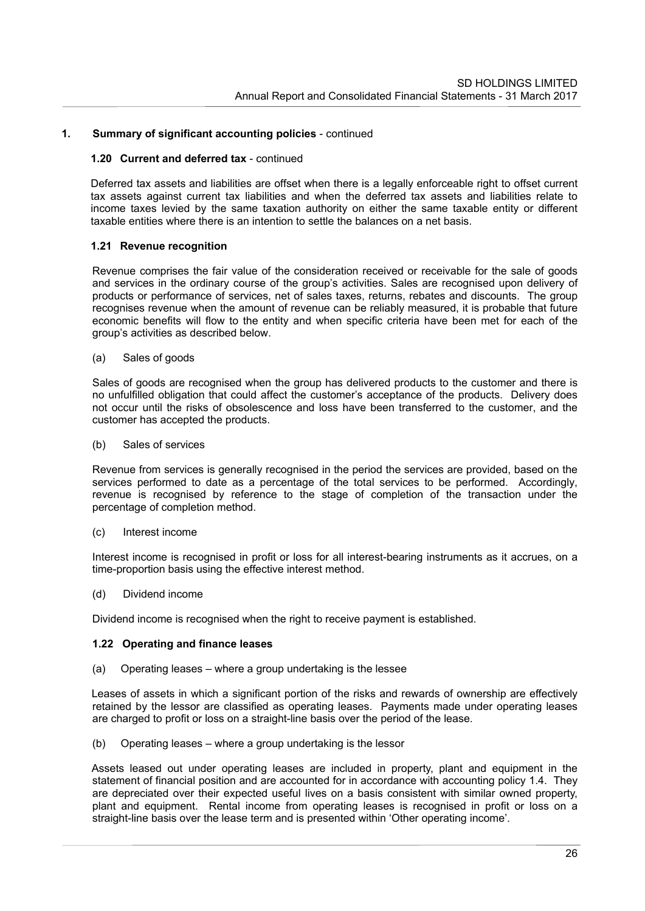## 1. Summary of significant accounting policies - continued

### 1.20 Current and deferred tax - continued

Deferred tax assets and liabilities are offset when there is a legally enforceable right to offset current tax assets against current tax liabilities and when the deferred tax assets and liabilities relate to income taxes levied by the same taxation authority on either the same taxable entity or different taxable entities where there is an intention to settle the balances on a net basis.

### 1.21 Revenue recognition

Revenue comprises the fair value of the consideration received or receivable for the sale of goods and services in the ordinary course of the group's activities. Sales are recognised upon delivery of products or performance of services, net of sales taxes, returns, rebates and discounts. The group recognises revenue when the amount of revenue can be reliably measured, it is probable that future economic benefits will flow to the entity and when specific criteria have been met for each of the group's activities as described below.

(a) Sales of goods

Sales of goods are recognised when the group has delivered products to the customer and there is no unfulfilled obligation that could affect the customer's acceptance of the products. Delivery does not occur until the risks of obsolescence and loss have been transferred to the customer, and the customer has accepted the products.

(b) Sales of services

Revenue from services is generally recognised in the period the services are provided, based on the services performed to date as a percentage of the total services to be performed. Accordingly, revenue is recognised by reference to the stage of completion of the transaction under the percentage of completion method.

(c) Interest income

Interest income is recognised in profit or loss for all interest-bearing instruments as it accrues, on a time-proportion basis using the effective interest method.

(d) Dividend income

Dividend income is recognised when the right to receive payment is established.

### 1.22 Operating and finance leases

(a) Operating leases – where a group undertaking is the lessee

Leases of assets in which a significant portion of the risks and rewards of ownership are effectively retained by the lessor are classified as operating leases. Payments made under operating leases are charged to profit or loss on a straight-line basis over the period of the lease.

(b) Operating leases – where a group undertaking is the lessor

Assets leased out under operating leases are included in property, plant and equipment in the statement of financial position and are accounted for in accordance with accounting policy 1.4. They are depreciated over their expected useful lives on a basis consistent with similar owned property, plant and equipment. Rental income from operating leases is recognised in profit or loss on a straight-line basis over the lease term and is presented within 'Other operating income'.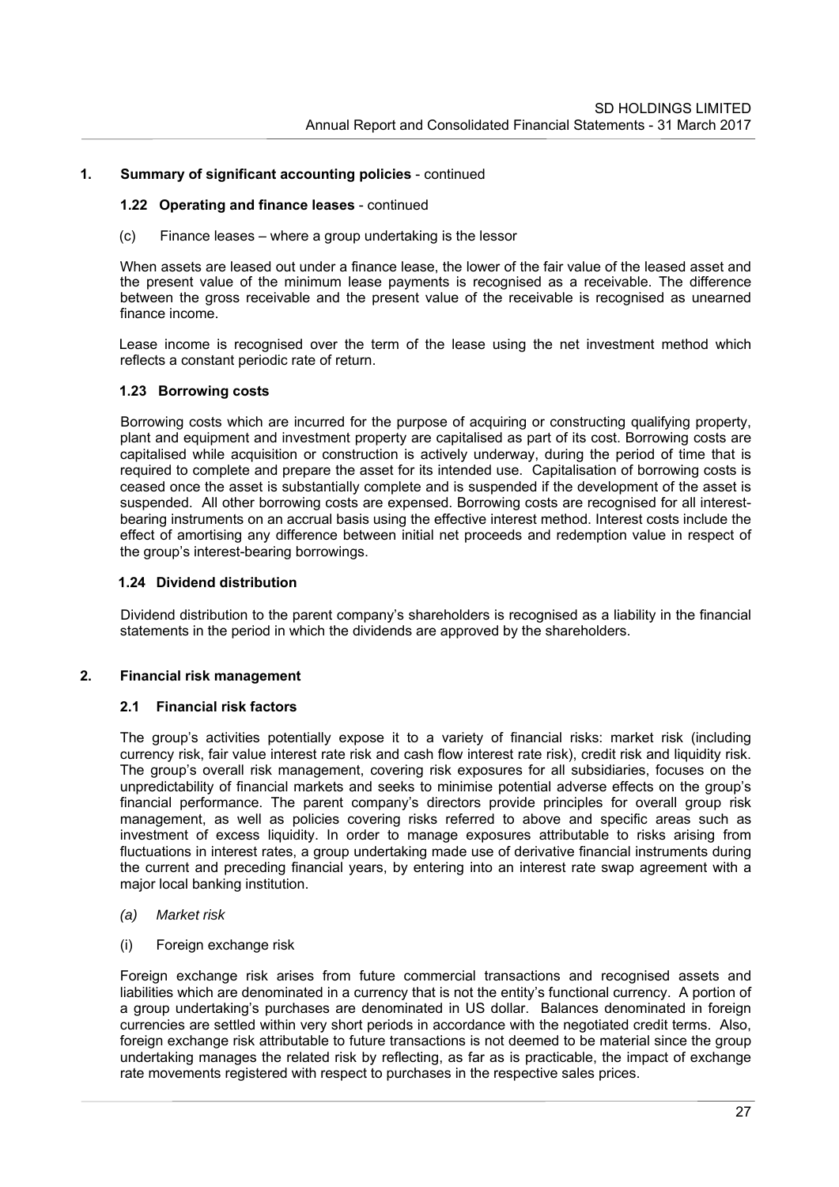## 1. Summary of significant accounting policies - continued

### 1.22 Operating and finance leases - continued

(c) Finance leases – where a group undertaking is the lessor

When assets are leased out under a finance lease, the lower of the fair value of the leased asset and the present value of the minimum lease payments is recognised as a receivable. The difference between the gross receivable and the present value of the receivable is recognised as unearned finance income.

Lease income is recognised over the term of the lease using the net investment method which reflects a constant periodic rate of return.

### 1.23 Borrowing costs

Borrowing costs which are incurred for the purpose of acquiring or constructing qualifying property, plant and equipment and investment property are capitalised as part of its cost. Borrowing costs are capitalised while acquisition or construction is actively underway, during the period of time that is required to complete and prepare the asset for its intended use. Capitalisation of borrowing costs is ceased once the asset is substantially complete and is suspended if the development of the asset is suspended. All other borrowing costs are expensed. Borrowing costs are recognised for all interest-bearing instruments on an accrual basis using the effective interest method. Interest costs include the effect of amortising any difference between initial net proceeds and redemption value in respect of the group's interest-bearing borrowings.

### 1.24 Dividend distribution

Dividend distribution to the parent company's shareholders is recognised as a liability in the financial statements in the period in which the dividends are approved by the shareholders.

## 2. Financial risk management

### 2.1 Financial risk factors

The group's activities potentially expose it to a variety of financial risks: market risk (including currency risk, fair value interest rate risk and cash flow interest rate risk), credit risk and liquidity risk. The group's overall risk management, covering risk exposures for all subsidiaries, focuses on the unpredictability of financial markets and seeks to minimise potential adverse effects on the group's financial performance. The parent company's directors provide principles for overall group risk management, as well as policies covering risks referred to above and specific areas such as investment of excess liquidity. In order to manage exposures attributable to risks arising from fluctuations in interest rates, a group undertaking made use of derivative financial instruments during the current and preceding financial years, by entering into an interest rate swap agreement with a major local banking institution.

*(a) Market risk*

(i) Foreign exchange risk

Foreign exchange risk arises from future commercial transactions and recognised assets and liabilities which are denominated in a currency that is not the entity's functional currency. A portion of a group undertaking's purchases are denominated in US dollar. Balances denominated in foreign currencies are settled within very short periods in accordance with the negotiated credit terms. Also, foreign exchange risk attributable to future transactions is not deemed to be material since the group undertaking manages the related risk by reflecting, as far as is practicable, the impact of exchange rate movements registered with respect to purchases in the respective sales prices.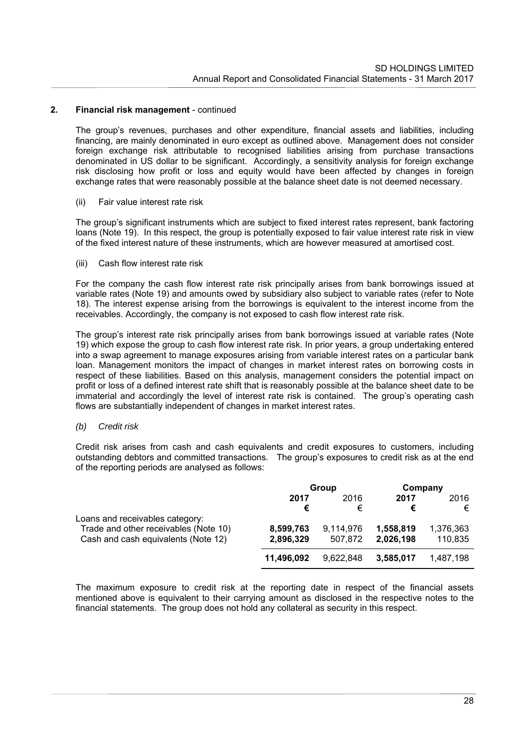## 2. Financial risk management - continued

The group's revenues, purchases and other expenditure, financial assets and liabilities, including financing, are mainly denominated in euro except as outlined above. Management does not consider foreign exchange risk attributable to recognised liabilities arising from purchase transactions denominated in US dollar to be significant. Accordingly, a sensitivity analysis for foreign exchange risk disclosing how profit or loss and equity would have been affected by changes in foreign exchange rates that were reasonably possible at the balance sheet date is not deemed necessary.

(ii) Fair value interest rate risk

The group's significant instruments which are subject to fixed interest rates represent, bank factoring loans (Note 19). In this respect, the group is potentially exposed to fair value interest rate risk in view of the fixed interest nature of these instruments, which are however measured at amortised cost.

(iii) Cash flow interest rate risk

For the company the cash flow interest rate risk principally arises from bank borrowings issued at variable rates (Note 19) and amounts owed by subsidiary also subject to variable rates (refer to Note 18). The interest expense arising from the borrowings is equivalent to the interest income from the receivables. Accordingly, the company is not exposed to cash flow interest rate risk.

The group's interest rate risk principally arises from bank borrowings issued at variable rates (Note 19) which expose the group to cash flow interest rate risk. In prior years, a group undertaking entered into a swap agreement to manage exposures arising from variable interest rates on a particular bank loan. Management monitors the impact of changes in market interest rates on borrowing costs in respect of these liabilities. Based on this analysis, management considers the potential impact on profit or loss of a defined interest rate shift that is reasonably possible at the balance sheet date to be immaterial and accordingly the level of interest rate risk is contained. The group's operating cash flows are substantially independent of changes in market interest rates.

*(b) Credit risk*

Credit risk arises from cash and cash equivalents and credit exposures to customers, including outstanding debtors and committed transactions. The group's exposures to credit risk as at the end of the reporting periods are analysed as follows:

| | Group | | Company | |
|---|---|---|---|---|
| | **2017** | 2016 | **2017** | 2016 |
| | **€** | € | **€** | € |
| Loans and receivables category: | | | | |
| Trade and other receivables (Note 10) | **8,599,763** | 9,114,976 | **1,558,819** | 1,376,363 |
| Cash and cash equivalents (Note 12) | **2,896,329** | 507,872 | **2,026,198** | 110,835 |
| | **11,496,092** | 9,622,848 | **3,585,017** | 1,487,198 |

The maximum exposure to credit risk at the reporting date in respect of the financial assets mentioned above is equivalent to their carrying amount as disclosed in the respective notes to the financial statements. The group does not hold any collateral as security in this respect.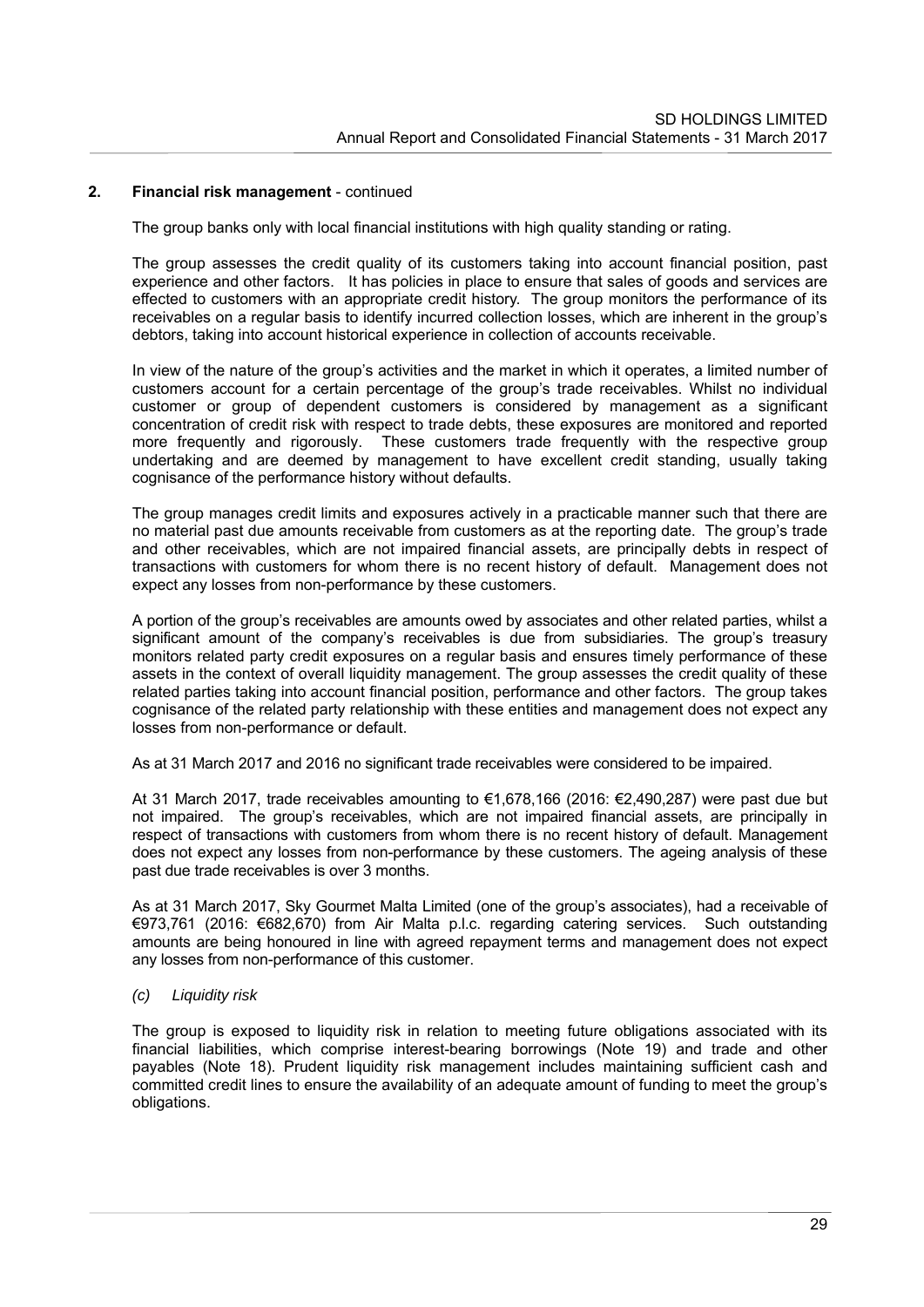## 2. Financial risk management - continued

The group banks only with local financial institutions with high quality standing or rating.

The group assesses the credit quality of its customers taking into account financial position, past experience and other factors. It has policies in place to ensure that sales of goods and services are effected to customers with an appropriate credit history. The group monitors the performance of its receivables on a regular basis to identify incurred collection losses, which are inherent in the group's debtors, taking into account historical experience in collection of accounts receivable.

In view of the nature of the group's activities and the market in which it operates, a limited number of customers account for a certain percentage of the group's trade receivables. Whilst no individual customer or group of dependent customers is considered by management as a significant concentration of credit risk with respect to trade debts, these exposures are monitored and reported more frequently and rigorously. These customers trade frequently with the respective group undertaking and are deemed by management to have excellent credit standing, usually taking cognisance of the performance history without defaults.

The group manages credit limits and exposures actively in a practicable manner such that there are no material past due amounts receivable from customers as at the reporting date. The group's trade and other receivables, which are not impaired financial assets, are principally debts in respect of transactions with customers for whom there is no recent history of default. Management does not expect any losses from non-performance by these customers.

A portion of the group's receivables are amounts owed by associates and other related parties, whilst a significant amount of the company's receivables is due from subsidiaries. The group's treasury monitors related party credit exposures on a regular basis and ensures timely performance of these assets in the context of overall liquidity management. The group assesses the credit quality of these related parties taking into account financial position, performance and other factors. The group takes cognisance of the related party relationship with these entities and management does not expect any losses from non-performance or default.

As at 31 March 2017 and 2016 no significant trade receivables were considered to be impaired.

At 31 March 2017, trade receivables amounting to €1,678,166 (2016: €2,490,287) were past due but not impaired. The group's receivables, which are not impaired financial assets, are principally in respect of transactions with customers from whom there is no recent history of default. Management does not expect any losses from non-performance by these customers. The ageing analysis of these past due trade receivables is over 3 months.

As at 31 March 2017, Sky Gourmet Malta Limited (one of the group's associates), had a receivable of €973,761 (2016: €682,670) from Air Malta p.l.c. regarding catering services. Such outstanding amounts are being honoured in line with agreed repayment terms and management does not expect any losses from non-performance of this customer.

### *(c) Liquidity risk*

The group is exposed to liquidity risk in relation to meeting future obligations associated with its financial liabilities, which comprise interest-bearing borrowings (Note 19) and trade and other payables (Note 18). Prudent liquidity risk management includes maintaining sufficient cash and committed credit lines to ensure the availability of an adequate amount of funding to meet the group's obligations.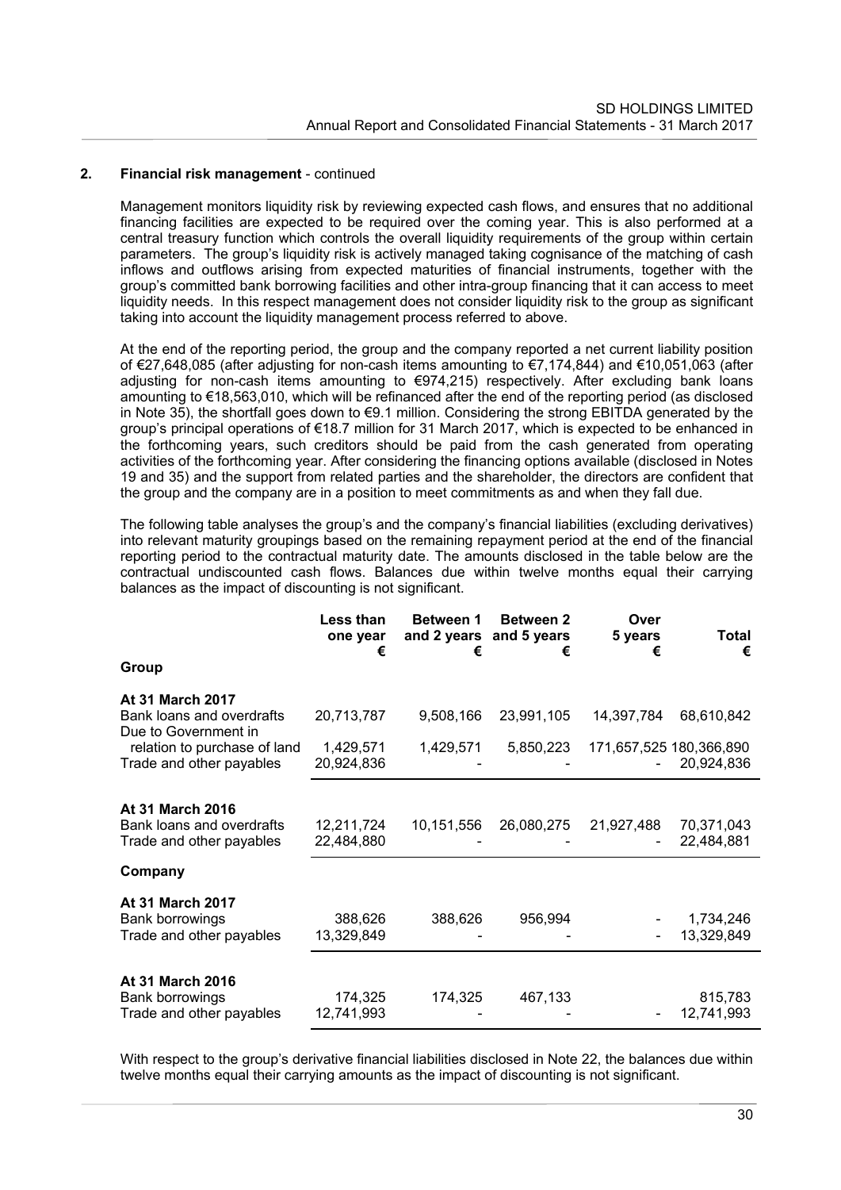## 2. Financial risk management - continued

Management monitors liquidity risk by reviewing expected cash flows, and ensures that no additional financing facilities are expected to be required over the coming year. This is also performed at a central treasury function which controls the overall liquidity requirements of the group within certain parameters. The group's liquidity risk is actively managed taking cognisance of the matching of cash inflows and outflows arising from expected maturities of financial instruments, together with the group's committed bank borrowing facilities and other intra-group financing that it can access to meet liquidity needs. In this respect management does not consider liquidity risk to the group as significant taking into account the liquidity management process referred to above.

At the end of the reporting period, the group and the company reported a net current liability position of €27,648,085 (after adjusting for non-cash items amounting to €7,174,844) and €10,051,063 (after adjusting for non-cash items amounting to €974,215) respectively. After excluding bank loans amounting to €18,563,010, which will be refinanced after the end of the reporting period (as disclosed in Note 35), the shortfall goes down to €9.1 million. Considering the strong EBITDA generated by the group's principal operations of €18.7 million for 31 March 2017, which is expected to be enhanced in the forthcoming years, such creditors should be paid from the cash generated from operating activities of the forthcoming year. After considering the financing options available (disclosed in Notes 19 and 35) and the support from related parties and the shareholder, the directors are confident that the group and the company are in a position to meet commitments as and when they fall due.

The following table analyses the group's and the company's financial liabilities (excluding derivatives) into relevant maturity groupings based on the remaining repayment period at the end of the financial reporting period to the contractual maturity date. The amounts disclosed in the table below are the contractual undiscounted cash flows. Balances due within twelve months equal their carrying balances as the impact of discounting is not significant.

| | Less than one year € | Between 1 and 2 years € | Between 2 and 5 years € | Over 5 years € | Total € |
|---|---|---|---|---|---|
| **Group** | | | | | |
| **At 31 March 2017** | | | | | |
| Bank loans and overdrafts | 20,713,787 | 9,508,166 | 23,991,105 | 14,397,784 | 68,610,842 |
| Due to Government in relation to purchase of land | 1,429,571 | 1,429,571 | 5,850,223 | 171,657,525 | 180,366,890 |
| Trade and other payables | 20,924,836 | - | - | - | 20,924,836 |
| **At 31 March 2016** | | | | | |
| Bank loans and overdrafts | 12,211,724 | 10,151,556 | 26,080,275 | 21,927,488 | 70,371,043 |
| Trade and other payables | 22,484,880 | - | - | - | 22,484,881 |
| **Company** | | | | | |
| **At 31 March 2017** | | | | | |
| Bank borrowings | 388,626 | 388,626 | 956,994 | - | 1,734,246 |
| Trade and other payables | 13,329,849 | - | - | - | 13,329,849 |
| **At 31 March 2016** | | | | | |
| Bank borrowings | 174,325 | 174,325 | 467,133 | | 815,783 |
| Trade and other payables | 12,741,993 | - | - | - | 12,741,993 |

With respect to the group's derivative financial liabilities disclosed in Note 22, the balances due within twelve months equal their carrying amounts as the impact of discounting is not significant.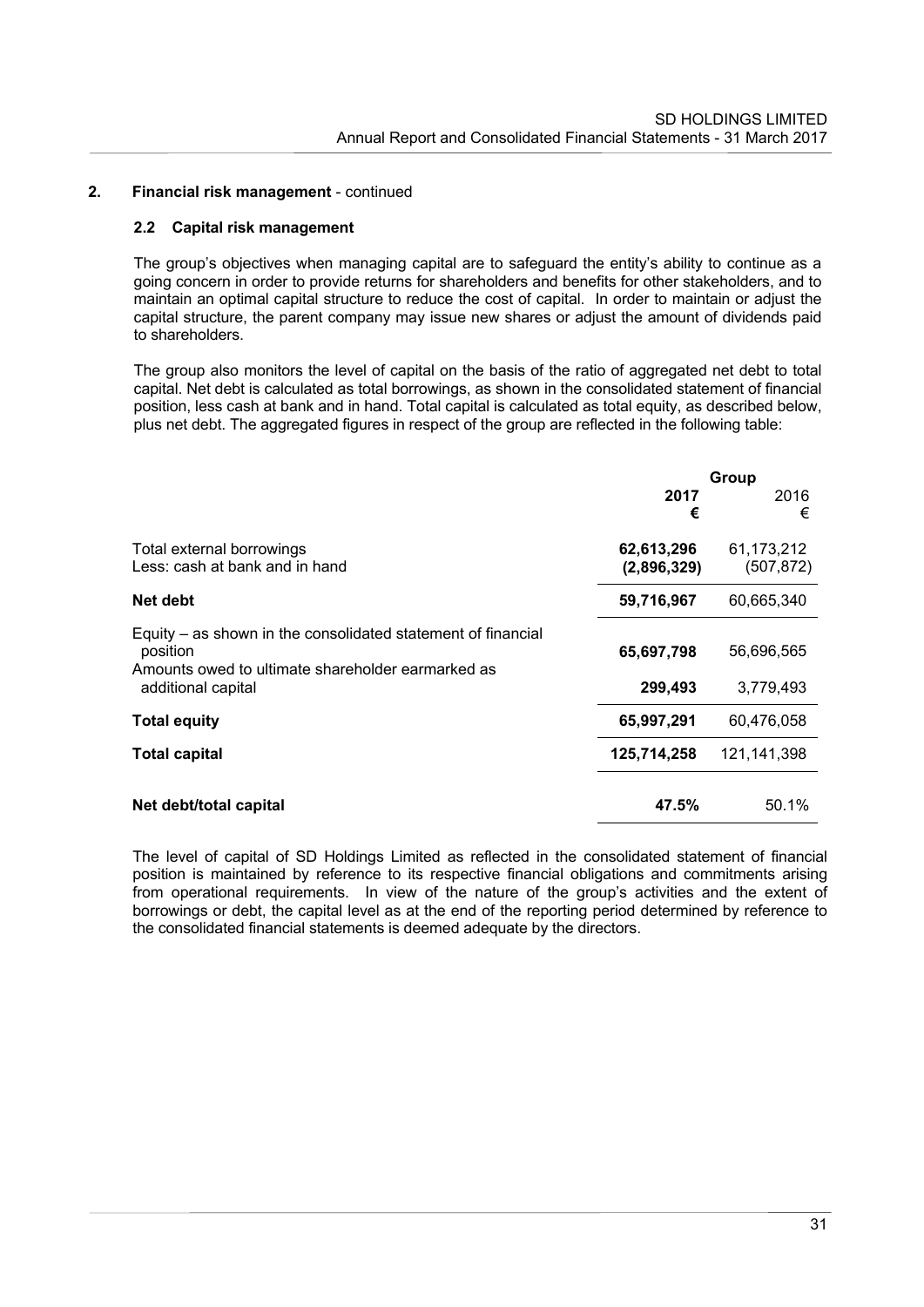## 2. Financial risk management - continued

### 2.2 Capital risk management

The group's objectives when managing capital are to safeguard the entity's ability to continue as a going concern in order to provide returns for shareholders and benefits for other stakeholders, and to maintain an optimal capital structure to reduce the cost of capital. In order to maintain or adjust the capital structure, the parent company may issue new shares or adjust the amount of dividends paid to shareholders.

The group also monitors the level of capital on the basis of the ratio of aggregated net debt to total capital. Net debt is calculated as total borrowings, as shown in the consolidated statement of financial position, less cash at bank and in hand. Total capital is calculated as total equity, as described below, plus net debt. The aggregated figures in respect of the group are reflected in the following table:

| | Group | |
|---|---|---|
| | **2017** | 2016 |
| | **€** | € |
| Total external borrowings | **62,613,296** | 61,173,212 |
| Less: cash at bank and in hand | **(2,896,329)** | (507,872) |
| **Net debt** | **59,716,967** | 60,665,340 |
| Equity – as shown in the consolidated statement of financial position | **65,697,798** | 56,696,565 |
| Amounts owed to ultimate shareholder earmarked as additional capital | **299,493** | 3,779,493 |
| **Total equity** | **65,997,291** | 60,476,058 |
| **Total capital** | **125,714,258** | 121,141,398 |
| **Net debt/total capital** | **47.5%** | 50.1% |

The level of capital of SD Holdings Limited as reflected in the consolidated statement of financial position is maintained by reference to its respective financial obligations and commitments arising from operational requirements. In view of the nature of the group's activities and the extent of borrowings or debt, the capital level as at the end of the reporting period determined by reference to the consolidated financial statements is deemed adequate by the directors.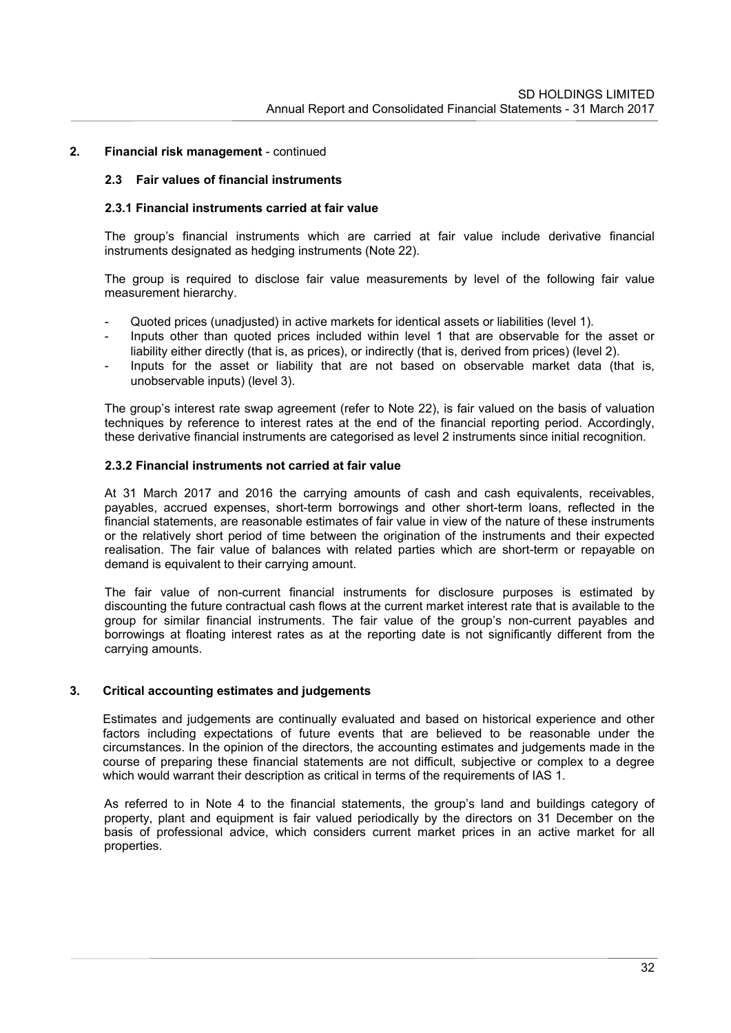## 2. Financial risk management - continued

### 2.3 Fair values of financial instruments

#### 2.3.1 Financial instruments carried at fair value

The group's financial instruments which are carried at fair value include derivative financial instruments designated as hedging instruments (Note 22).

The group is required to disclose fair value measurements by level of the following fair value measurement hierarchy.

- Quoted prices (unadjusted) in active markets for identical assets or liabilities (level 1).
- Inputs other than quoted prices included within level 1 that are observable for the asset or liability either directly (that is, as prices), or indirectly (that is, derived from prices) (level 2).
- Inputs for the asset or liability that are not based on observable market data (that is, unobservable inputs) (level 3).

The group's interest rate swap agreement (refer to Note 22), is fair valued on the basis of valuation techniques by reference to interest rates at the end of the financial reporting period. Accordingly, these derivative financial instruments are categorised as level 2 instruments since initial recognition.

#### 2.3.2 Financial instruments not carried at fair value

At 31 March 2017 and 2016 the carrying amounts of cash and cash equivalents, receivables, payables, accrued expenses, short-term borrowings and other short-term loans, reflected in the financial statements, are reasonable estimates of fair value in view of the nature of these instruments or the relatively short period of time between the origination of the instruments and their expected realisation. The fair value of balances with related parties which are short-term or repayable on demand is equivalent to their carrying amount.

The fair value of non-current financial instruments for disclosure purposes is estimated by discounting the future contractual cash flows at the current market interest rate that is available to the group for similar financial instruments. The fair value of the group's non-current payables and borrowings at floating interest rates as at the reporting date is not significantly different from the carrying amounts.

## 3. Critical accounting estimates and judgements

Estimates and judgements are continually evaluated and based on historical experience and other factors including expectations of future events that are believed to be reasonable under the circumstances. In the opinion of the directors, the accounting estimates and judgements made in the course of preparing these financial statements are not difficult, subjective or complex to a degree which would warrant their description as critical in terms of the requirements of IAS 1.

As referred to in Note 4 to the financial statements, the group's land and buildings category of property, plant and equipment is fair valued periodically by the directors on 31 December on the basis of professional advice, which considers current market prices in an active market for all properties.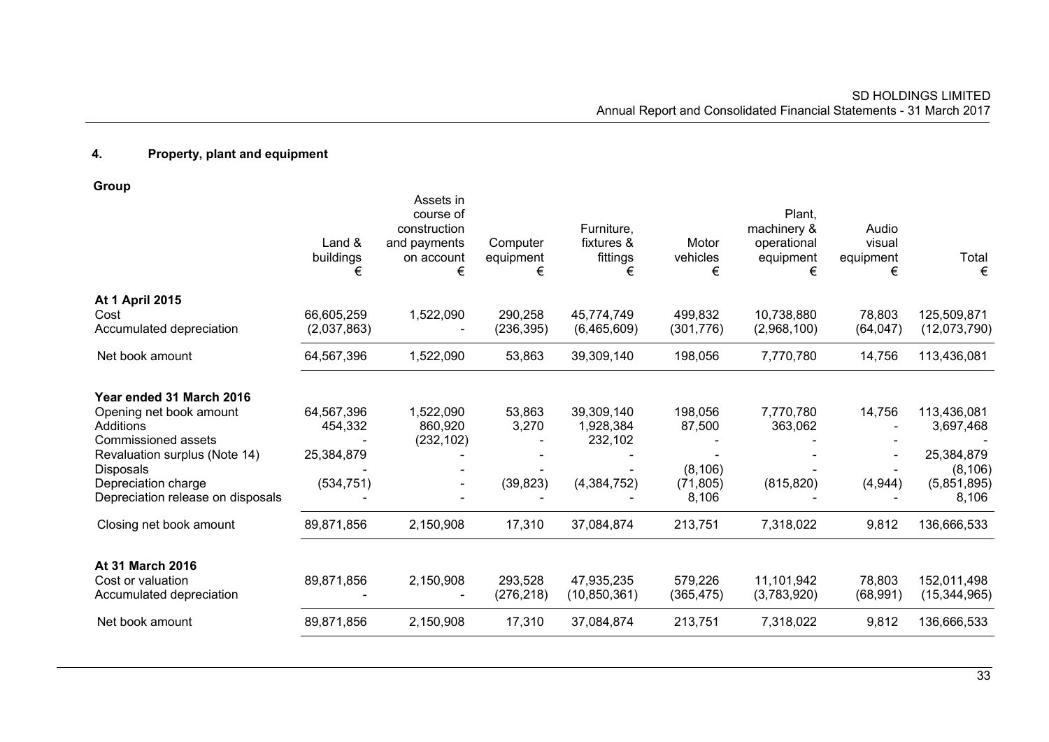## 4. Property, plant and equipment

**Group**

| | Land & buildings € | Assets in course of construction and payments on account € | Computer equipment € | Furniture, fixtures & fittings € | Motor vehicles € | Plant, machinery & operational equipment € | Audio visual equipment € | Total € |
|---|---|---|---|---|---|---|---|---|
| **At 1 April 2015** | | | | | | | | |
| Cost | 66,605,259 | 1,522,090 | 290,258 | 45,774,749 | 499,832 | 10,738,880 | 78,803 | 125,509,871 |
| Accumulated depreciation | (2,037,863) | - | (236,395) | (6,465,609) | (301,776) | (2,968,100) | (64,047) | (12,073,790) |
| Net book amount | 64,567,396 | 1,522,090 | 53,863 | 39,309,140 | 198,056 | 7,770,780 | 14,756 | 113,436,081 |
| **Year ended 31 March 2016** | | | | | | | | |
| Opening net book amount | 64,567,396 | 1,522,090 | 53,863 | 39,309,140 | 198,056 | 7,770,780 | 14,756 | 113,436,081 |
| Additions | 454,332 | 860,920 | 3,270 | 1,928,384 | 87,500 | 363,062 | - | 3,697,468 |
| Commissioned assets | - | (232,102) | - | 232,102 | - | - | - | - |
| Revaluation surplus (Note 14) | 25,384,879 | - | - | - | - | - | - | 25,384,879 |
| Disposals | - | - | - | - | (8,106) | - | - | (8,106) |
| Depreciation charge | (534,751) | - | (39,823) | (4,384,752) | (71,805) | (815,820) | (4,944) | (5,851,895) |
| Depreciation release on disposals | - | - | - | - | 8,106 | - | - | 8,106 |
| Closing net book amount | 89,871,856 | 2,150,908 | 17,310 | 37,084,874 | 213,751 | 7,318,022 | 9,812 | 136,666,533 |
| **At 31 March 2016** | | | | | | | | |
| Cost or valuation | 89,871,856 | 2,150,908 | 293,528 | 47,935,235 | 579,226 | 11,101,942 | 78,803 | 152,011,498 |
| Accumulated depreciation | - | - | (276,218) | (10,850,361) | (365,475) | (3,783,920) | (68,991) | (15,344,965) |
| Net book amount | 89,871,856 | 2,150,908 | 17,310 | 37,084,874 | 213,751 | 7,318,022 | 9,812 | 136,666,533 |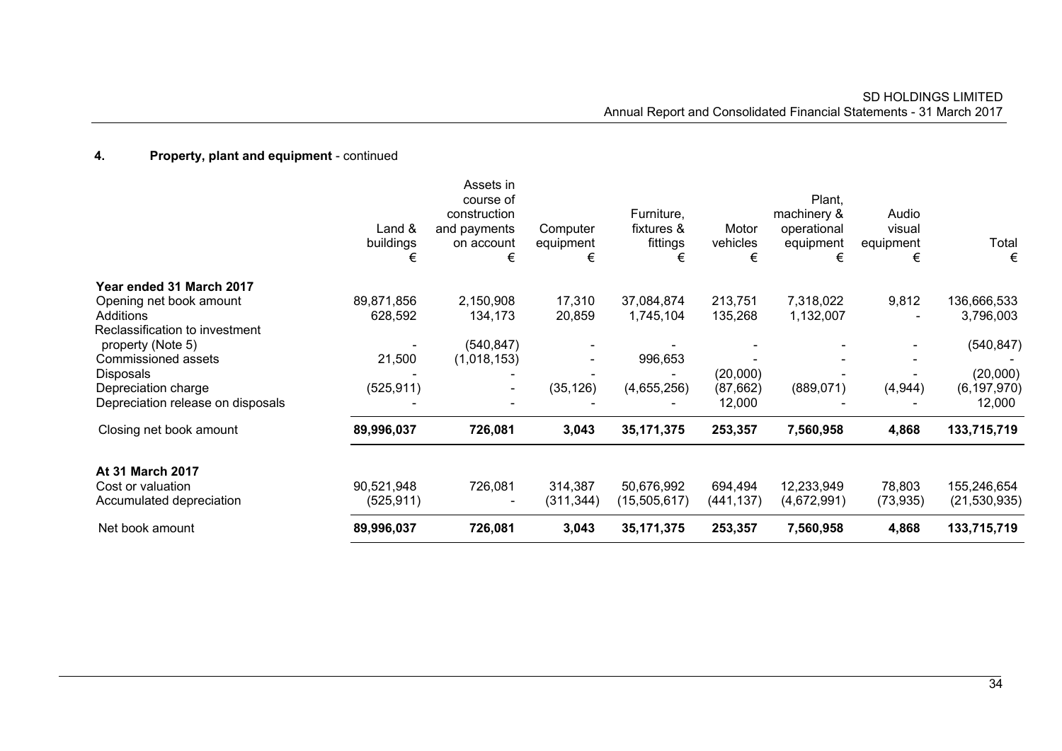## 4. Property, plant and equipment - continued

| | Land & buildings € | Assets in course of construction and payments on account € | Computer equipment € | Furniture, fixtures & fittings € | Motor vehicles € | Plant, machinery & operational equipment € | Audio visual equipment € | Total € |
|---|---|---|---|---|---|---|---|---|
| **Year ended 31 March 2017** | | | | | | | | |
| Opening net book amount | 89,871,856 | 2,150,908 | 17,310 | 37,084,874 | 213,751 | 7,318,022 | 9,812 | 136,666,533 |
| Additions | 628,592 | 134,173 | 20,859 | 1,745,104 | 135,268 | 1,132,007 | - | 3,796,003 |
| Reclassification to investment property (Note 5) | - | (540,847) | - | - | - | - | - | (540,847) |
| Commissioned assets | 21,500 | (1,018,153) | - | 996,653 | - | - | - | - |
| Disposals | - | - | - | - | (20,000) | - | - | (20,000) |
| Depreciation charge | (525,911) | - | (35,126) | (4,655,256) | (87,662) | (889,071) | (4,944) | (6,197,970) |
| Depreciation release on disposals | - | - | - | - | 12,000 | - | - | 12,000 |
| Closing net book amount | **89,996,037** | **726,081** | **3,043** | **35,171,375** | **253,357** | **7,560,958** | **4,868** | **133,715,719** |
| **At 31 March 2017** | | | | | | | | |
| Cost or valuation | 90,521,948 | 726,081 | 314,387 | 50,676,992 | 694,494 | 12,233,949 | 78,803 | 155,246,654 |
| Accumulated depreciation | (525,911) | - | (311,344) | (15,505,617) | (441,137) | (4,672,991) | (73,935) | (21,530,935) |
| Net book amount | **89,996,037** | **726,081** | **3,043** | **35,171,375** | **253,357** | **7,560,958** | **4,868** | **133,715,719** |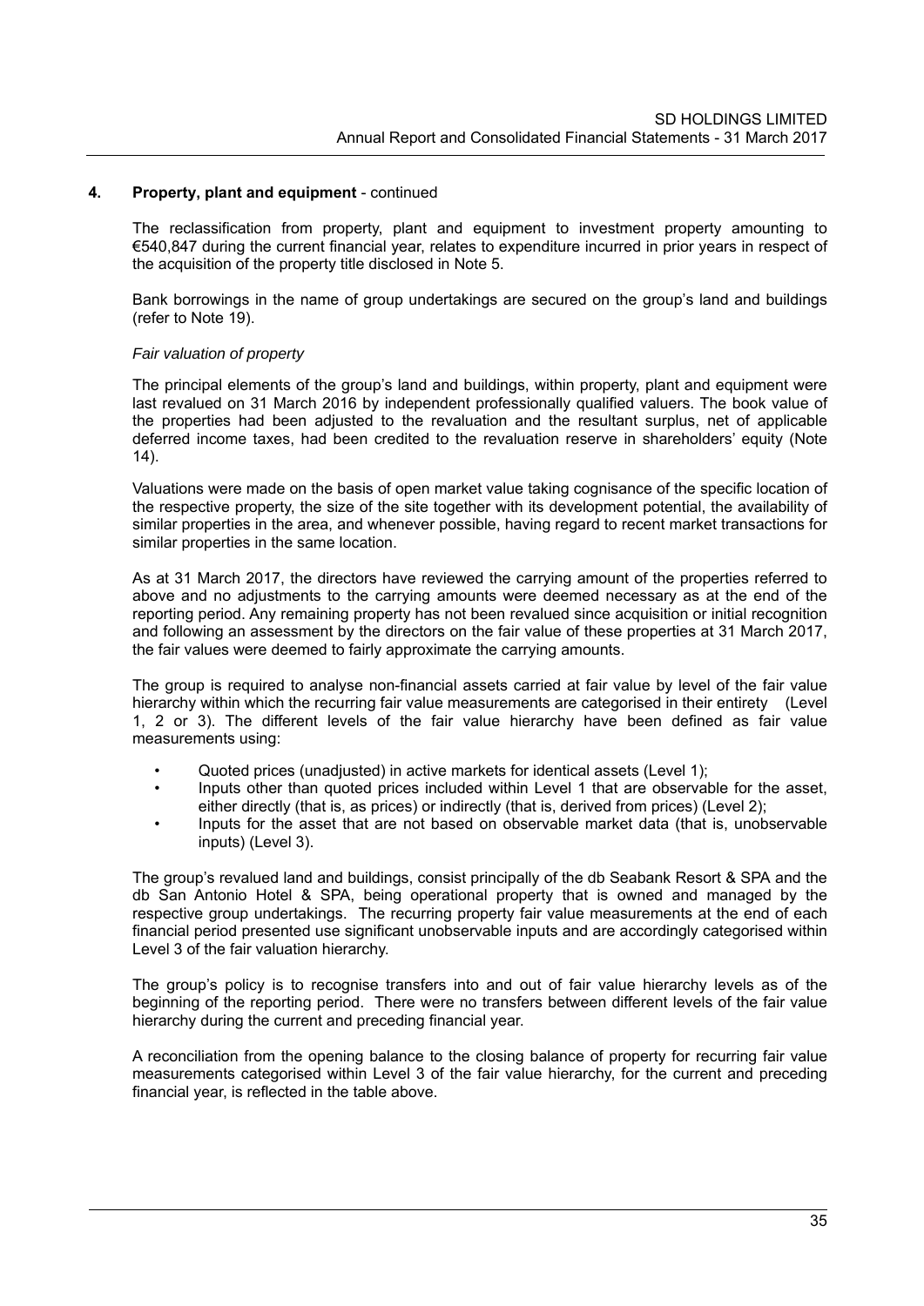## 4. Property, plant and equipment - continued

The reclassification from property, plant and equipment to investment property amounting to €540,847 during the current financial year, relates to expenditure incurred in prior years in respect of the acquisition of the property title disclosed in Note 5.

Bank borrowings in the name of group undertakings are secured on the group's land and buildings (refer to Note 19).

*Fair valuation of property*

The principal elements of the group's land and buildings, within property, plant and equipment were last revalued on 31 March 2016 by independent professionally qualified valuers. The book value of the properties had been adjusted to the revaluation and the resultant surplus, net of applicable deferred income taxes, had been credited to the revaluation reserve in shareholders' equity (Note 14).

Valuations were made on the basis of open market value taking cognisance of the specific location of the respective property, the size of the site together with its development potential, the availability of similar properties in the area, and whenever possible, having regard to recent market transactions for similar properties in the same location.

As at 31 March 2017, the directors have reviewed the carrying amount of the properties referred to above and no adjustments to the carrying amounts were deemed necessary as at the end of the reporting period. Any remaining property has not been revalued since acquisition or initial recognition and following an assessment by the directors on the fair value of these properties at 31 March 2017, the fair values were deemed to fairly approximate the carrying amounts.

The group is required to analyse non-financial assets carried at fair value by level of the fair value hierarchy within which the recurring fair value measurements are categorised in their entirety (Level 1, 2 or 3). The different levels of the fair value hierarchy have been defined as fair value measurements using:

- Quoted prices (unadjusted) in active markets for identical assets (Level 1);
- Inputs other than quoted prices included within Level 1 that are observable for the asset, either directly (that is, as prices) or indirectly (that is, derived from prices) (Level 2);
- Inputs for the asset that are not based on observable market data (that is, unobservable inputs) (Level 3).

The group's revalued land and buildings, consist principally of the db Seabank Resort & SPA and the db San Antonio Hotel & SPA, being operational property that is owned and managed by the respective group undertakings. The recurring property fair value measurements at the end of each financial period presented use significant unobservable inputs and are accordingly categorised within Level 3 of the fair valuation hierarchy.

The group's policy is to recognise transfers into and out of fair value hierarchy levels as of the beginning of the reporting period. There were no transfers between different levels of the fair value hierarchy during the current and preceding financial year.

A reconciliation from the opening balance to the closing balance of property for recurring fair value measurements categorised within Level 3 of the fair value hierarchy, for the current and preceding financial year, is reflected in the table above.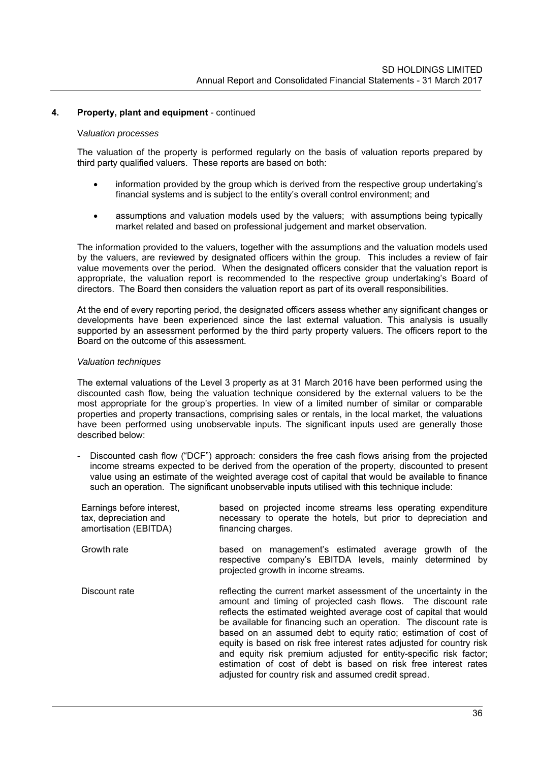## 4. Property, plant and equipment - continued

*Valuation processes*

The valuation of the property is performed regularly on the basis of valuation reports prepared by third party qualified valuers. These reports are based on both:

- information provided by the group which is derived from the respective group undertaking's financial systems and is subject to the entity's overall control environment; and
- assumptions and valuation models used by the valuers; with assumptions being typically market related and based on professional judgement and market observation.

The information provided to the valuers, together with the assumptions and the valuation models used by the valuers, are reviewed by designated officers within the group. This includes a review of fair value movements over the period. When the designated officers consider that the valuation report is appropriate, the valuation report is recommended to the respective group undertaking's Board of directors. The Board then considers the valuation report as part of its overall responsibilities.

At the end of every reporting period, the designated officers assess whether any significant changes or developments have been experienced since the last external valuation. This analysis is usually supported by an assessment performed by the third party property valuers. The officers report to the Board on the outcome of this assessment.

*Valuation techniques*

The external valuations of the Level 3 property as at 31 March 2016 have been performed using the discounted cash flow, being the valuation technique considered by the external valuers to be the most appropriate for the group's properties. In view of a limited number of similar or comparable properties and property transactions, comprising sales or rentals, in the local market, the valuations have been performed using unobservable inputs. The significant inputs used are generally those described below:

- Discounted cash flow ("DCF") approach: considers the free cash flows arising from the projected income streams expected to be derived from the operation of the property, discounted to present value using an estimate of the weighted average cost of capital that would be available to finance such an operation. The significant unobservable inputs utilised with this technique include:

| | |
|---|---|
| Earnings before interest, tax, depreciation and amortisation (EBITDA) | based on projected income streams less operating expenditure necessary to operate the hotels, but prior to depreciation and financing charges. |
| Growth rate | based on management's estimated average growth of the respective company's EBITDA levels, mainly determined by projected growth in income streams. |
| Discount rate | reflecting the current market assessment of the uncertainty in the amount and timing of projected cash flows. The discount rate reflects the estimated weighted average cost of capital that would be available for financing such an operation. The discount rate is based on an assumed debt to equity ratio; estimation of cost of equity is based on risk free interest rates adjusted for country risk and equity risk premium adjusted for entity-specific risk factor; estimation of cost of debt is based on risk free interest rates adjusted for country risk and assumed credit spread. |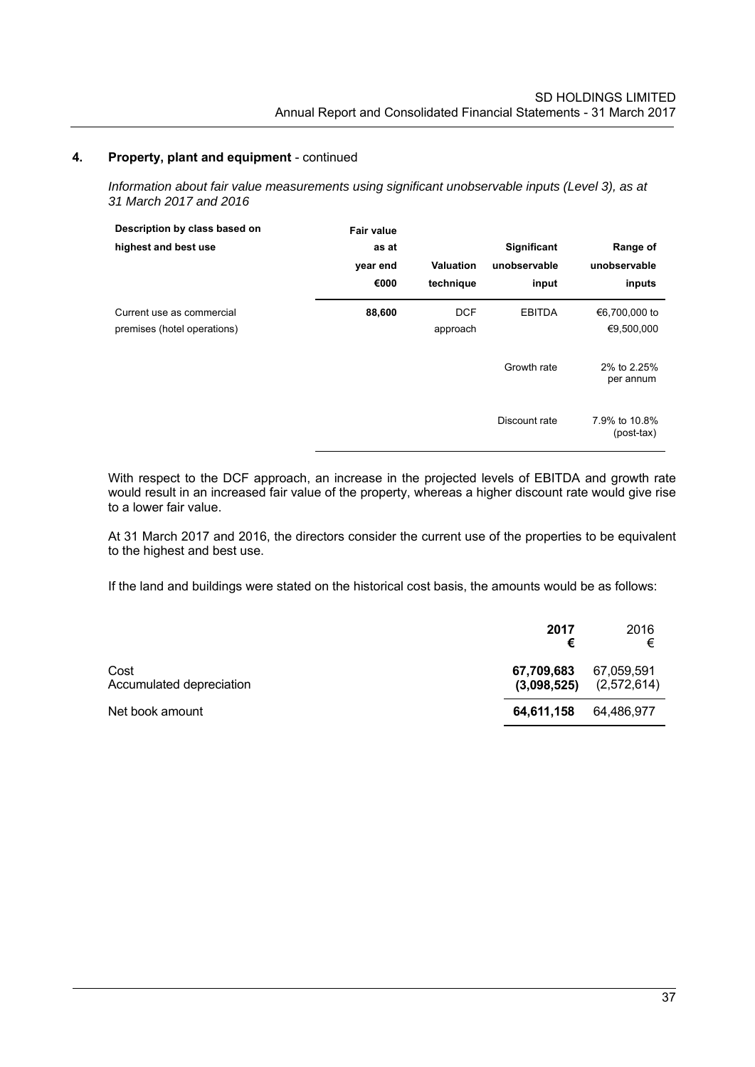## 4. Property, plant and equipment - continued

*Information about fair value measurements using significant unobservable inputs (Level 3), as at 31 March 2017 and 2016*

| Description by class based on highest and best use | Fair value as at year end €000 | Valuation technique | Significant unobservable input | Range of unobservable inputs |
|---|---|---|---|---|
| Current use as commercial premises (hotel operations) | **88,600** | DCF approach | EBITDA | €6,700,000 to €9,500,000 |
| | | | Growth rate | 2% to 2.25% per annum |
| | | | Discount rate | 7.9% to 10.8% (post-tax) |

With respect to the DCF approach, an increase in the projected levels of EBITDA and growth rate would result in an increased fair value of the property, whereas a higher discount rate would give rise to a lower fair value.

At 31 March 2017 and 2016, the directors consider the current use of the properties to be equivalent to the highest and best use.

If the land and buildings were stated on the historical cost basis, the amounts would be as follows:

| | 2017 € | 2016 € |
|---|---|---|
| Cost | **67,709,683** | 67,059,591 |
| Accumulated depreciation | **(3,098,525)** | (2,572,614) |
| Net book amount | **64,611,158** | 64,486,977 |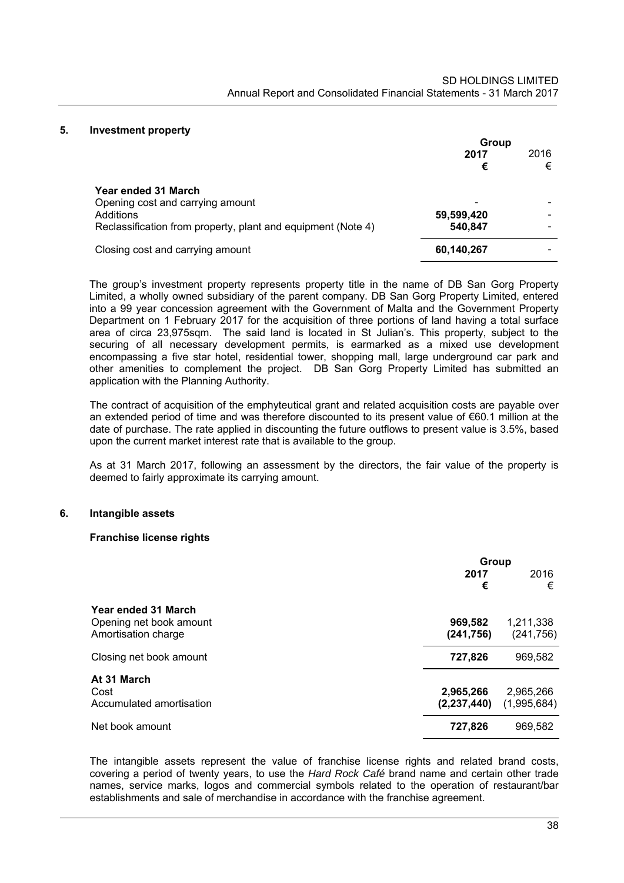## 5. Investment property

| | Group | |
|---|---|---|
| | **2017** | 2016 |
| | **€** | € |
| **Year ended 31 March** | | |
| Opening cost and carrying amount | - | - |
| Additions | **59,599,420** | - |
| Reclassification from property, plant and equipment (Note 4) | **540,847** | - |
| Closing cost and carrying amount | **60,140,267** | - |

The group's investment property represents property title in the name of DB San Gorg Property Limited, a wholly owned subsidiary of the parent company. DB San Gorg Property Limited, entered into a 99 year concession agreement with the Government of Malta and the Government Property Department on 1 February 2017 for the acquisition of three portions of land having a total surface area of circa 23,975sqm. The said land is located in St Julian's. This property, subject to the securing of all necessary development permits, is earmarked as a mixed use development encompassing a five star hotel, residential tower, shopping mall, large underground car park and other amenities to complement the project. DB San Gorg Property Limited has submitted an application with the Planning Authority.

The contract of acquisition of the emphyteutical grant and related acquisition costs are payable over an extended period of time and was therefore discounted to its present value of €60.1 million at the date of purchase. The rate applied in discounting the future outflows to present value is 3.5%, based upon the current market interest rate that is available to the group.

As at 31 March 2017, following an assessment by the directors, the fair value of the property is deemed to fairly approximate its carrying amount.

## 6. Intangible assets

### Franchise license rights

| | Group | |
|---|---|---|
| | **2017** | 2016 |
| | **€** | € |
| **Year ended 31 March** | | |
| Opening net book amount | **969,582** | 1,211,338 |
| Amortisation charge | **(241,756)** | (241,756) |
| Closing net book amount | **727,826** | 969,582 |
| **At 31 March** | | |
| Cost | **2,965,266** | 2,965,266 |
| Accumulated amortisation | **(2,237,440)** | (1,995,684) |
| Net book amount | **727,826** | 969,582 |

The intangible assets represent the value of franchise license rights and related brand costs, covering a period of twenty years, to use the *Hard Rock Café* brand name and certain other trade names, service marks, logos and commercial symbols related to the operation of restaurant/bar establishments and sale of merchandise in accordance with the franchise agreement.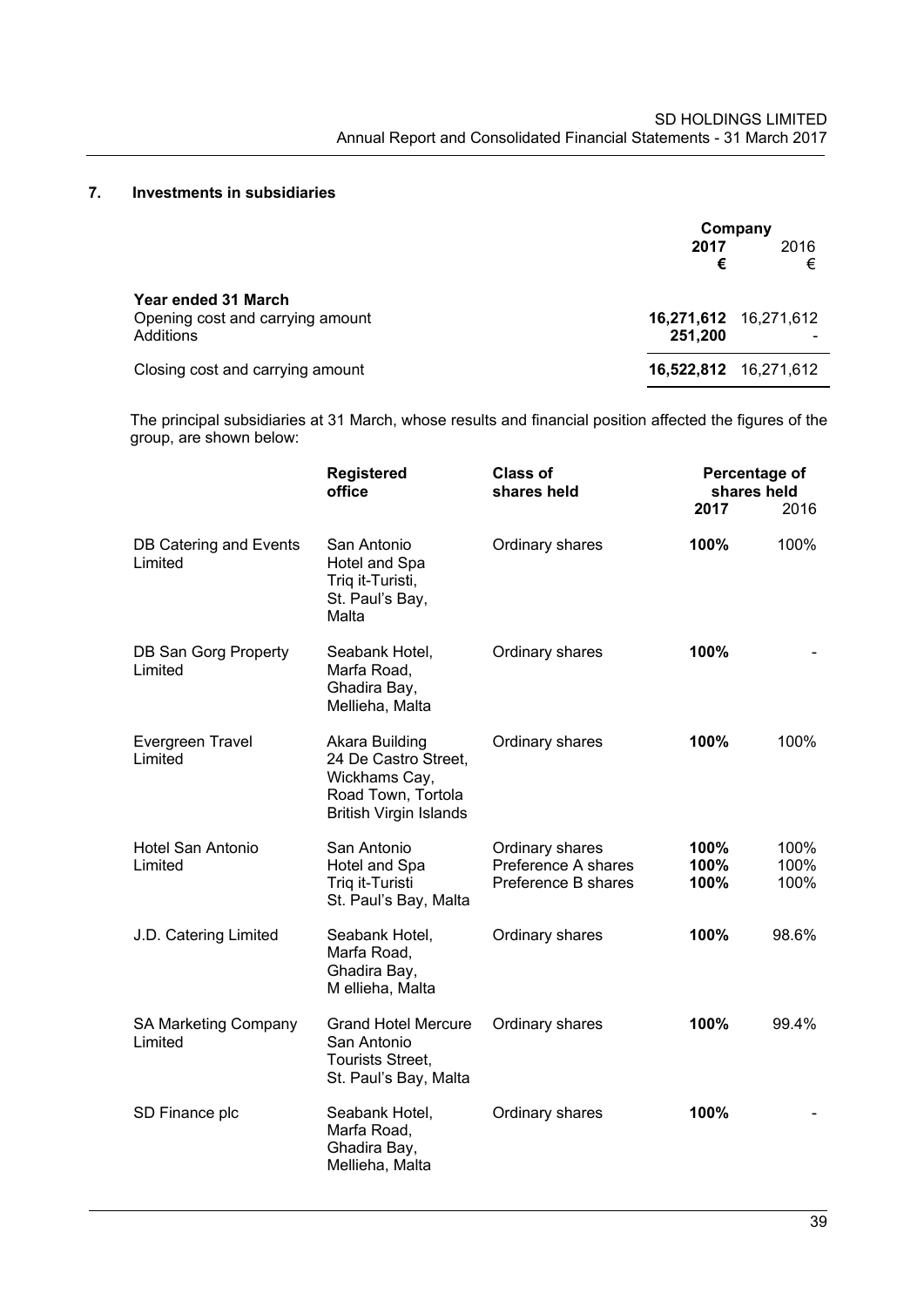## 7. Investments in subsidiaries

| | Company | |
|---|---|---|
| | **2017** | 2016 |
| | **€** | € |
| **Year ended 31 March** | | |
| Opening cost and carrying amount | **16,271,612** | 16,271,612 |
| Additions | **251,200** | - |
| Closing cost and carrying amount | **16,522,812** | 16,271,612 |

The principal subsidiaries at 31 March, whose results and financial position affected the figures of the group, are shown below:

| | Registered office | Class of shares held | Percentage of shares held | |
|---|---|---|---|---|
| | | | **2017** | 2016 |
| DB Catering and Events Limited | San Antonio Hotel and Spa Triq it-Turisti, St. Paul's Bay, Malta | Ordinary shares | **100%** | 100% |
| DB San Gorg Property Limited | Seabank Hotel, Marfa Road, Ghadira Bay, Mellieha, Malta | Ordinary shares | **100%** | - |
| Evergreen Travel Limited | Akara Building 24 De Castro Street, Wickhams Cay, Road Town, Tortola British Virgin Islands | Ordinary shares | **100%** | 100% |
| Hotel San Antonio Limited | San Antonio Hotel and Spa Triq it-Turisti St. Paul's Bay, Malta | Ordinary shares | **100%** | 100% |
| | | Preference A shares | **100%** | 100% |
| | | Preference B shares | **100%** | 100% |
| J.D. Catering Limited | Seabank Hotel, Marfa Road, Ghadira Bay, M ellieha, Malta | Ordinary shares | **100%** | 98.6% |
| SA Marketing Company Limited | Grand Hotel Mercure San Antonio Tourists Street, St. Paul's Bay, Malta | Ordinary shares | **100%** | 99.4% |
| SD Finance plc | Seabank Hotel, Marfa Road, Ghadira Bay, Mellieha, Malta | Ordinary shares | **100%** | - |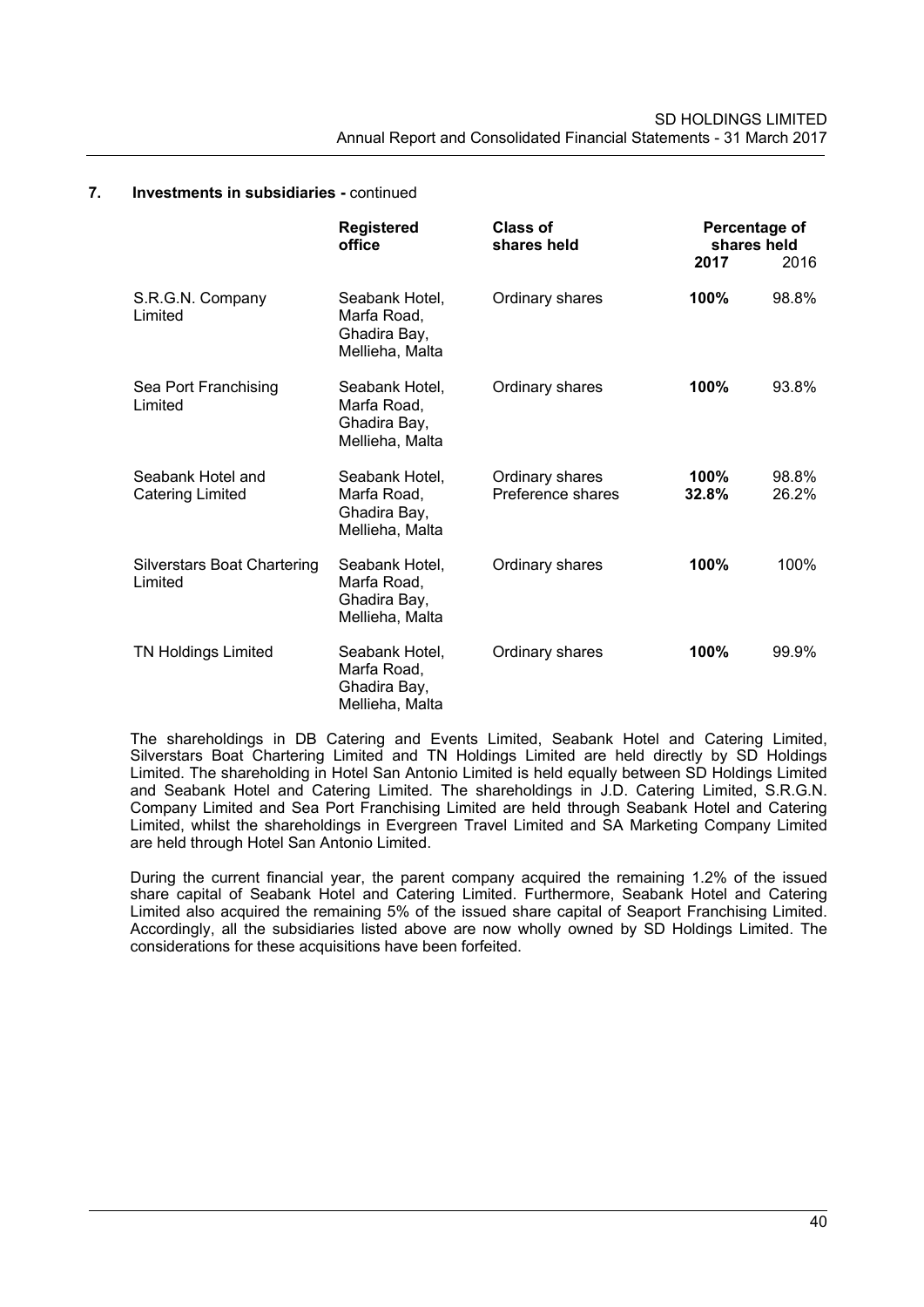## 7. Investments in subsidiaries - continued

| | Registered office | Class of shares held | Percentage of shares held | |
|---|---|---|---|---|
| | | | **2017** | 2016 |
| S.R.G.N. Company Limited | Seabank Hotel, Marfa Road, Ghadira Bay, Mellieha, Malta | Ordinary shares | **100%** | 98.8% |
| Sea Port Franchising Limited | Seabank Hotel, Marfa Road, Ghadira Bay, Mellieha, Malta | Ordinary shares | **100%** | 93.8% |
| Seabank Hotel and Catering Limited | Seabank Hotel, Marfa Road, Ghadira Bay, Mellieha, Malta | Ordinary shares | **100%** | 98.8% |
| | | Preference shares | **32.8%** | 26.2% |
| Silverstars Boat Chartering Limited | Seabank Hotel, Marfa Road, Ghadira Bay, Mellieha, Malta | Ordinary shares | **100%** | 100% |
| TN Holdings Limited | Seabank Hotel, Marfa Road, Ghadira Bay, Mellieha, Malta | Ordinary shares | **100%** | 99.9% |

The shareholdings in DB Catering and Events Limited, Seabank Hotel and Catering Limited, Silverstars Boat Chartering Limited and TN Holdings Limited are held directly by SD Holdings Limited. The shareholding in Hotel San Antonio Limited is held equally between SD Holdings Limited and Seabank Hotel and Catering Limited. The shareholdings in J.D. Catering Limited, S.R.G.N. Company Limited and Sea Port Franchising Limited are held through Seabank Hotel and Catering Limited, whilst the shareholdings in Evergreen Travel Limited and SA Marketing Company Limited are held through Hotel San Antonio Limited.

During the current financial year, the parent company acquired the remaining 1.2% of the issued share capital of Seabank Hotel and Catering Limited. Furthermore, Seabank Hotel and Catering Limited also acquired the remaining 5% of the issued share capital of Seaport Franchising Limited. Accordingly, all the subsidiaries listed above are now wholly owned by SD Holdings Limited. The considerations for these acquisitions have been forfeited.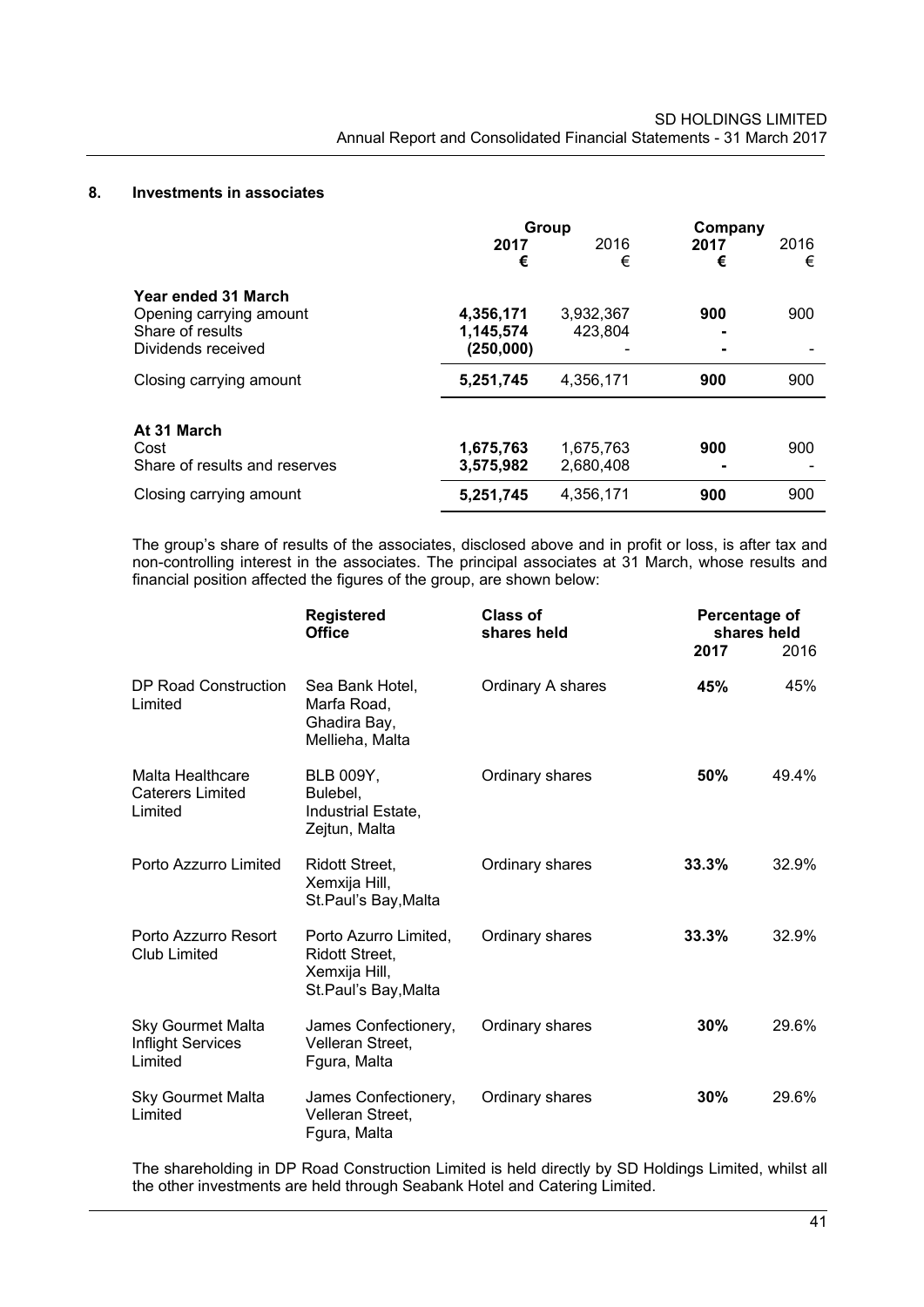## 8. Investments in associates

| | Group | | Company | |
|---|---|---|---|---|
| | **2017** | 2016 | **2017** | 2016 |
| | **€** | € | **€** | € |
| **Year ended 31 March** | | | | |
| Opening carrying amount | **4,356,171** | 3,932,367 | **900** | 900 |
| Share of results | **1,145,574** | 423,804 | **-** | |
| Dividends received | **(250,000)** | - | **-** | - |
| Closing carrying amount | **5,251,745** | 4,356,171 | **900** | 900 |
| **At 31 March** | | | | |
| Cost | **1,675,763** | 1,675,763 | **900** | 900 |
| Share of results and reserves | **3,575,982** | 2,680,408 | **-** | - |
| Closing carrying amount | **5,251,745** | 4,356,171 | **900** | 900 |

The group's share of results of the associates, disclosed above and in profit or loss, is after tax and non-controlling interest in the associates. The principal associates at 31 March, whose results and financial position affected the figures of the group, are shown below:

| | **Registered Office** | **Class of shares held** | **Percentage of shares held** | |
|---|---|---|---|---|
| | | | **2017** | 2016 |
| DP Road Construction Limited | Sea Bank Hotel, Marfa Road, Ghadira Bay, Mellieha, Malta | Ordinary A shares | **45%** | 45% |
| Malta Healthcare Caterers Limited | BLB 009Y, Bulebel, Industrial Estate, Zejtun, Malta | Ordinary shares | **50%** | 49.4% |
| Porto Azzurro Limited | Ridott Street, Xemxija Hill, St.Paul's Bay,Malta | Ordinary shares | **33.3%** | 32.9% |
| Porto Azzurro Resort Club Limited | Porto Azurro Limited, Ridott Street, Xemxija Hill, St.Paul's Bay,Malta | Ordinary shares | **33.3%** | 32.9% |
| Sky Gourmet Malta Inflight Services Limited | James Confectionery, Velleran Street, Fgura, Malta | Ordinary shares | **30%** | 29.6% |
| Sky Gourmet Malta Limited | James Confectionery, Velleran Street, Fgura, Malta | Ordinary shares | **30%** | 29.6% |

The shareholding in DP Road Construction Limited is held directly by SD Holdings Limited, whilst all the other investments are held through Seabank Hotel and Catering Limited.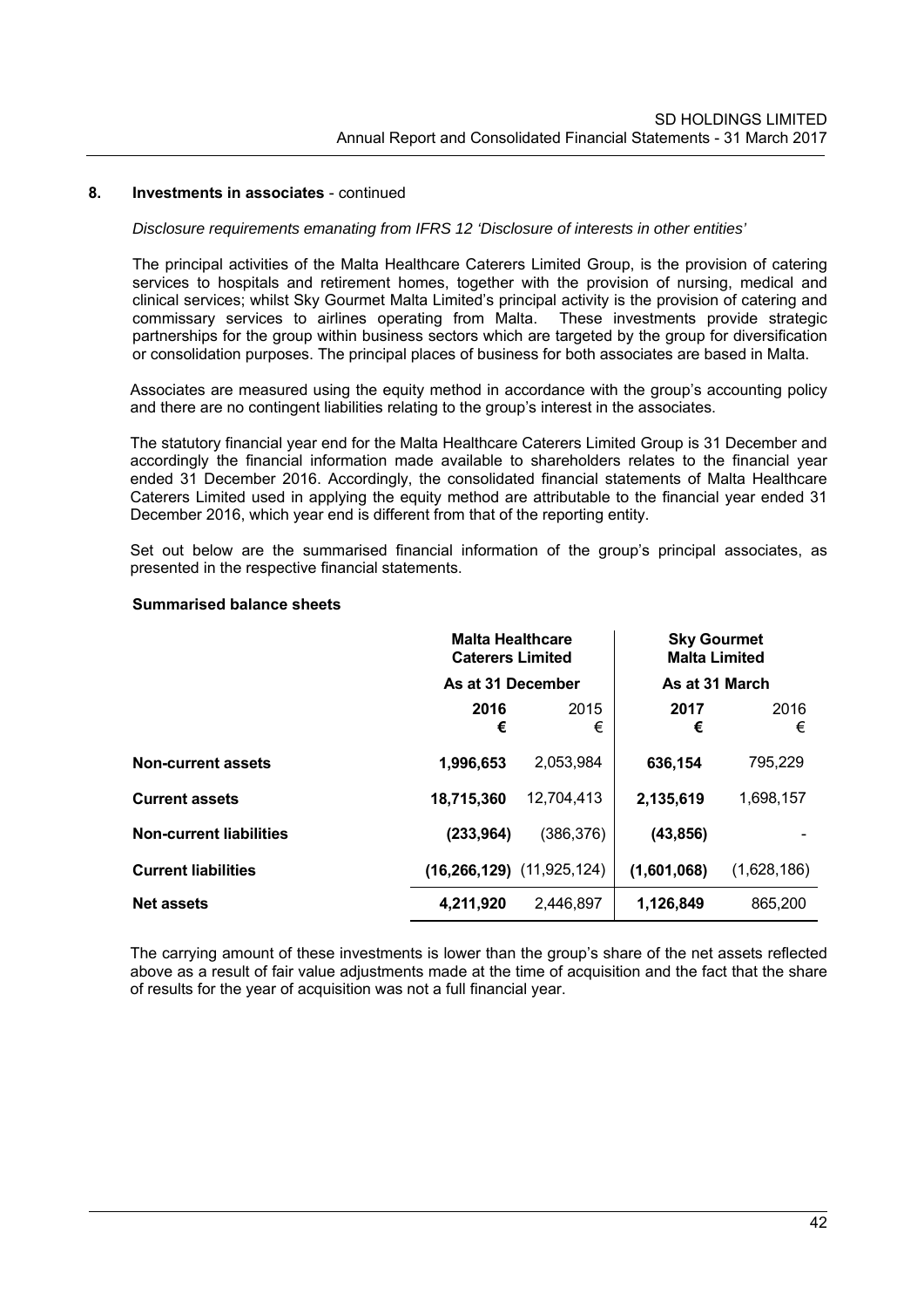## 8. Investments in associates - continued

*Disclosure requirements emanating from IFRS 12 'Disclosure of interests in other entities'*

The principal activities of the Malta Healthcare Caterers Limited Group, is the provision of catering services to hospitals and retirement homes, together with the provision of nursing, medical and clinical services; whilst Sky Gourmet Malta Limited's principal activity is the provision of catering and commissary services to airlines operating from Malta. These investments provide strategic partnerships for the group within business sectors which are targeted by the group for diversification or consolidation purposes. The principal places of business for both associates are based in Malta.

Associates are measured using the equity method in accordance with the group's accounting policy and there are no contingent liabilities relating to the group's interest in the associates.

The statutory financial year end for the Malta Healthcare Caterers Limited Group is 31 December and accordingly the financial information made available to shareholders relates to the financial year ended 31 December 2016. Accordingly, the consolidated financial statements of Malta Healthcare Caterers Limited used in applying the equity method are attributable to the financial year ended 31 December 2016, which year end is different from that of the reporting entity.

Set out below are the summarised financial information of the group's principal associates, as presented in the respective financial statements.

**Summarised balance sheets**

| | **Malta Healthcare Caterers Limited** | | **Sky Gourmet Malta Limited** | |
|---|---|---|---|---|
| | **As at 31 December** | | **As at 31 March** | |
| | **2016 €** | 2015 € | **2017 €** | 2016 € |
| **Non-current assets** | **1,996,653** | 2,053,984 | **636,154** | 795,229 |
| **Current assets** | **18,715,360** | 12,704,413 | **2,135,619** | 1,698,157 |
| **Non-current liabilities** | **(233,964)** | (386,376) | **(43,856)** | - |
| **Current liabilities** | **(16,266,129)** | (11,925,124) | **(1,601,068)** | (1,628,186) |
| **Net assets** | **4,211,920** | 2,446,897 | **1,126,849** | 865,200 |

The carrying amount of these investments is lower than the group's share of the net assets reflected above as a result of fair value adjustments made at the time of acquisition and the fact that the share of results for the year of acquisition was not a full financial year.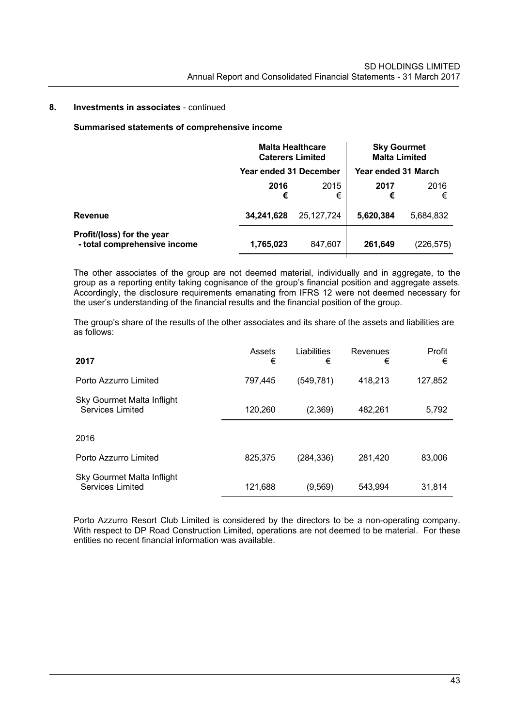## 8. Investments in associates - continued

### Summarised statements of comprehensive income

| | Malta Healthcare Caterers Limited | | Sky Gourmet Malta Limited | |
|---|---|---|---|---|
| | Year ended 31 December | | Year ended 31 March | |
| | **2016** | 2015 | **2017** | 2016 |
| | **€** | € | **€** | € |
| **Revenue** | **34,241,628** | 25,127,724 | **5,620,384** | 5,684,832 |
| **Profit/(loss) for the year - total comprehensive income** | **1,765,023** | 847,607 | **261,649** | (226,575) |

The other associates of the group are not deemed material, individually and in aggregate, to the group as a reporting entity taking cognisance of the group's financial position and aggregate assets. Accordingly, the disclosure requirements emanating from IFRS 12 were not deemed necessary for the user's understanding of the financial results and the financial position of the group.

The group's share of the results of the other associates and its share of the assets and liabilities are as follows:

| **2017** | Assets € | Liabilities € | Revenues € | Profit € |
|---|---|---|---|---|
| Porto Azzurro Limited | 797,445 | (549,781) | 418,213 | 127,852 |
| Sky Gourmet Malta Inflight Services Limited | 120,260 | (2,369) | 482,261 | 5,792 |
| 2016 | | | | |
| Porto Azzurro Limited | 825,375 | (284,336) | 281,420 | 83,006 |
| Sky Gourmet Malta Inflight Services Limited | 121,688 | (9,569) | 543,994 | 31,814 |

Porto Azzurro Resort Club Limited is considered by the directors to be a non-operating company. With respect to DP Road Construction Limited, operations are not deemed to be material. For these entities no recent financial information was available.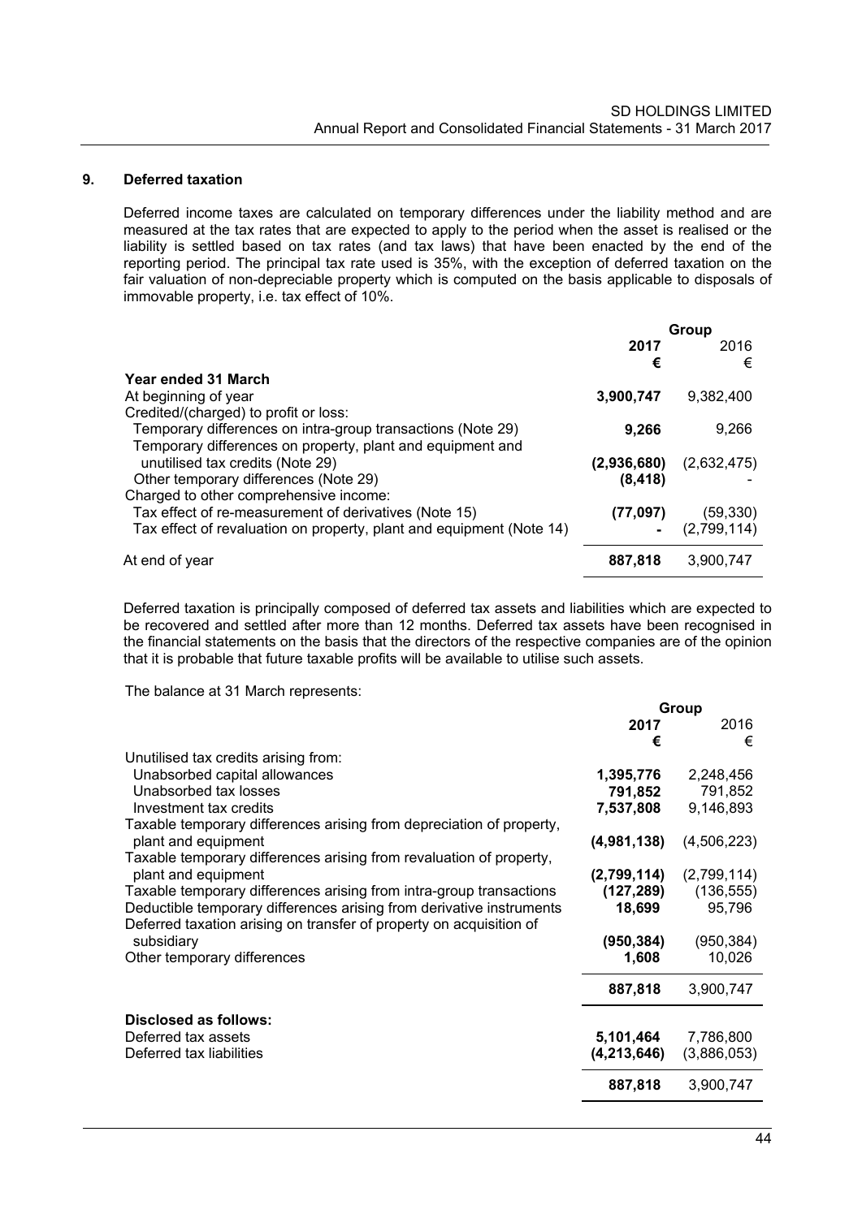## 9. Deferred taxation

Deferred income taxes are calculated on temporary differences under the liability method and are measured at the tax rates that are expected to apply to the period when the asset is realised or the liability is settled based on tax rates (and tax laws) that have been enacted by the end of the reporting period. The principal tax rate used is 35%, with the exception of deferred taxation on the fair valuation of non-depreciable property which is computed on the basis applicable to disposals of immovable property, i.e. tax effect of 10%.

| | Group | |
|---|---|---|
| | **2017** | 2016 |
| | **€** | € |
| **Year ended 31 March** | | |
| At beginning of year | **3,900,747** | 9,382,400 |
| Credited/(charged) to profit or loss: | | |
| Temporary differences on intra-group transactions (Note 29) | **9,266** | 9,266 |
| Temporary differences on property, plant and equipment and unutilised tax credits (Note 29) | **(2,936,680)** | (2,632,475) |
| Other temporary differences (Note 29) | **(8,418)** | - |
| Charged to other comprehensive income: | | |
| Tax effect of re-measurement of derivatives (Note 15) | **(77,097)** | (59,330) |
| Tax effect of revaluation on property, plant and equipment (Note 14) | **-** | (2,799,114) |
| At end of year | **887,818** | 3,900,747 |

Deferred taxation is principally composed of deferred tax assets and liabilities which are expected to be recovered and settled after more than 12 months. Deferred tax assets have been recognised in the financial statements on the basis that the directors of the respective companies are of the opinion that it is probable that future taxable profits will be available to utilise such assets.

The balance at 31 March represents:

| | Group | |
|---|---|---|
| | **2017** | 2016 |
| | **€** | € |
| Unutilised tax credits arising from: | | |
| Unabsorbed capital allowances | **1,395,776** | 2,248,456 |
| Unabsorbed tax losses | **791,852** | 791,852 |
| Investment tax credits | **7,537,808** | 9,146,893 |
| Taxable temporary differences arising from depreciation of property, plant and equipment | **(4,981,138)** | (4,506,223) |
| Taxable temporary differences arising from revaluation of property, plant and equipment | **(2,799,114)** | (2,799,114) |
| Taxable temporary differences arising from intra-group transactions | **(127,289)** | (136,555) |
| Deductible temporary differences arising from derivative instruments | **18,699** | 95,796 |
| Deferred taxation arising on transfer of property on acquisition of subsidiary | **(950,384)** | (950,384) |
| Other temporary differences | **1,608** | 10,026 |
| | **887,818** | 3,900,747 |
| **Disclosed as follows:** | | |
| Deferred tax assets | **5,101,464** | 7,786,800 |
| Deferred tax liabilities | **(4,213,646)** | (3,886,053) |
| | **887,818** | 3,900,747 |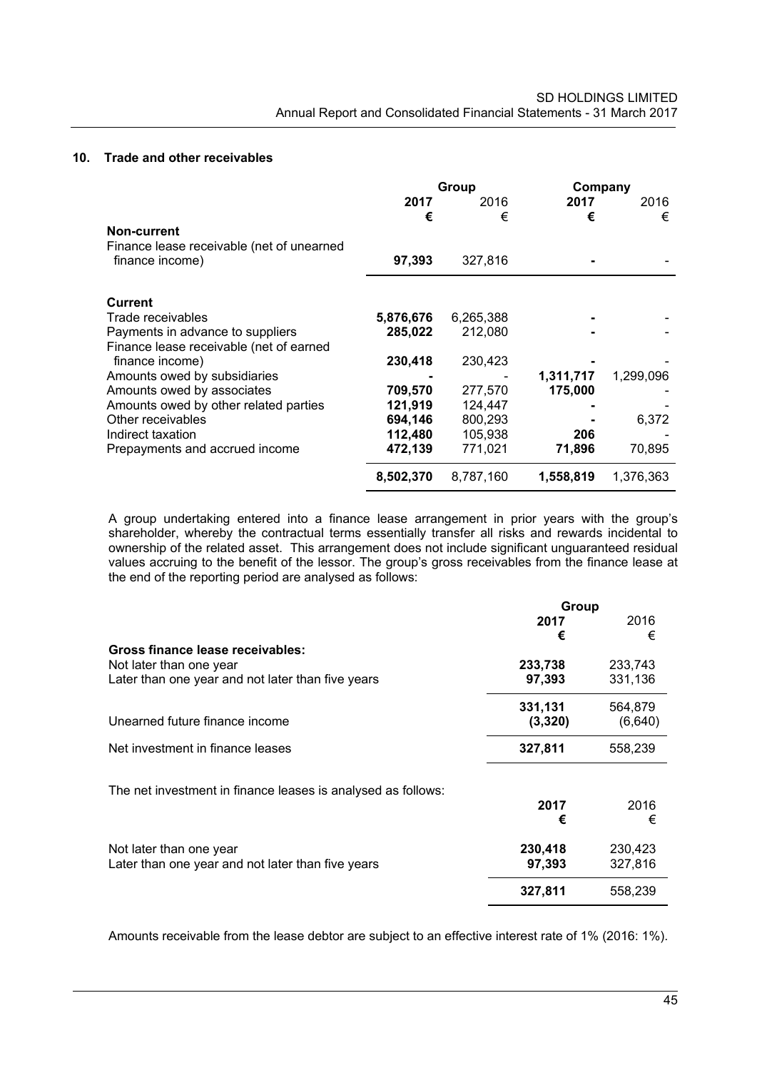## 10. Trade and other receivables

| | Group | | Company | |
|---|---|---|---|---|
| | **2017** | 2016 | **2017** | 2016 |
| | **€** | € | **€** | € |
| **Non-current** | | | | |
| Finance lease receivable (net of unearned finance income) | **97,393** | 327,816 | **-** | - |
| | | | | |
| **Current** | | | | |
| Trade receivables | **5,876,676** | 6,265,388 | **-** | - |
| Payments in advance to suppliers | **285,022** | 212,080 | **-** | - |
| Finance lease receivable (net of earned finance income) | **230,418** | 230,423 | **-** | - |
| Amounts owed by subsidiaries | **-** | - | **1,311,717** | 1,299,096 |
| Amounts owed by associates | **709,570** | 277,570 | **175,000** | - |
| Amounts owed by other related parties | **121,919** | 124,447 | **-** | - |
| Other receivables | **694,146** | 800,293 | **-** | 6,372 |
| Indirect taxation | **112,480** | 105,938 | **206** | - |
| Prepayments and accrued income | **472,139** | 771,021 | **71,896** | 70,895 |
| | **8,502,370** | 8,787,160 | **1,558,819** | 1,376,363 |

A group undertaking entered into a finance lease arrangement in prior years with the group's shareholder, whereby the contractual terms essentially transfer all risks and rewards incidental to ownership of the related asset. This arrangement does not include significant unguaranteed residual values accruing to the benefit of the lessor. The group's gross receivables from the finance lease at the end of the reporting period are analysed as follows:

| | Group | |
|---|---|---|
| | **2017** | 2016 |
| | **€** | € |
| **Gross finance lease receivables:** | | |
| Not later than one year | **233,738** | 233,743 |
| Later than one year and not later than five years | **97,393** | 331,136 |
| | **331,131** | 564,879 |
| Unearned future finance income | **(3,320)** | (6,640) |
| Net investment in finance leases | **327,811** | 558,239 |

The net investment in finance leases is analysed as follows:

| | **2017** | 2016 |
|---|---|---|
| | **€** | € |
| Not later than one year | **230,418** | 230,423 |
| Later than one year and not later than five years | **97,393** | 327,816 |
| | **327,811** | 558,239 |

Amounts receivable from the lease debtor are subject to an effective interest rate of 1% (2016: 1%).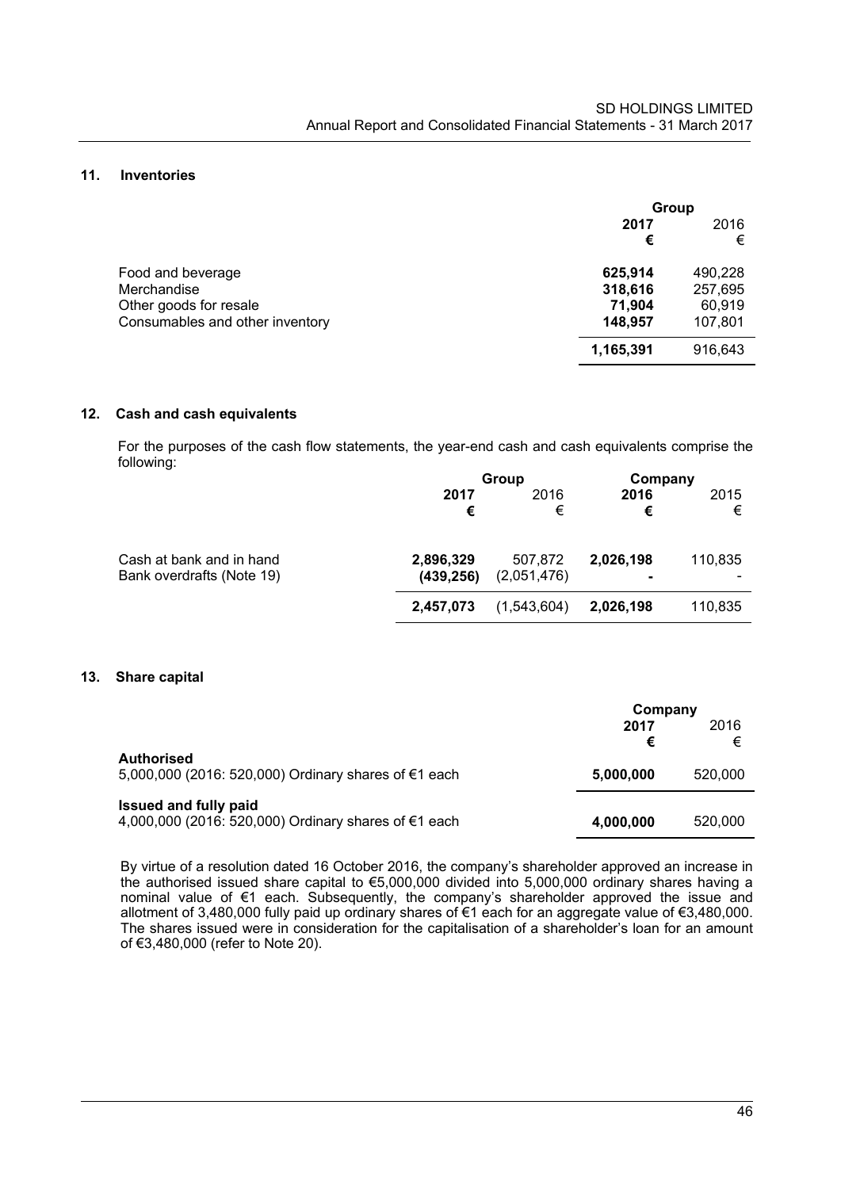## 11. Inventories

| | Group | |
|---|---|---|
| | **2017** | 2016 |
| | **€** | € |
| Food and beverage | **625,914** | 490,228 |
| Merchandise | **318,616** | 257,695 |
| Other goods for resale | **71,904** | 60,919 |
| Consumables and other inventory | **148,957** | 107,801 |
| | **1,165,391** | 916,643 |

## 12. Cash and cash equivalents

For the purposes of the cash flow statements, the year-end cash and cash equivalents comprise the following:

| | Group | | Company | |
|---|---|---|---|---|
| | **2017** | 2016 | **2016** | 2015 |
| | **€** | € | **€** | € |
| Cash at bank and in hand | **2,896,329** | 507,872 | **2,026,198** | 110,835 |
| Bank overdrafts (Note 19) | **(439,256)** | (2,051,476) | **-** | - |
| | **2,457,073** | (1,543,604) | **2,026,198** | 110,835 |

## 13. Share capital

| | Company | |
|---|---|---|
| | **2017** | 2016 |
| | **€** | € |
| **Authorised** | | |
| 5,000,000 (2016: 520,000) Ordinary shares of €1 each | **5,000,000** | 520,000 |
| **Issued and fully paid** | | |
| 4,000,000 (2016: 520,000) Ordinary shares of €1 each | **4,000,000** | 520,000 |

By virtue of a resolution dated 16 October 2016, the company's shareholder approved an increase in the authorised issued share capital to €5,000,000 divided into 5,000,000 ordinary shares having a nominal value of €1 each. Subsequently, the company's shareholder approved the issue and allotment of 3,480,000 fully paid up ordinary shares of €1 each for an aggregate value of €3,480,000. The shares issued were in consideration for the capitalisation of a shareholder's loan for an amount of €3,480,000 (refer to Note 20).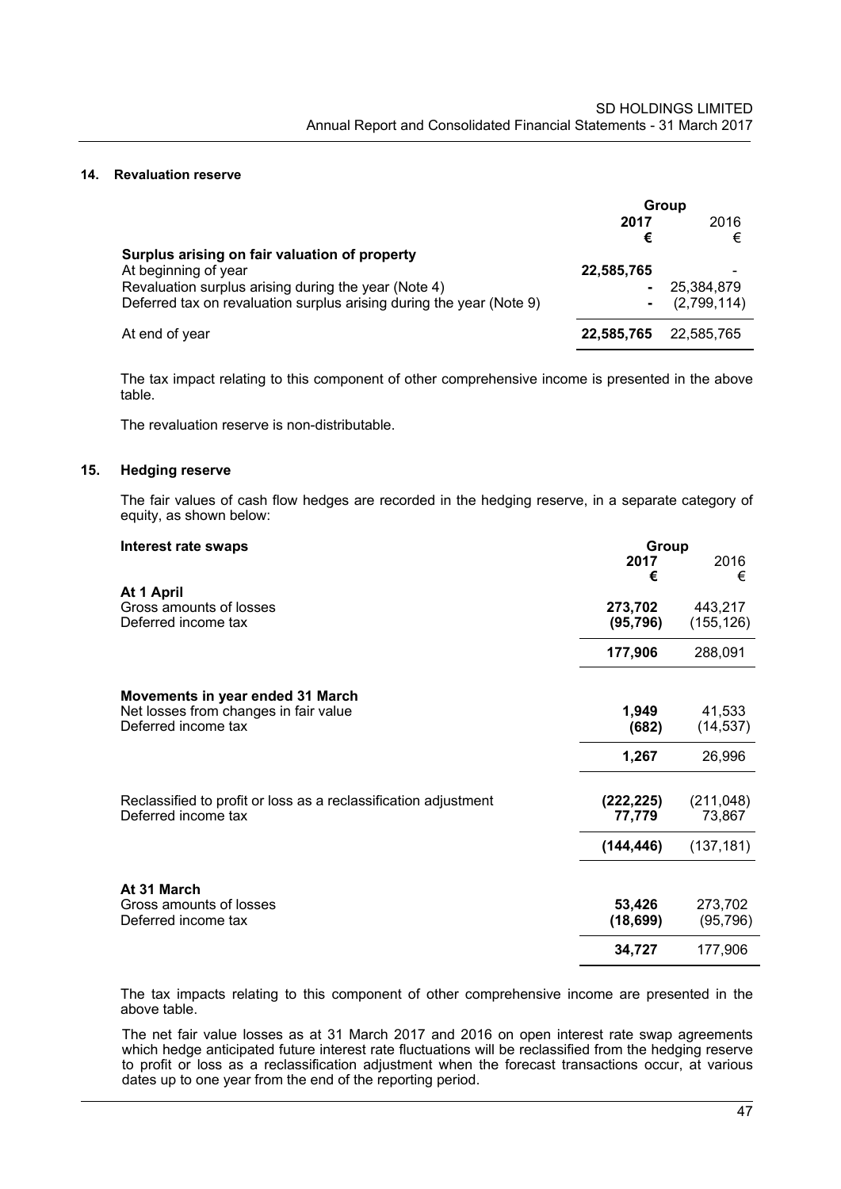## 14. Revaluation reserve

| | Group | |
|---|---|---|
| | **2017** | 2016 |
| | **€** | € |
| **Surplus arising on fair valuation of property** | | |
| At beginning of year | **22,585,765** | - |
| Revaluation surplus arising during the year (Note 4) | **-** | 25,384,879 |
| Deferred tax on revaluation surplus arising during the year (Note 9) | **-** | (2,799,114) |
| At end of year | **22,585,765** | 22,585,765 |

The tax impact relating to this component of other comprehensive income is presented in the above table.

The revaluation reserve is non-distributable.

## 15. Hedging reserve

The fair values of cash flow hedges are recorded in the hedging reserve, in a separate category of equity, as shown below:

| **Interest rate swaps** | Group | |
|---|---|---|
| | **2017** | 2016 |
| | **€** | € |
| **At 1 April** | | |
| Gross amounts of losses | **273,702** | 443,217 |
| Deferred income tax | **(95,796)** | (155,126) |
| | **177,906** | 288,091 |
| **Movements in year ended 31 March** | | |
| Net losses from changes in fair value | **1,949** | 41,533 |
| Deferred income tax | **(682)** | (14,537) |
| | **1,267** | 26,996 |
| Reclassified to profit or loss as a reclassification adjustment | **(222,225)** | (211,048) |
| Deferred income tax | **77,779** | 73,867 |
| | **(144,446)** | (137,181) |
| **At 31 March** | | |
| Gross amounts of losses | **53,426** | 273,702 |
| Deferred income tax | **(18,699)** | (95,796) |
| | **34,727** | 177,906 |

The tax impacts relating to this component of other comprehensive income are presented in the above table.

The net fair value losses as at 31 March 2017 and 2016 on open interest rate swap agreements which hedge anticipated future interest rate fluctuations will be reclassified from the hedging reserve to profit or loss as a reclassification adjustment when the forecast transactions occur, at various dates up to one year from the end of the reporting period.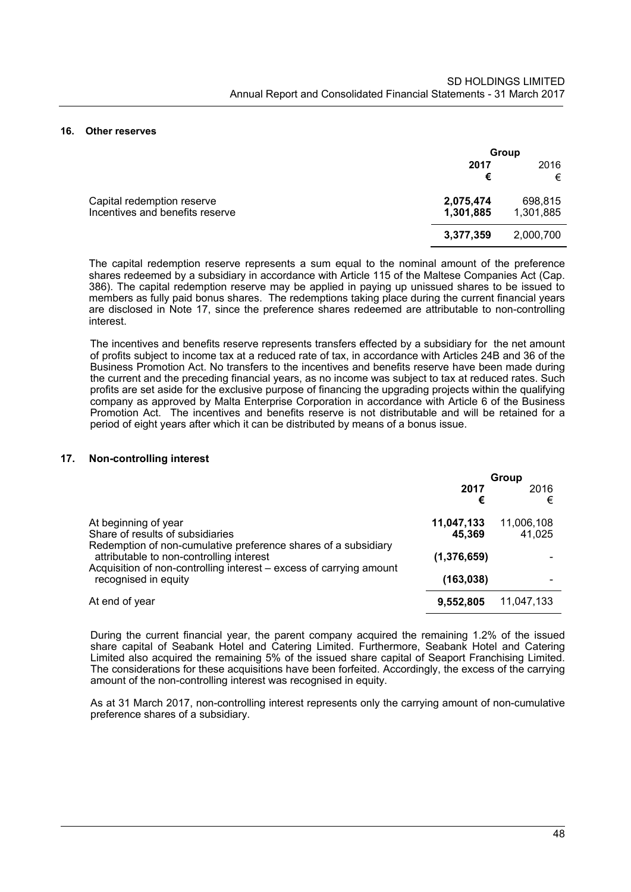## 16. Other reserves

| | Group | |
|---|---|---|
| | **2017** | 2016 |
| | **€** | € |
| Capital redemption reserve | **2,075,474** | 698,815 |
| Incentives and benefits reserve | **1,301,885** | 1,301,885 |
| | **3,377,359** | 2,000,700 |

The capital redemption reserve represents a sum equal to the nominal amount of the preference shares redeemed by a subsidiary in accordance with Article 115 of the Maltese Companies Act (Cap. 386). The capital redemption reserve may be applied in paying up unissued shares to be issued to members as fully paid bonus shares. The redemptions taking place during the current financial years are disclosed in Note 17, since the preference shares redeemed are attributable to non-controlling interest.

The incentives and benefits reserve represents transfers effected by a subsidiary for the net amount of profits subject to income tax at a reduced rate of tax, in accordance with Articles 24B and 36 of the Business Promotion Act. No transfers to the incentives and benefits reserve have been made during the current and the preceding financial years, as no income was subject to tax at reduced rates. Such profits are set aside for the exclusive purpose of financing the upgrading projects within the qualifying company as approved by Malta Enterprise Corporation in accordance with Article 6 of the Business Promotion Act. The incentives and benefits reserve is not distributable and will be retained for a period of eight years after which it can be distributed by means of a bonus issue.

## 17. Non-controlling interest

| | Group | |
|---|---|---|
| | **2017** | 2016 |
| | **€** | € |
| At beginning of year | **11,047,133** | 11,006,108 |
| Share of results of subsidiaries | **45,369** | 41,025 |
| Redemption of non-cumulative preference shares of a subsidiary attributable to non-controlling interest | **(1,376,659)** | - |
| Acquisition of non-controlling interest – excess of carrying amount recognised in equity | **(163,038)** | - |
| At end of year | **9,552,805** | 11,047,133 |

During the current financial year, the parent company acquired the remaining 1.2% of the issued share capital of Seabank Hotel and Catering Limited. Furthermore, Seabank Hotel and Catering Limited also acquired the remaining 5% of the issued share capital of Seaport Franchising Limited. The considerations for these acquisitions have been forfeited. Accordingly, the excess of the carrying amount of the non-controlling interest was recognised in equity.

As at 31 March 2017, non-controlling interest represents only the carrying amount of non-cumulative preference shares of a subsidiary.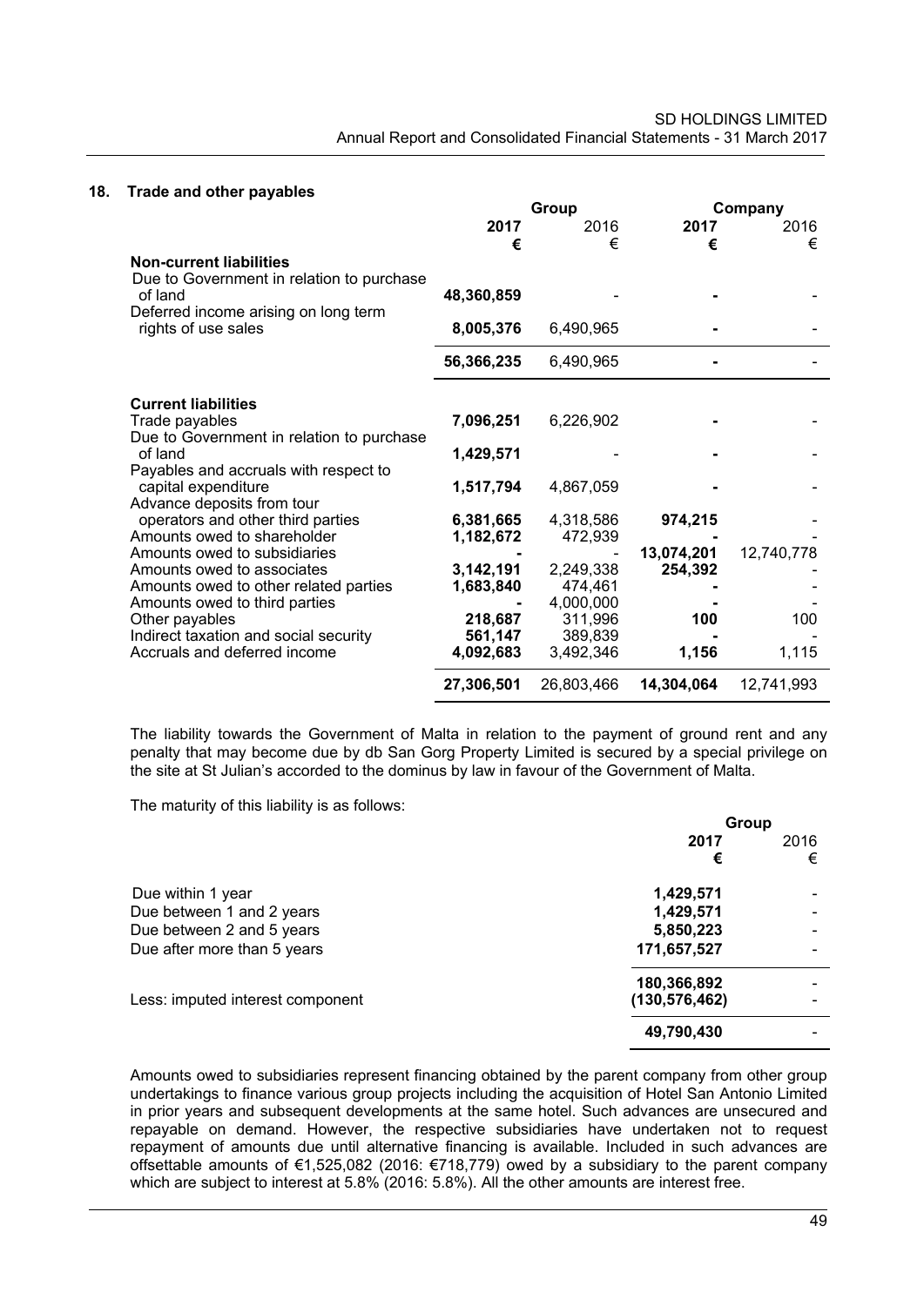## 18. Trade and other payables

| | Group | | Company | |
|---|---|---|---|---|
| | **2017** | 2016 | **2017** | 2016 |
| | **€** | € | **€** | € |
| **Non-current liabilities** | | | | |
| Due to Government in relation to purchase of land | **48,360,859** | - | **-** | - |
| Deferred income arising on long term rights of use sales | **8,005,376** | 6,490,965 | **-** | - |
| | **56,366,235** | 6,490,965 | **-** | - |
| **Current liabilities** | | | | |
| Trade payables | **7,096,251** | 6,226,902 | **-** | - |
| Due to Government in relation to purchase of land | **1,429,571** | - | **-** | - |
| Payables and accruals with respect to capital expenditure | **1,517,794** | 4,867,059 | **-** | - |
| Advance deposits from tour operators and other third parties | **6,381,665** | 4,318,586 | **974,215** | - |
| Amounts owed to shareholder | **1,182,672** | 472,939 | **-** | - |
| Amounts owed to subsidiaries | **-** | - | **13,074,201** | 12,740,778 |
| Amounts owed to associates | **3,142,191** | 2,249,338 | **254,392** | - |
| Amounts owed to other related parties | **1,683,840** | 474,461 | **-** | - |
| Amounts owed to third parties | **-** | 4,000,000 | **-** | - |
| Other payables | **218,687** | 311,996 | **100** | 100 |
| Indirect taxation and social security | **561,147** | 389,839 | **-** | - |
| Accruals and deferred income | **4,092,683** | 3,492,346 | **1,156** | 1,115 |
| | **27,306,501** | 26,803,466 | **14,304,064** | 12,741,993 |

The liability towards the Government of Malta in relation to the payment of ground rent and any penalty that may become due by db San Gorg Property Limited is secured by a special privilege on the site at St Julian's accorded to the dominus by law in favour of the Government of Malta.

The maturity of this liability is as follows:

| | Group | |
|---|---|---|
| | **2017** | 2016 |
| | **€** | € |
| Due within 1 year | **1,429,571** | - |
| Due between 1 and 2 years | **1,429,571** | - |
| Due between 2 and 5 years | **5,850,223** | - |
| Due after more than 5 years | **171,657,527** | - |
| | **180,366,892** | - |
| Less: imputed interest component | **(130,576,462)** | - |
| | **49,790,430** | - |

Amounts owed to subsidiaries represent financing obtained by the parent company from other group undertakings to finance various group projects including the acquisition of Hotel San Antonio Limited in prior years and subsequent developments at the same hotel. Such advances are unsecured and repayable on demand. However, the respective subsidiaries have undertaken not to request repayment of amounts due until alternative financing is available. Included in such advances are offsettable amounts of €1,525,082 (2016: €718,779) owed by a subsidiary to the parent company which are subject to interest at 5.8% (2016: 5.8%). All the other amounts are interest free.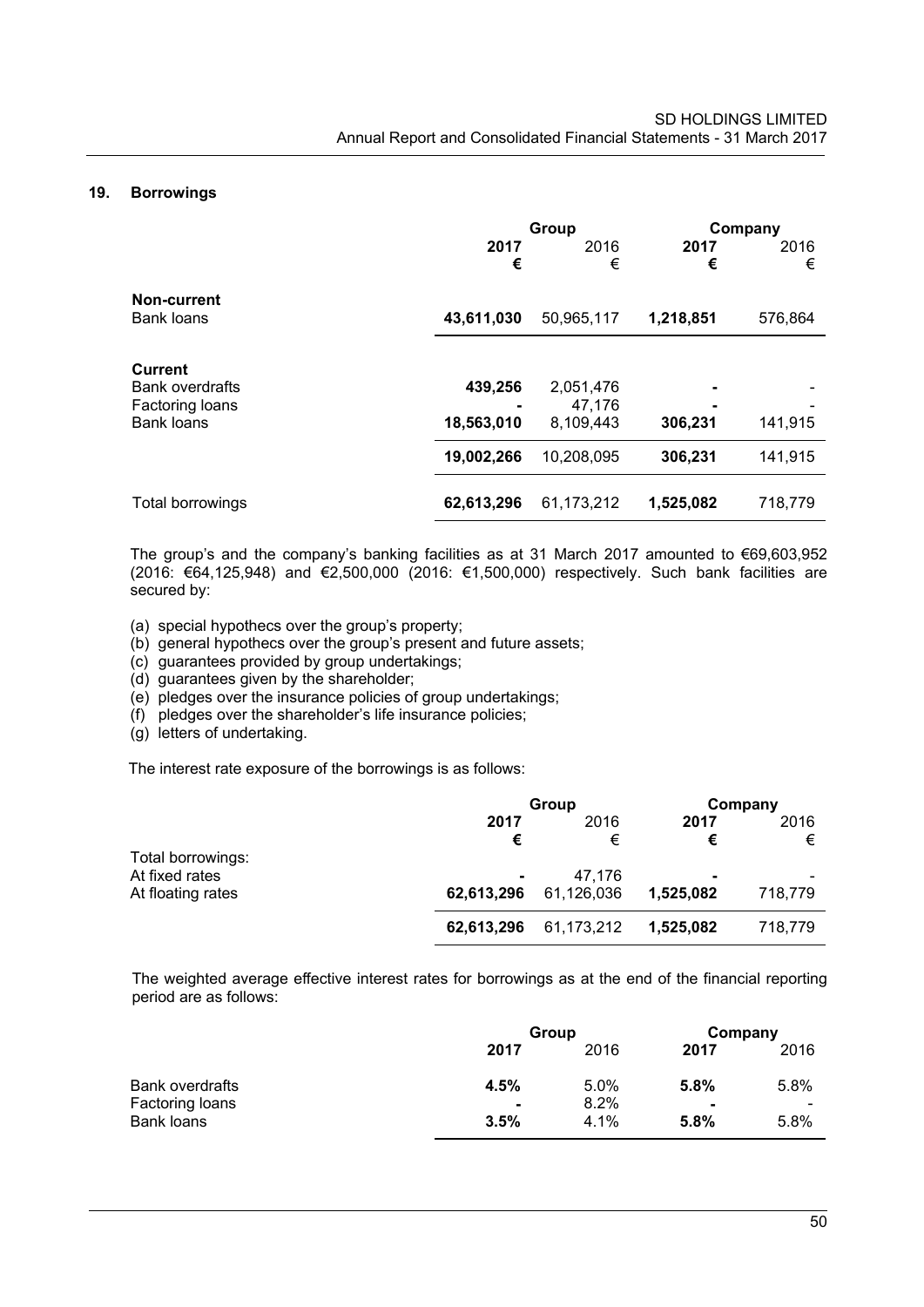## 19. Borrowings

| | Group | | Company | |
|---|---|---|---|---|
| | **2017** | 2016 | **2017** | 2016 |
| | **€** | € | **€** | € |
| **Non-current** | | | | |
| Bank loans | **43,611,030** | 50,965,117 | **1,218,851** | 576,864 |
| **Current** | | | | |
| Bank overdrafts | **439,256** | 2,051,476 | **-** | - |
| Factoring loans | **-** | 47,176 | **-** | - |
| Bank loans | **18,563,010** | 8,109,443 | **306,231** | 141,915 |
| | **19,002,266** | 10,208,095 | **306,231** | 141,915 |
| Total borrowings | **62,613,296** | 61,173,212 | **1,525,082** | 718,779 |

The group's and the company's banking facilities as at 31 March 2017 amounted to €69,603,952 (2016: €64,125,948) and €2,500,000 (2016: €1,500,000) respectively. Such bank facilities are secured by:

(a) special hypothecs over the group's property;
(b) general hypothecs over the group's present and future assets;
(c) guarantees provided by group undertakings;
(d) guarantees given by the shareholder;
(e) pledges over the insurance policies of group undertakings;
(f) pledges over the shareholder's life insurance policies;
(g) letters of undertaking.

The interest rate exposure of the borrowings is as follows:

| | Group | | Company | |
|---|---|---|---|---|
| | **2017** | 2016 | **2017** | 2016 |
| | **€** | € | **€** | € |
| Total borrowings: | | | | |
| At fixed rates | **-** | 47,176 | **-** | - |
| At floating rates | **62,613,296** | 61,126,036 | **1,525,082** | 718,779 |
| | **62,613,296** | 61,173,212 | **1,525,082** | 718,779 |

The weighted average effective interest rates for borrowings as at the end of the financial reporting period are as follows:

| | Group | | Company | |
|---|---|---|---|---|
| | **2017** | 2016 | **2017** | 2016 |
| Bank overdrafts | **4.5%** | 5.0% | **5.8%** | 5.8% |
| Factoring loans | **-** | 8.2% | **-** | - |
| Bank loans | **3.5%** | 4.1% | **5.8%** | 5.8% |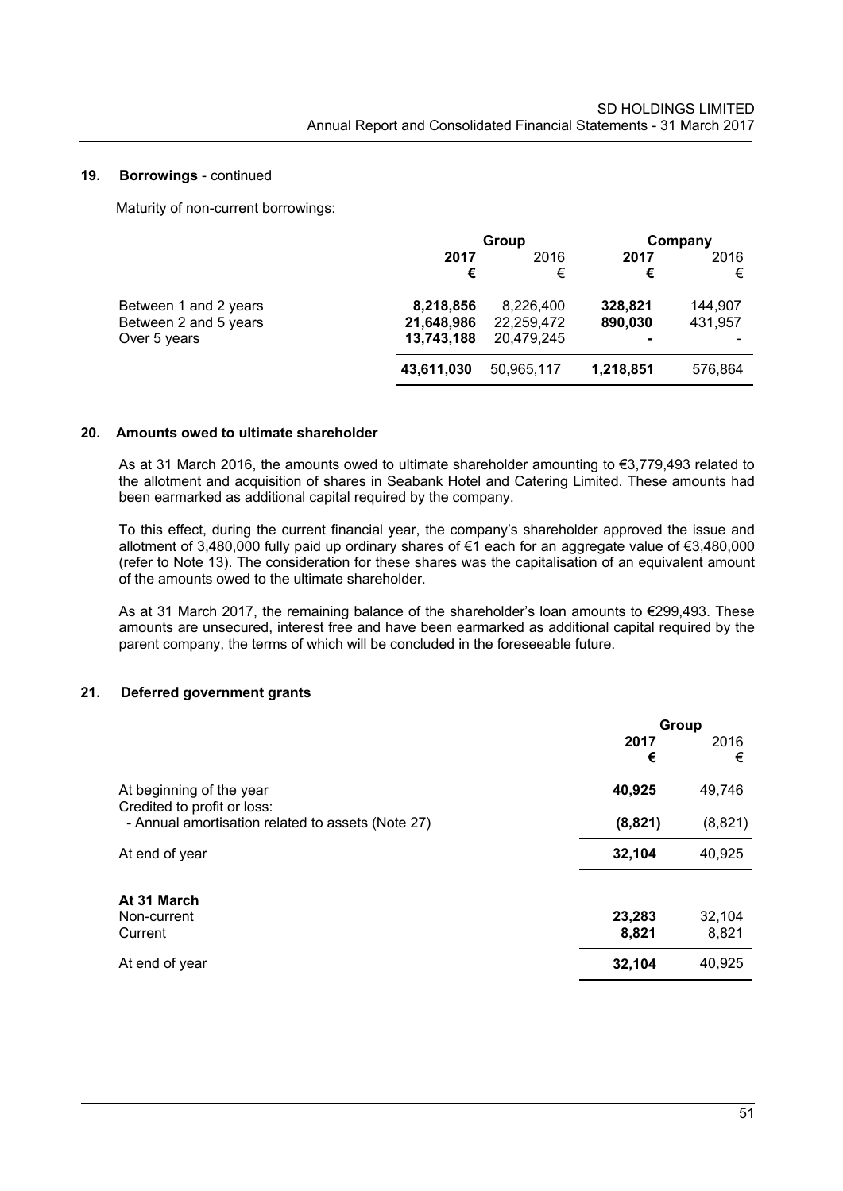## 19. Borrowings - continued

Maturity of non-current borrowings:

| | Group | | Company | |
|---|---|---|---|---|
| | **2017** | 2016 | **2017** | 2016 |
| | **€** | € | **€** | € |
| Between 1 and 2 years | **8,218,856** | 8,226,400 | **328,821** | 144,907 |
| Between 2 and 5 years | **21,648,986** | 22,259,472 | **890,030** | 431,957 |
| Over 5 years | **13,743,188** | 20,479,245 | **-** | - |
| | **43,611,030** | 50,965,117 | **1,218,851** | 576,864 |

## 20. Amounts owed to ultimate shareholder

As at 31 March 2016, the amounts owed to ultimate shareholder amounting to €3,779,493 related to the allotment and acquisition of shares in Seabank Hotel and Catering Limited. These amounts had been earmarked as additional capital required by the company.

To this effect, during the current financial year, the company's shareholder approved the issue and allotment of 3,480,000 fully paid up ordinary shares of €1 each for an aggregate value of €3,480,000 (refer to Note 13). The consideration for these shares was the capitalisation of an equivalent amount of the amounts owed to the ultimate shareholder.

As at 31 March 2017, the remaining balance of the shareholder's loan amounts to €299,493. These amounts are unsecured, interest free and have been earmarked as additional capital required by the parent company, the terms of which will be concluded in the foreseeable future.

## 21. Deferred government grants

| | Group | |
|---|---|---|
| | **2017** | 2016 |
| | **€** | € |
| At beginning of the year | **40,925** | 49,746 |
| Credited to profit or loss: | | |
| - Annual amortisation related to assets (Note 27) | **(8,821)** | (8,821) |
| At end of year | **32,104** | 40,925 |
| | | |
| **At 31 March** | | |
| Non-current | **23,283** | 32,104 |
| Current | **8,821** | 8,821 |
| At end of year | **32,104** | 40,925 |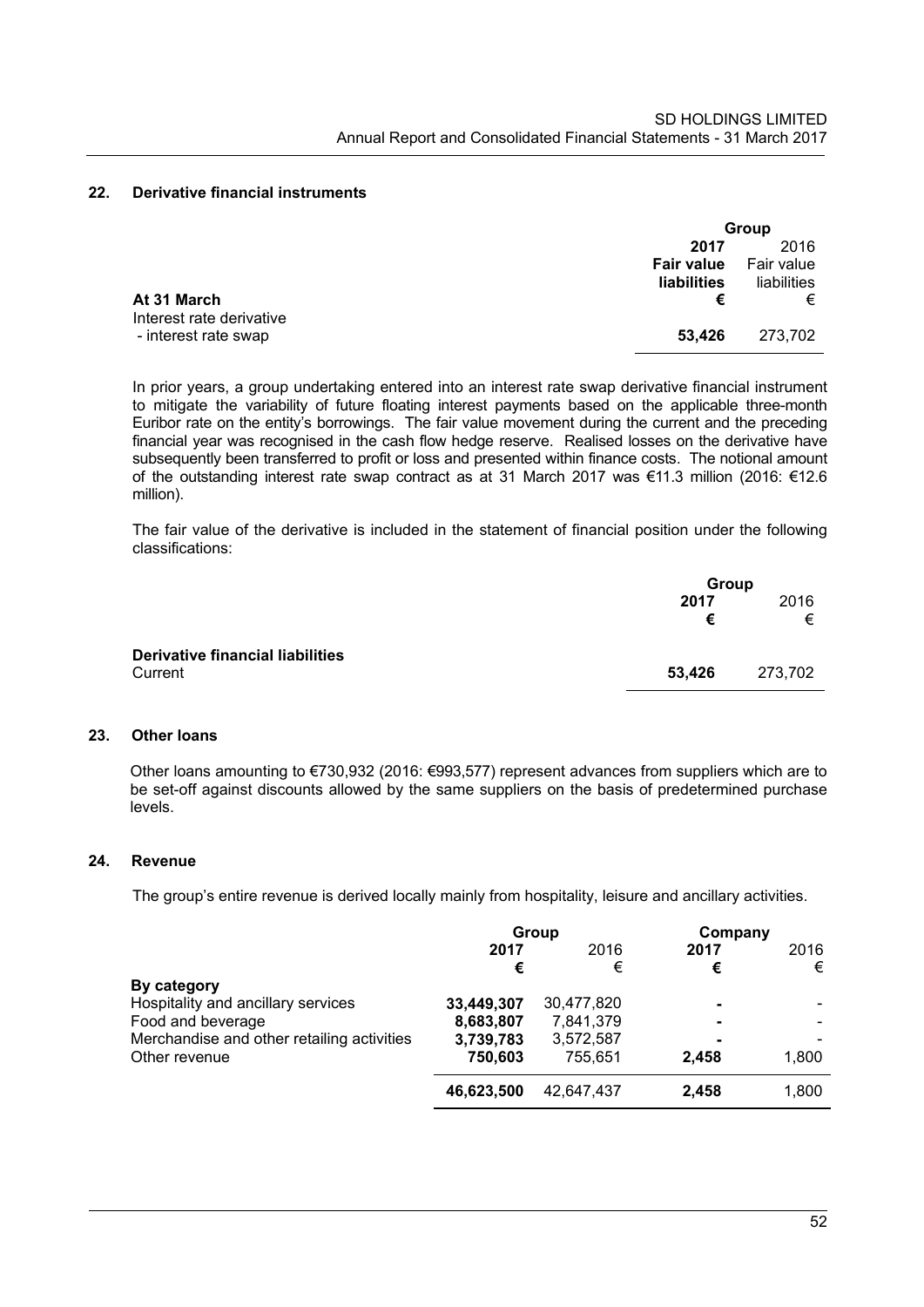## 22. Derivative financial instruments

| | Group | |
|---|---|---|
| | **2017** | 2016 |
| | **Fair value liabilities** | Fair value liabilities |
| **At 31 March** | **€** | € |
| Interest rate derivative | | |
| - interest rate swap | **53,426** | 273,702 |

In prior years, a group undertaking entered into an interest rate swap derivative financial instrument to mitigate the variability of future floating interest payments based on the applicable three-month Euribor rate on the entity's borrowings. The fair value movement during the current and the preceding financial year was recognised in the cash flow hedge reserve. Realised losses on the derivative have subsequently been transferred to profit or loss and presented within finance costs. The notional amount of the outstanding interest rate swap contract as at 31 March 2017 was €11.3 million (2016: €12.6 million).

The fair value of the derivative is included in the statement of financial position under the following classifications:

| | Group | |
|---|---|---|
| | **2017** | 2016 |
| | **€** | € |
| **Derivative financial liabilities** | | |
| Current | **53,426** | 273,702 |

## 23. Other loans

Other loans amounting to €730,932 (2016: €993,577) represent advances from suppliers which are to be set-off against discounts allowed by the same suppliers on the basis of predetermined purchase levels.

## 24. Revenue

The group's entire revenue is derived locally mainly from hospitality, leisure and ancillary activities.

| | Group | | Company | |
|---|---|---|---|---|
| | **2017** | 2016 | **2017** | 2016 |
| | **€** | € | **€** | € |
| **By category** | | | | |
| Hospitality and ancillary services | **33,449,307** | 30,477,820 | **-** | - |
| Food and beverage | **8,683,807** | 7,841,379 | **-** | - |
| Merchandise and other retailing activities | **3,739,783** | 3,572,587 | **-** | - |
| Other revenue | **750,603** | 755,651 | **2,458** | 1,800 |
| | **46,623,500** | 42,647,437 | **2,458** | 1,800 |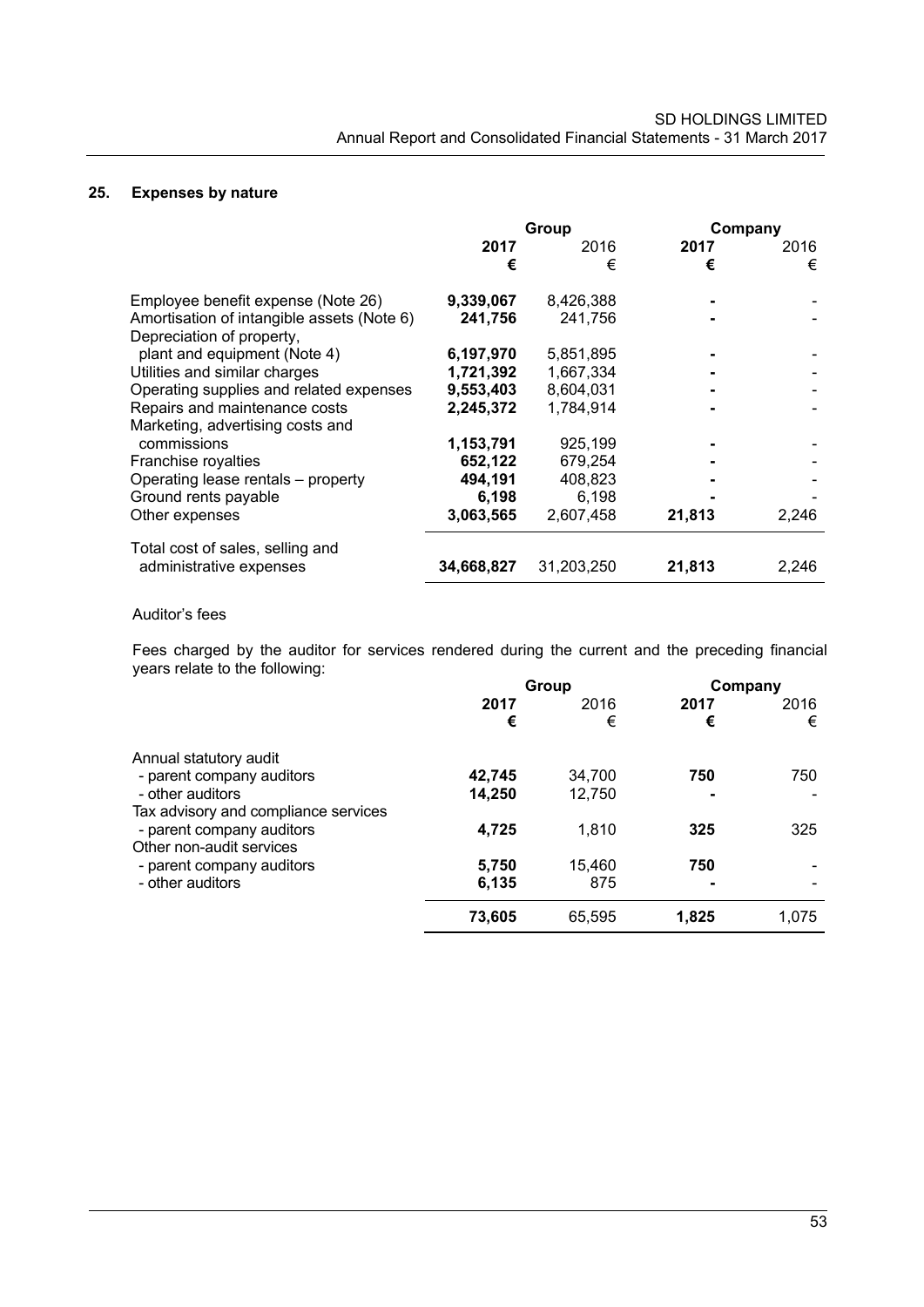## 25. Expenses by nature

| | Group | | Company | |
|---|---|---|---|---|
| | **2017** | 2016 | **2017** | 2016 |
| | **€** | € | **€** | € |
| Employee benefit expense (Note 26) | **9,339,067** | 8,426,388 | **-** | - |
| Amortisation of intangible assets (Note 6) | **241,756** | 241,756 | **-** | - |
| Depreciation of property, plant and equipment (Note 4) | **6,197,970** | 5,851,895 | **-** | - |
| Utilities and similar charges | **1,721,392** | 1,667,334 | **-** | - |
| Operating supplies and related expenses | **9,553,403** | 8,604,031 | **-** | - |
| Repairs and maintenance costs | **2,245,372** | 1,784,914 | **-** | - |
| Marketing, advertising costs and commissions | **1,153,791** | 925,199 | **-** | - |
| Franchise royalties | **652,122** | 679,254 | **-** | - |
| Operating lease rentals – property | **494,191** | 408,823 | **-** | - |
| Ground rents payable | **6,198** | 6,198 | **-** | - |
| Other expenses | **3,063,565** | 2,607,458 | **21,813** | 2,246 |
| Total cost of sales, selling and administrative expenses | **34,668,827** | 31,203,250 | **21,813** | 2,246 |

Auditor's fees

Fees charged by the auditor for services rendered during the current and the preceding financial years relate to the following:

| | Group | | Company | |
|---|---|---|---|---|
| | **2017** | 2016 | **2017** | 2016 |
| | **€** | € | **€** | € |
| Annual statutory audit | | | | |
| - parent company auditors | **42,745** | 34,700 | **750** | 750 |
| - other auditors | **14,250** | 12,750 | **-** | - |
| Tax advisory and compliance services | | | | |
| - parent company auditors | **4,725** | 1,810 | **325** | 325 |
| Other non-audit services | | | | |
| - parent company auditors | **5,750** | 15,460 | **750** | - |
| - other auditors | **6,135** | 875 | **-** | - |
| | **73,605** | 65,595 | **1,825** | 1,075 |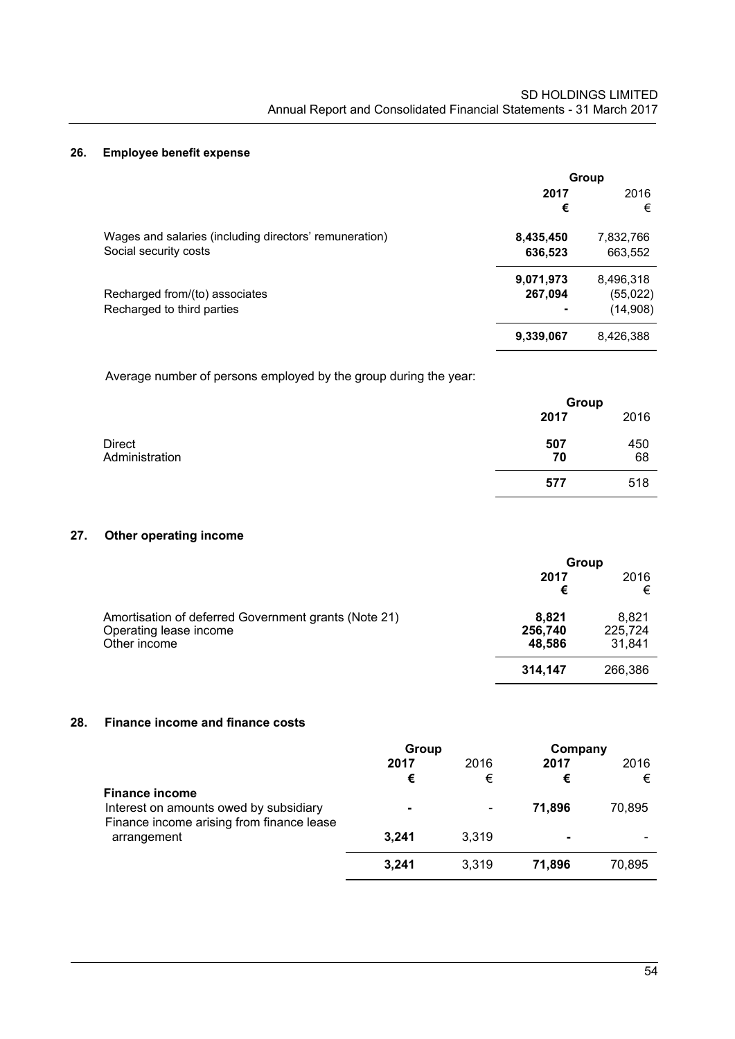## 26. Employee benefit expense

| | Group | |
|---|---|---|
| | **2017** | 2016 |
| | **€** | € |
| Wages and salaries (including directors' remuneration) | **8,435,450** | 7,832,766 |
| Social security costs | **636,523** | 663,552 |
| | **9,071,973** | 8,496,318 |
| Recharged from/(to) associates | **267,094** | (55,022) |
| Recharged to third parties | **-** | (14,908) |
| | **9,339,067** | 8,426,388 |

Average number of persons employed by the group during the year:

| | Group | |
|---|---|---|
| | **2017** | 2016 |
| Direct | **507** | 450 |
| Administration | **70** | 68 |
| | **577** | 518 |

## 27. Other operating income

| | Group | |
|---|---|---|
| | **2017** | 2016 |
| | **€** | € |
| Amortisation of deferred Government grants (Note 21) | **8,821** | 8,821 |
| Operating lease income | **256,740** | 225,724 |
| Other income | **48,586** | 31,841 |
| | **314,147** | 266,386 |

## 28. Finance income and finance costs

| | Group | | Company | |
|---|---|---|---|---|
| | **2017** | 2016 | **2017** | 2016 |
| | **€** | € | **€** | € |
| **Finance income** | | | | |
| Interest on amounts owed by subsidiary | **-** | - | **71,896** | 70,895 |
| Finance income arising from finance lease arrangement | **3,241** | 3,319 | **-** | - |
| | **3,241** | 3,319 | **71,896** | 70,895 |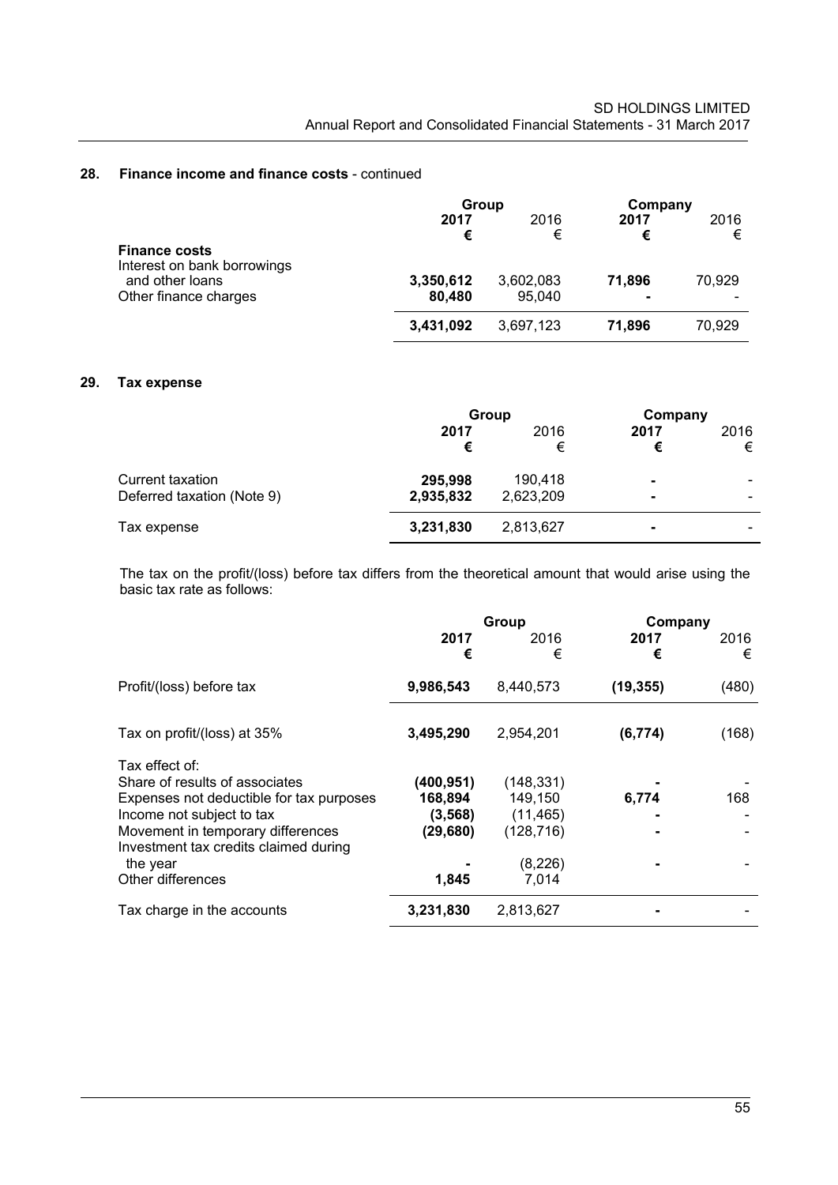## 28. Finance income and finance costs - continued

| | Group | | Company | |
|---|---|---|---|---|
| | **2017** | 2016 | **2017** | 2016 |
| | **€** | € | **€** | € |
| **Finance costs** | | | | |
| Interest on bank borrowings and other loans | **3,350,612** | 3,602,083 | **71,896** | 70,929 |
| Other finance charges | **80,480** | 95,040 | **-** | - |
| | **3,431,092** | 3,697,123 | **71,896** | 70,929 |

## 29. Tax expense

| | Group | | Company | |
|---|---|---|---|---|
| | **2017** | 2016 | **2017** | 2016 |
| | **€** | € | **€** | € |
| Current taxation | **295,998** | 190,418 | **-** | - |
| Deferred taxation (Note 9) | **2,935,832** | 2,623,209 | **-** | - |
| Tax expense | **3,231,830** | 2,813,627 | **-** | - |

The tax on the profit/(loss) before tax differs from the theoretical amount that would arise using the basic tax rate as follows:

| | Group | | Company | |
|---|---|---|---|---|
| | **2017** | 2016 | **2017** | 2016 |
| | **€** | € | **€** | € |
| Profit/(loss) before tax | **9,986,543** | 8,440,573 | **(19,355)** | (480) |
| Tax on profit/(loss) at 35% | **3,495,290** | 2,954,201 | **(6,774)** | (168) |
| Tax effect of: | | | | |
| Share of results of associates | **(400,951)** | (148,331) | **-** | - |
| Expenses not deductible for tax purposes | **168,894** | 149,150 | **6,774** | 168 |
| Income not subject to tax | **(3,568)** | (11,465) | **-** | - |
| Movement in temporary differences | **(29,680)** | (128,716) | **-** | - |
| Investment tax credits claimed during the year | **-** | (8,226) | **-** | - |
| Other differences | **1,845** | 7,014 | | |
| Tax charge in the accounts | **3,231,830** | 2,813,627 | **-** | - |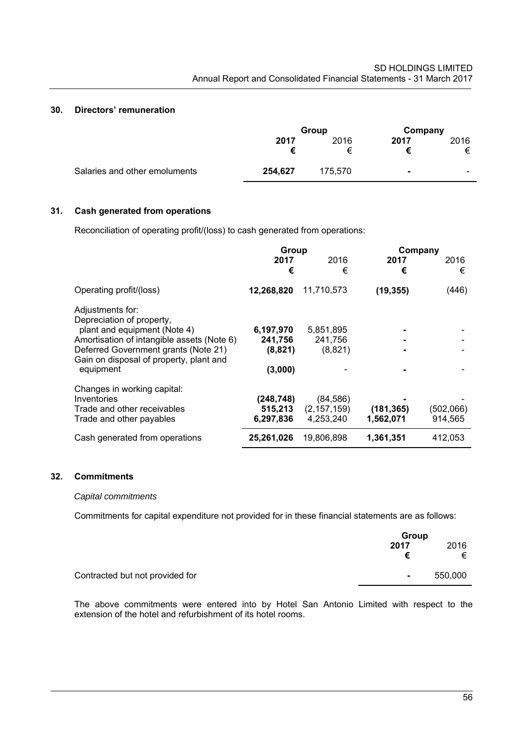## 30. Directors' remuneration

| | Group | | Company | |
|---|---|---|---|---|
| | **2017** | 2016 | **2017** | 2016 |
| | **€** | € | **€** | € |
| Salaries and other emoluments | **254,627** | 175,570 | **-** | - |

## 31. Cash generated from operations

Reconciliation of operating profit/(loss) to cash generated from operations:

| | Group | | Company | |
|---|---|---|---|---|
| | **2017** | 2016 | **2017** | 2016 |
| | **€** | € | **€** | € |
| Operating profit/(loss) | **12,268,820** | 11,710,573 | **(19,355)** | (446) |
| Adjustments for: | | | | |
| Depreciation of property, plant and equipment (Note 4) | **6,197,970** | 5,851,895 | **-** | - |
| Amortisation of intangible assets (Note 6) | **241,756** | 241,756 | **-** | - |
| Deferred Government grants (Note 21) | **(8,821)** | (8,821) | **-** | - |
| Gain on disposal of property, plant and equipment | **(3,000)** | - | **-** | - |
| Changes in working capital: | | | | |
| Inventories | **(248,748)** | (84,586) | **-** | - |
| Trade and other receivables | **515,213** | (2,157,159) | **(181,365)** | (502,066) |
| Trade and other payables | **6,297,836** | 4,253,240 | **1,562,071** | 914,565 |
| Cash generated from operations | **25,261,026** | 19,806,898 | **1,361,351** | 412,053 |

## 32. Commitments

*Capital commitments*

Commitments for capital expenditure not provided for in these financial statements are as follows:

| | Group | |
|---|---|---|
| | **2017** | 2016 |
| | **€** | € |
| Contracted but not provided for | **-** | 550,000 |

The above commitments were entered into by Hotel San Antonio Limited with respect to the extension of the hotel and refurbishment of its hotel rooms.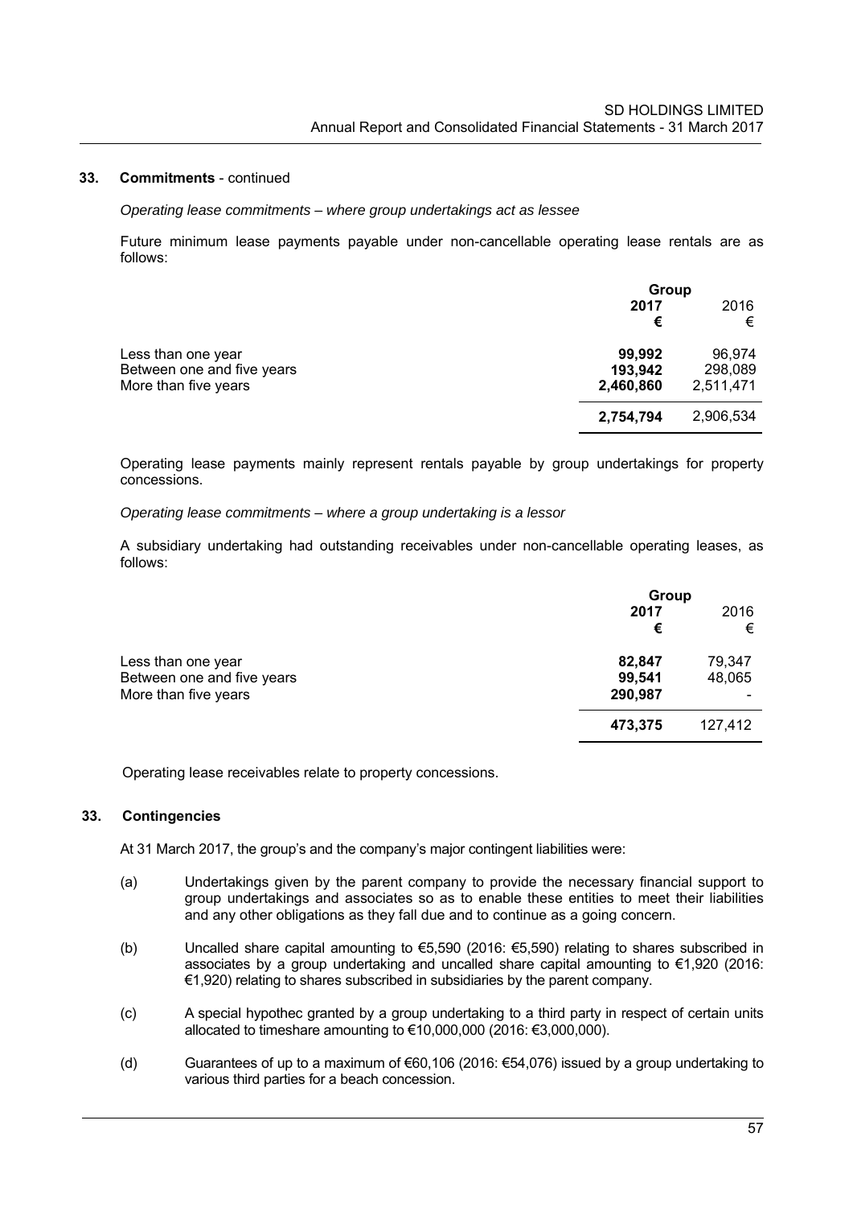## 33. Commitments - continued

*Operating lease commitments – where group undertakings act as lessee*

Future minimum lease payments payable under non-cancellable operating lease rentals are as follows:

| | Group | |
|---|---|---|
| | **2017** | 2016 |
| | **€** | € |
| Less than one year | **99,992** | 96,974 |
| Between one and five years | **193,942** | 298,089 |
| More than five years | **2,460,860** | 2,511,471 |
| | **2,754,794** | 2,906,534 |

Operating lease payments mainly represent rentals payable by group undertakings for property concessions.

*Operating lease commitments – where a group undertaking is a lessor*

A subsidiary undertaking had outstanding receivables under non-cancellable operating leases, as follows:

| | Group | |
|---|---|---|
| | **2017** | 2016 |
| | **€** | € |
| Less than one year | **82,847** | 79,347 |
| Between one and five years | **99,541** | 48,065 |
| More than five years | **290,987** | - |
| | **473,375** | 127,412 |

Operating lease receivables relate to property concessions.

## 33. Contingencies

At 31 March 2017, the group's and the company's major contingent liabilities were:

(a) Undertakings given by the parent company to provide the necessary financial support to group undertakings and associates so as to enable these entities to meet their liabilities and any other obligations as they fall due and to continue as a going concern.

(b) Uncalled share capital amounting to €5,590 (2016: €5,590) relating to shares subscribed in associates by a group undertaking and uncalled share capital amounting to €1,920 (2016: €1,920) relating to shares subscribed in subsidiaries by the parent company.

(c) A special hypothec granted by a group undertaking to a third party in respect of certain units allocated to timeshare amounting to €10,000,000 (2016: €3,000,000).

(d) Guarantees of up to a maximum of €60,106 (2016: €54,076) issued by a group undertaking to various third parties for a beach concession.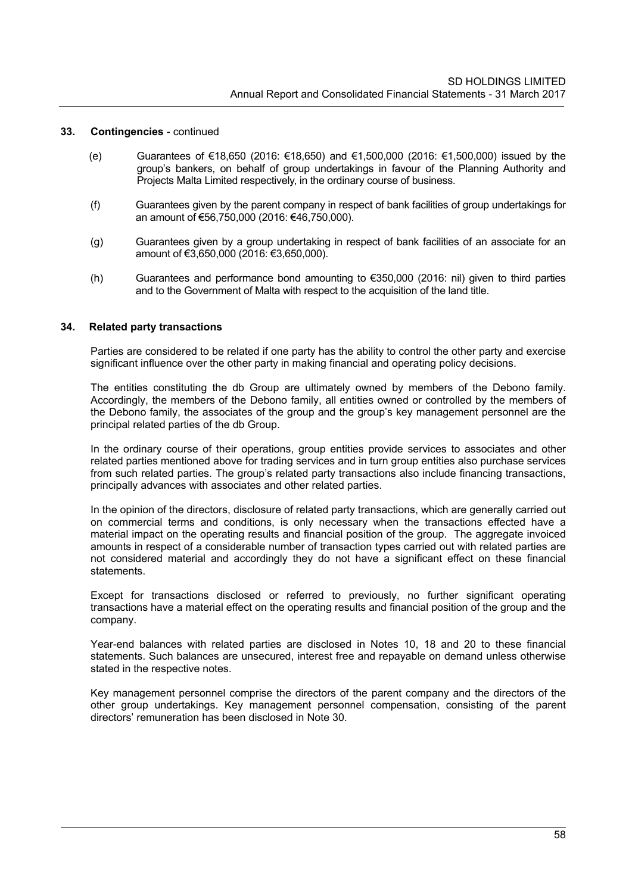## 33. Contingencies - continued

(e) Guarantees of €18,650 (2016: €18,650) and €1,500,000 (2016: €1,500,000) issued by the group's bankers, on behalf of group undertakings in favour of the Planning Authority and Projects Malta Limited respectively, in the ordinary course of business.

(f) Guarantees given by the parent company in respect of bank facilities of group undertakings for an amount of €56,750,000 (2016: €46,750,000).

(g) Guarantees given by a group undertaking in respect of bank facilities of an associate for an amount of €3,650,000 (2016: €3,650,000).

(h) Guarantees and performance bond amounting to €350,000 (2016: nil) given to third parties and to the Government of Malta with respect to the acquisition of the land title.

## 34. Related party transactions

Parties are considered to be related if one party has the ability to control the other party and exercise significant influence over the other party in making financial and operating policy decisions.

The entities constituting the db Group are ultimately owned by members of the Debono family. Accordingly, the members of the Debono family, all entities owned or controlled by the members of the Debono family, the associates of the group and the group's key management personnel are the principal related parties of the db Group.

In the ordinary course of their operations, group entities provide services to associates and other related parties mentioned above for trading services and in turn group entities also purchase services from such related parties. The group's related party transactions also include financing transactions, principally advances with associates and other related parties.

In the opinion of the directors, disclosure of related party transactions, which are generally carried out on commercial terms and conditions, is only necessary when the transactions effected have a material impact on the operating results and financial position of the group. The aggregate invoiced amounts in respect of a considerable number of transaction types carried out with related parties are not considered material and accordingly they do not have a significant effect on these financial statements.

Except for transactions disclosed or referred to previously, no further significant operating transactions have a material effect on the operating results and financial position of the group and the company.

Year-end balances with related parties are disclosed in Notes 10, 18 and 20 to these financial statements. Such balances are unsecured, interest free and repayable on demand unless otherwise stated in the respective notes.

Key management personnel comprise the directors of the parent company and the directors of the other group undertakings. Key management personnel compensation, consisting of the parent directors' remuneration has been disclosed in Note 30.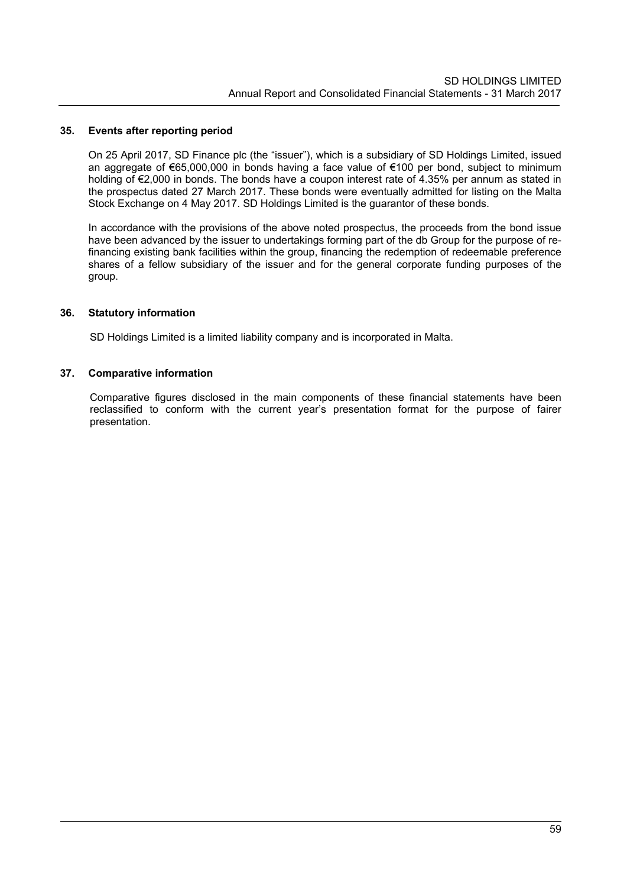## 35. Events after reporting period

On 25 April 2017, SD Finance plc (the "issuer"), which is a subsidiary of SD Holdings Limited, issued an aggregate of €65,000,000 in bonds having a face value of €100 per bond, subject to minimum holding of €2,000 in bonds. The bonds have a coupon interest rate of 4.35% per annum as stated in the prospectus dated 27 March 2017. These bonds were eventually admitted for listing on the Malta Stock Exchange on 4 May 2017. SD Holdings Limited is the guarantor of these bonds.

In accordance with the provisions of the above noted prospectus, the proceeds from the bond issue have been advanced by the issuer to undertakings forming part of the db Group for the purpose of re-financing existing bank facilities within the group, financing the redemption of redeemable preference shares of a fellow subsidiary of the issuer and for the general corporate funding purposes of the group.

## 36. Statutory information

SD Holdings Limited is a limited liability company and is incorporated in Malta.

## 37. Comparative information

Comparative figures disclosed in the main components of these financial statements have been reclassified to conform with the current year's presentation format for the purpose of fairer presentation.